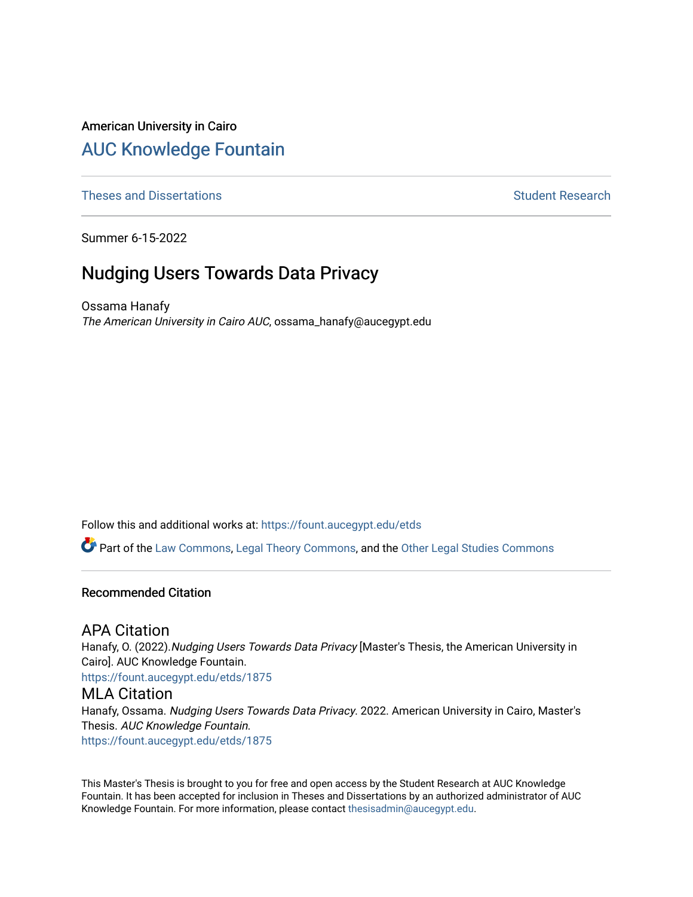American University in Cairo

## AUC Knowledge Fountain

Theses and Dissertations | Student Research

Summer 6-15-2022

# Nudging Users Towards Data Privacy

Ossama Hanafy
*The American University in Cairo AUC*, ossama_hanafy@aucegypt.edu

Follow this and additional works at: https://fount.aucegypt.edu/etds

Part of the Law Commons, Legal Theory Commons, and the Other Legal Studies Commons

### Recommended Citation

#### APA Citation

Hanafy, O. (2022).*Nudging Users Towards Data Privacy* [Master's Thesis, the American University in Cairo]. AUC Knowledge Fountain.
https://fount.aucegypt.edu/etds/1875

#### MLA Citation

Hanafy, Ossama. *Nudging Users Towards Data Privacy*. 2022. American University in Cairo, Master's Thesis. *AUC Knowledge Fountain*.
https://fount.aucegypt.edu/etds/1875

This Master's Thesis is brought to you for free and open access by the Student Research at AUC Knowledge Fountain. It has been accepted for inclusion in Theses and Dissertations by an authorized administrator of AUC Knowledge Fountain. For more information, please contact thesisadmin@aucegypt.edu.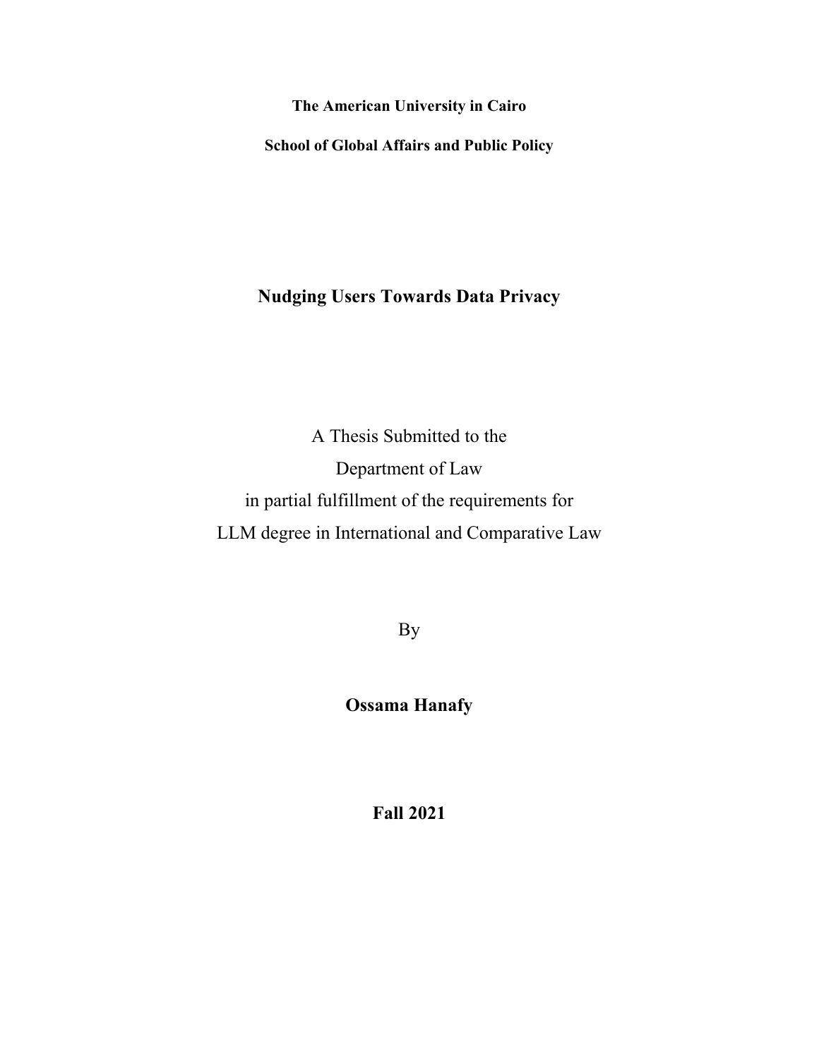**The American University in Cairo**

**School of Global Affairs and Public Policy**

# Nudging Users Towards Data Privacy

A Thesis Submitted to the

Department of Law

in partial fulfillment of the requirements for

LLM degree in International and Comparative Law

By

**Ossama Hanafy**

**Fall 2021**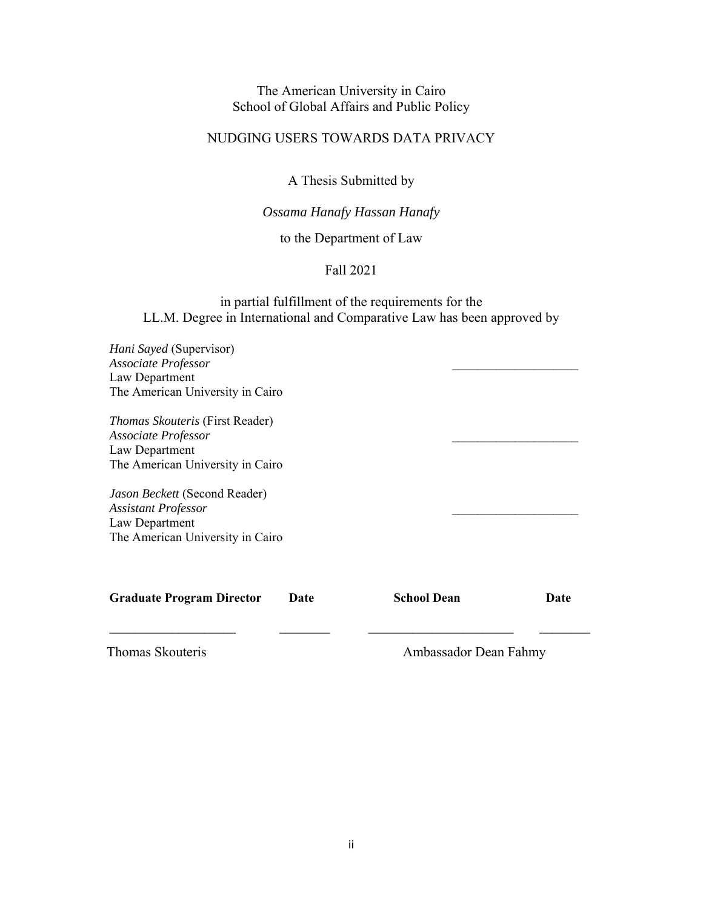The American University in Cairo
School of Global Affairs and Public Policy

NUDGING USERS TOWARDS DATA PRIVACY

A Thesis Submitted by

*Ossama Hanafy Hassan Hanafy*

to the Department of Law

Fall 2021

in partial fulfillment of the requirements for the
LL.M. Degree in International and Comparative Law has been approved by

*Hani Sayed* (Supervisor)
*Associate Professor*
Law Department
The American University in Cairo

____________________

*Thomas Skouteris* (First Reader)
*Associate Professor*
Law Department
The American University in Cairo

____________________

*Jason Beckett* (Second Reader)
*Assistant Professor*
Law Department
The American University in Cairo

____________________

| **Graduate Program Director** | **Date** | **School Dean** | **Date** |
| --- | --- | --- | --- |
| ____________________ | ________ | ______________________ | ________ |
| Thomas Skouteris | | Ambassador Dean Fahmy | |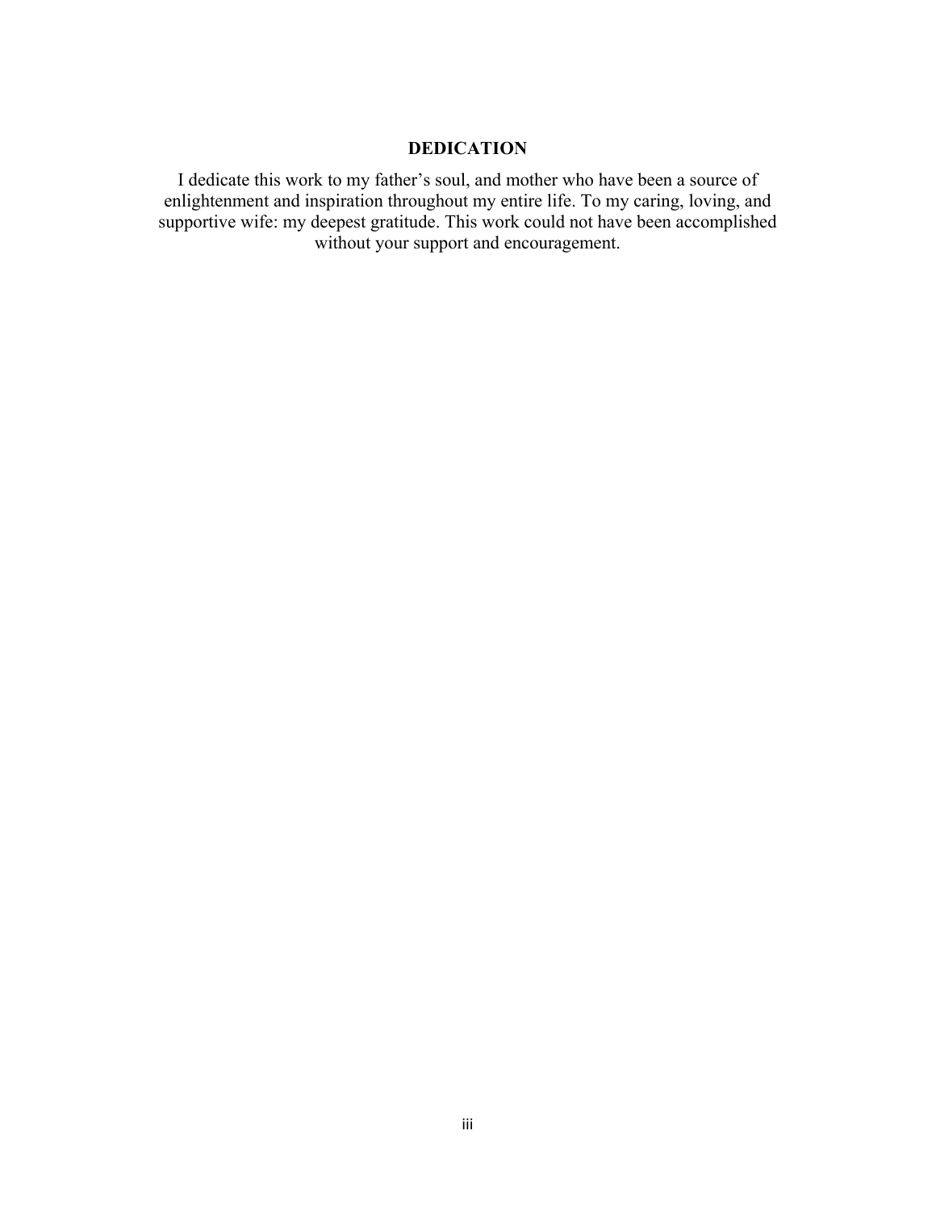# DEDICATION

I dedicate this work to my father's soul, and mother who have been a source of enlightenment and inspiration throughout my entire life. To my caring, loving, and supportive wife: my deepest gratitude. This work could not have been accomplished without your support and encouragement.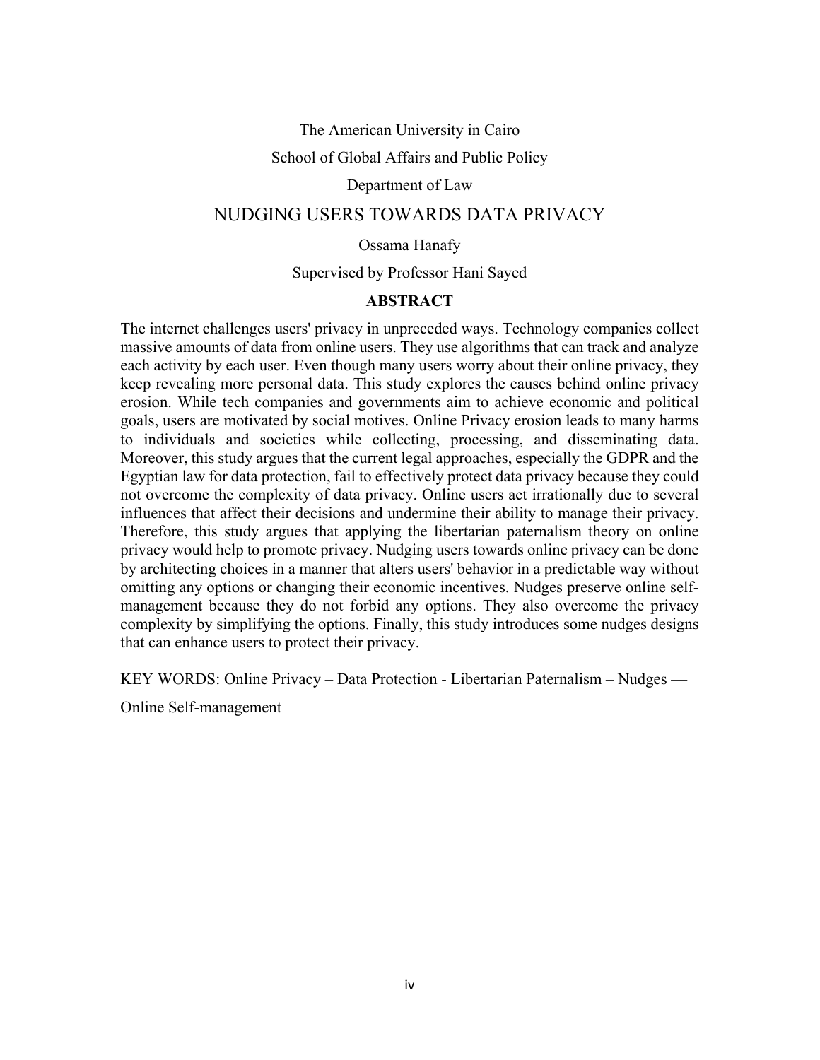The American University in Cairo

School of Global Affairs and Public Policy

Department of Law

# NUDGING USERS TOWARDS DATA PRIVACY

Ossama Hanafy

Supervised by Professor Hani Sayed

## ABSTRACT

The internet challenges users' privacy in unprecedented ways. Technology companies collect massive amounts of data from online users. They use algorithms that can track and analyze each activity by each user. Even though many users worry about their online privacy, they keep revealing more personal data. This study explores the causes behind online privacy erosion. While tech companies and governments aim to achieve economic and political goals, users are motivated by social motives. Online Privacy erosion leads to many harms to individuals and societies while collecting, processing, and disseminating data. Moreover, this study argues that the current legal approaches, especially the GDPR and the Egyptian law for data protection, fail to effectively protect data privacy because they could not overcome the complexity of data privacy. Online users act irrationally due to several influences that affect their decisions and undermine their ability to manage their privacy. Therefore, this study argues that applying the libertarian paternalism theory on online privacy would help to promote privacy. Nudging users towards online privacy can be done by architecting choices in a manner that alters users' behavior in a predictable way without omitting any options or changing their economic incentives. Nudges preserve online self-management because they do not forbid any options. They also overcome the privacy complexity by simplifying the options. Finally, this study introduces some nudges designs that can enhance users to protect their privacy.

KEY WORDS: Online Privacy – Data Protection - Libertarian Paternalism – Nudges —

Online Self-management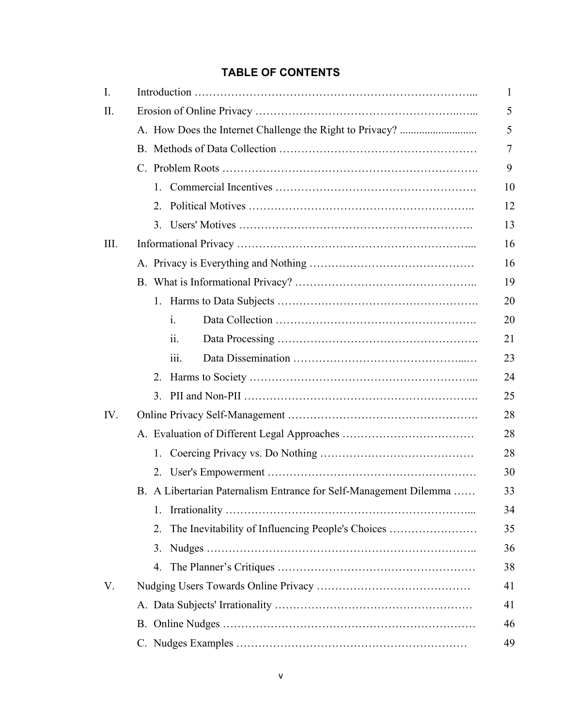## TABLE OF CONTENTS

| | | |
|---|---|---|
| I. | Introduction | 1 |
| II. | Erosion of Online Privacy | 5 |
| | A. How Does the Internet Challenge the Right to Privacy? | 5 |
| | B. Methods of Data Collection | 7 |
| | C. Problem Roots | 9 |
| | 1. Commercial Incentives | 10 |
| | 2. Political Motives | 12 |
| | 3. Users' Motives | 13 |
| III. | Informational Privacy | 16 |
| | A. Privacy is Everything and Nothing | 16 |
| | B. What is Informational Privacy? | 19 |
| | 1. Harms to Data Subjects | 20 |
| | i. Data Collection | 20 |
| | ii. Data Processing | 21 |
| | iii. Data Dissemination | 23 |
| | 2. Harms to Society | 24 |
| | 3. PII and Non-PII | 25 |
| IV. | Online Privacy Self-Management | 28 |
| | A. Evaluation of Different Legal Approaches | 28 |
| | 1. Coercing Privacy vs. Do Nothing | 28 |
| | 2. User's Empowerment | 30 |
| | B. A Libertarian Paternalism Entrance for Self-Management Dilemma | 33 |
| | 1. Irrationality | 34 |
| | 2. The Inevitability of Influencing People's Choices | 35 |
| | 3. Nudges | 36 |
| | 4. The Planner's Critiques | 38 |
| V. | Nudging Users Towards Online Privacy | 41 |
| | A. Data Subjects' Irrationality | 41 |
| | B. Online Nudges | 46 |
| | C. Nudges Examples | 49 |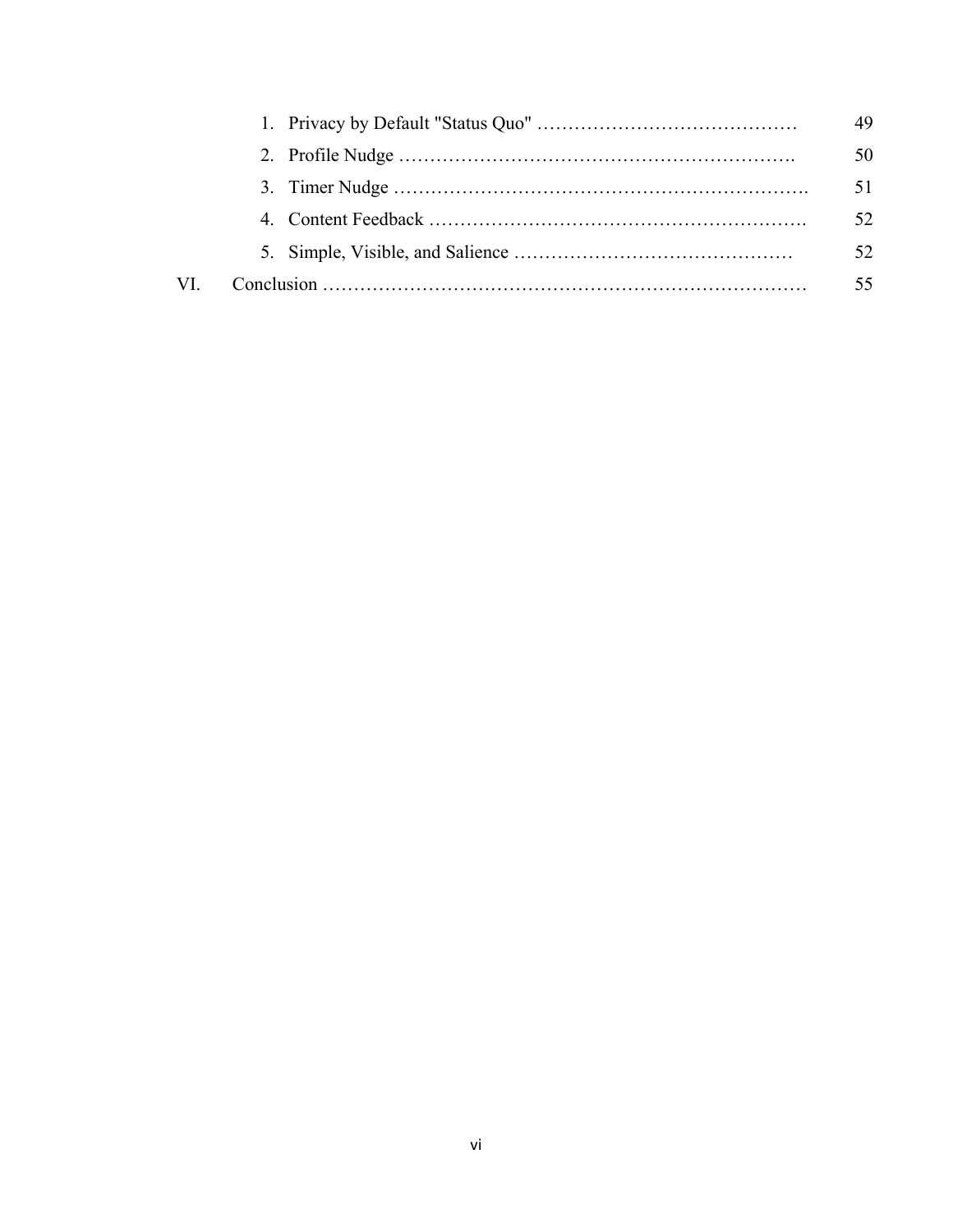1. Privacy by Default "Status Quo" …………………………………… 49
2. Profile Nudge ………………………………………………………. 50
3. Timer Nudge …………………………………………………………. 51
4. Content Feedback …………………………………………………. 52
5. Simple, Visible, and Salience ……………………………………… 52

VI. Conclusion ……………………………………………………………………. 55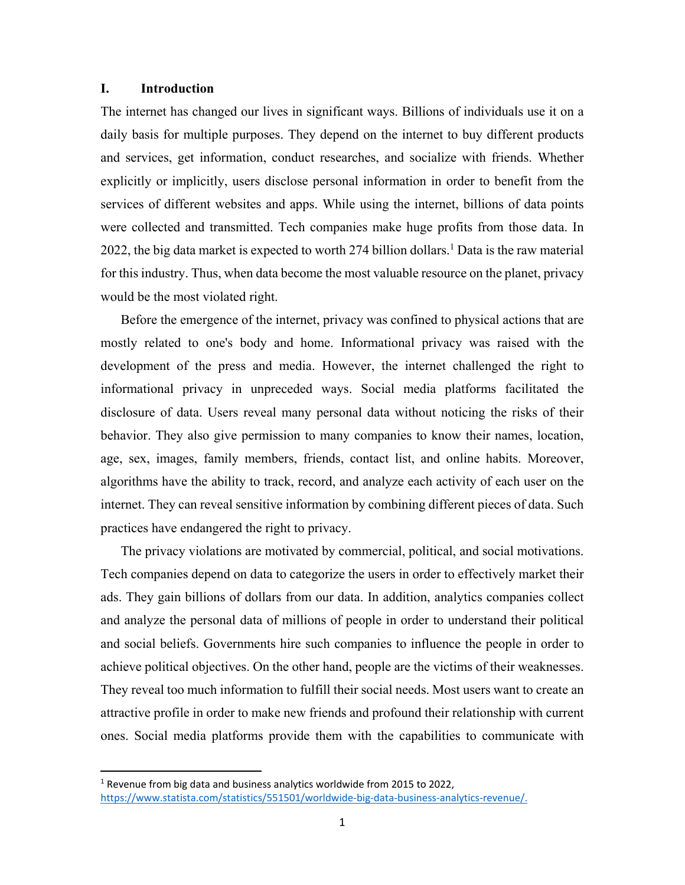## I. Introduction

The internet has changed our lives in significant ways. Billions of individuals use it on a daily basis for multiple purposes. They depend on the internet to buy different products and services, get information, conduct researches, and socialize with friends. Whether explicitly or implicitly, users disclose personal information in order to benefit from the services of different websites and apps. While using the internet, billions of data points were collected and transmitted. Tech companies make huge profits from those data. In 2022, the big data market is expected to worth 274 billion dollars.[1] Data is the raw material for this industry. Thus, when data become the most valuable resource on the planet, privacy would be the most violated right.

Before the emergence of the internet, privacy was confined to physical actions that are mostly related to one's body and home. Informational privacy was raised with the development of the press and media. However, the internet challenged the right to informational privacy in unpreceded ways. Social media platforms facilitated the disclosure of data. Users reveal many personal data without noticing the risks of their behavior. They also give permission to many companies to know their names, location, age, sex, images, family members, friends, contact list, and online habits. Moreover, algorithms have the ability to track, record, and analyze each activity of each user on the internet. They can reveal sensitive information by combining different pieces of data. Such practices have endangered the right to privacy.

The privacy violations are motivated by commercial, political, and social motivations. Tech companies depend on data to categorize the users in order to effectively market their ads. They gain billions of dollars from our data. In addition, analytics companies collect and analyze the personal data of millions of people in order to understand their political and social beliefs. Governments hire such companies to influence the people in order to achieve political objectives. On the other hand, people are the victims of their weaknesses. They reveal too much information to fulfill their social needs. Most users want to create an attractive profile in order to make new friends and profound their relationship with current ones. Social media platforms provide them with the capabilities to communicate with

---

[1] Revenue from big data and business analytics worldwide from 2015 to 2022, https://www.statista.com/statistics/551501/worldwide-big-data-business-analytics-revenue/.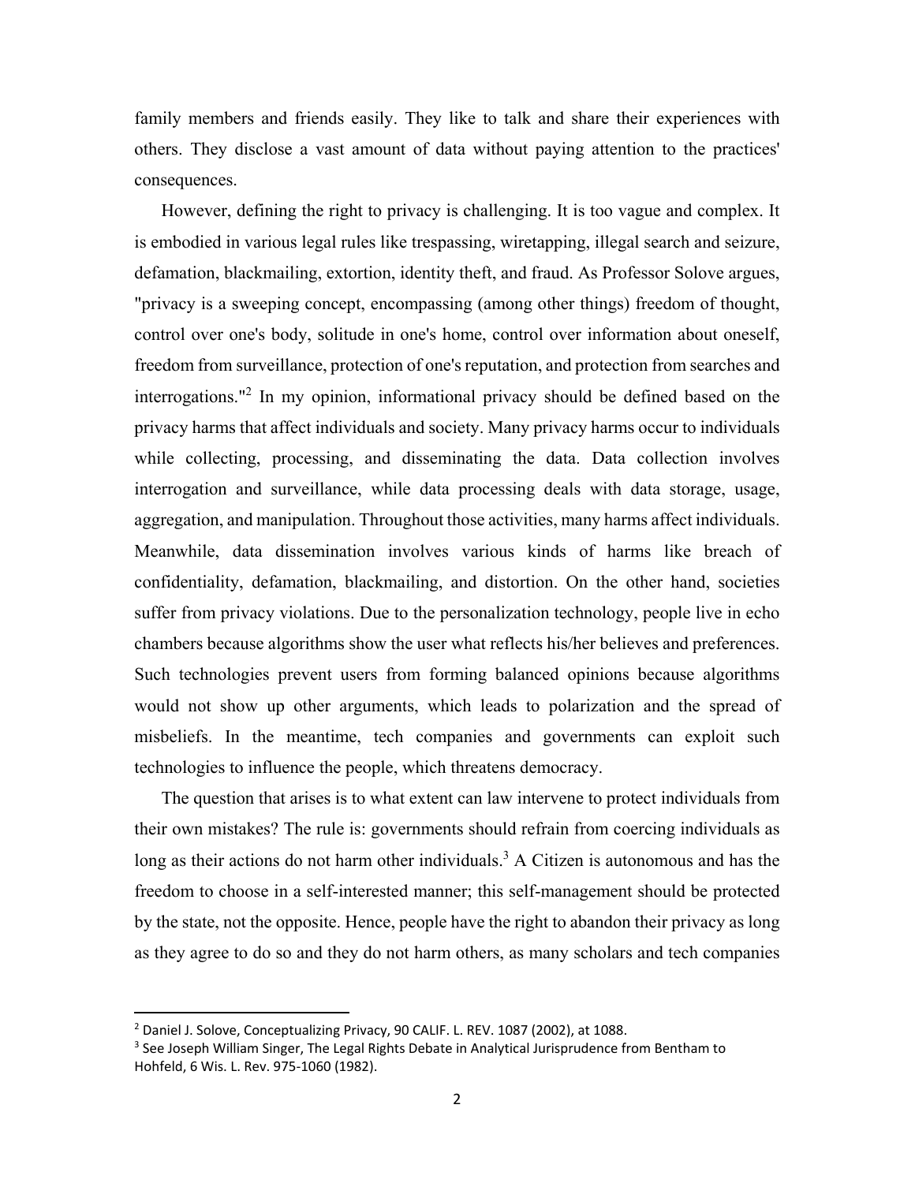family members and friends easily. They like to talk and share their experiences with others. They disclose a vast amount of data without paying attention to the practices' consequences.

However, defining the right to privacy is challenging. It is too vague and complex. It is embodied in various legal rules like trespassing, wiretapping, illegal search and seizure, defamation, blackmailing, extortion, identity theft, and fraud. As Professor Solove argues, "privacy is a sweeping concept, encompassing (among other things) freedom of thought, control over one's body, solitude in one's home, control over information about oneself, freedom from surveillance, protection of one's reputation, and protection from searches and interrogations."[2] In my opinion, informational privacy should be defined based on the privacy harms that affect individuals and society. Many privacy harms occur to individuals while collecting, processing, and disseminating the data. Data collection involves interrogation and surveillance, while data processing deals with data storage, usage, aggregation, and manipulation. Throughout those activities, many harms affect individuals. Meanwhile, data dissemination involves various kinds of harms like breach of confidentiality, defamation, blackmailing, and distortion. On the other hand, societies suffer from privacy violations. Due to the personalization technology, people live in echo chambers because algorithms show the user what reflects his/her believes and preferences. Such technologies prevent users from forming balanced opinions because algorithms would not show up other arguments, which leads to polarization and the spread of misbeliefs. In the meantime, tech companies and governments can exploit such technologies to influence the people, which threatens democracy.

The question that arises is to what extent can law intervene to protect individuals from their own mistakes? The rule is: governments should refrain from coercing individuals as long as their actions do not harm other individuals.[3] A Citizen is autonomous and has the freedom to choose in a self-interested manner; this self-management should be protected by the state, not the opposite. Hence, people have the right to abandon their privacy as long as they agree to do so and they do not harm others, as many scholars and tech companies

---

[2] Daniel J. Solove, Conceptualizing Privacy, 90 CALIF. L. REV. 1087 (2002), at 1088.

[3] See Joseph William Singer, The Legal Rights Debate in Analytical Jurisprudence from Bentham to Hohfeld, 6 Wis. L. Rev. 975-1060 (1982).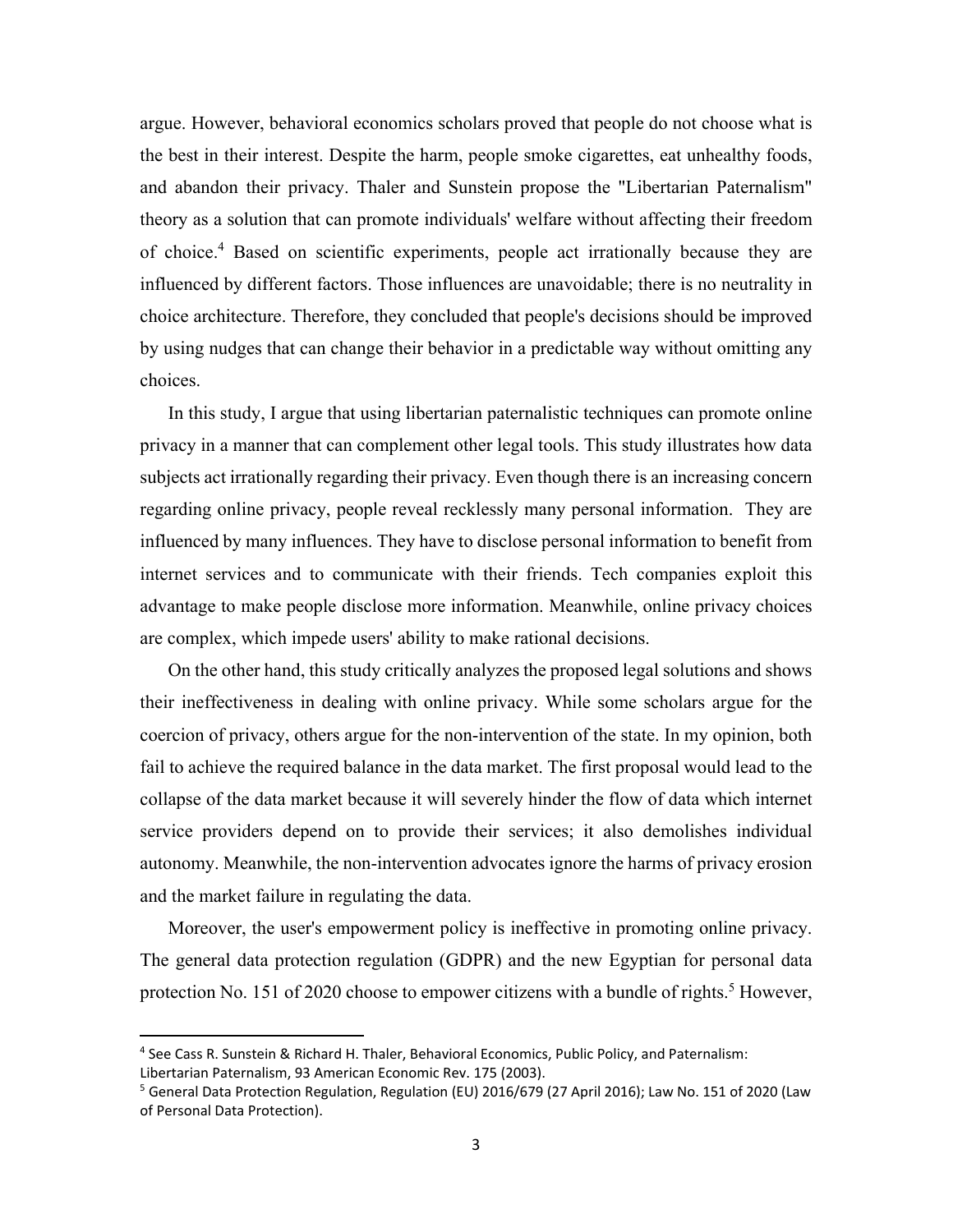argue. However, behavioral economics scholars proved that people do not choose what is the best in their interest. Despite the harm, people smoke cigarettes, eat unhealthy foods, and abandon their privacy. Thaler and Sunstein propose the "Libertarian Paternalism" theory as a solution that can promote individuals' welfare without affecting their freedom of choice.[4] Based on scientific experiments, people act irrationally because they are influenced by different factors. Those influences are unavoidable; there is no neutrality in choice architecture. Therefore, they concluded that people's decisions should be improved by using nudges that can change their behavior in a predictable way without omitting any choices.

In this study, I argue that using libertarian paternalistic techniques can promote online privacy in a manner that can complement other legal tools. This study illustrates how data subjects act irrationally regarding their privacy. Even though there is an increasing concern regarding online privacy, people reveal recklessly many personal information. They are influenced by many influences. They have to disclose personal information to benefit from internet services and to communicate with their friends. Tech companies exploit this advantage to make people disclose more information. Meanwhile, online privacy choices are complex, which impede users' ability to make rational decisions.

On the other hand, this study critically analyzes the proposed legal solutions and shows their ineffectiveness in dealing with online privacy. While some scholars argue for the coercion of privacy, others argue for the non-intervention of the state. In my opinion, both fail to achieve the required balance in the data market. The first proposal would lead to the collapse of the data market because it will severely hinder the flow of data which internet service providers depend on to provide their services; it also demolishes individual autonomy. Meanwhile, the non-intervention advocates ignore the harms of privacy erosion and the market failure in regulating the data.

Moreover, the user's empowerment policy is ineffective in promoting online privacy. The general data protection regulation (GDPR) and the new Egyptian for personal data protection No. 151 of 2020 choose to empower citizens with a bundle of rights.[5] However,

---

[4] See Cass R. Sunstein & Richard H. Thaler, Behavioral Economics, Public Policy, and Paternalism: Libertarian Paternalism, 93 American Economic Rev. 175 (2003).

[5] General Data Protection Regulation, Regulation (EU) 2016/679 (27 April 2016); Law No. 151 of 2020 (Law of Personal Data Protection).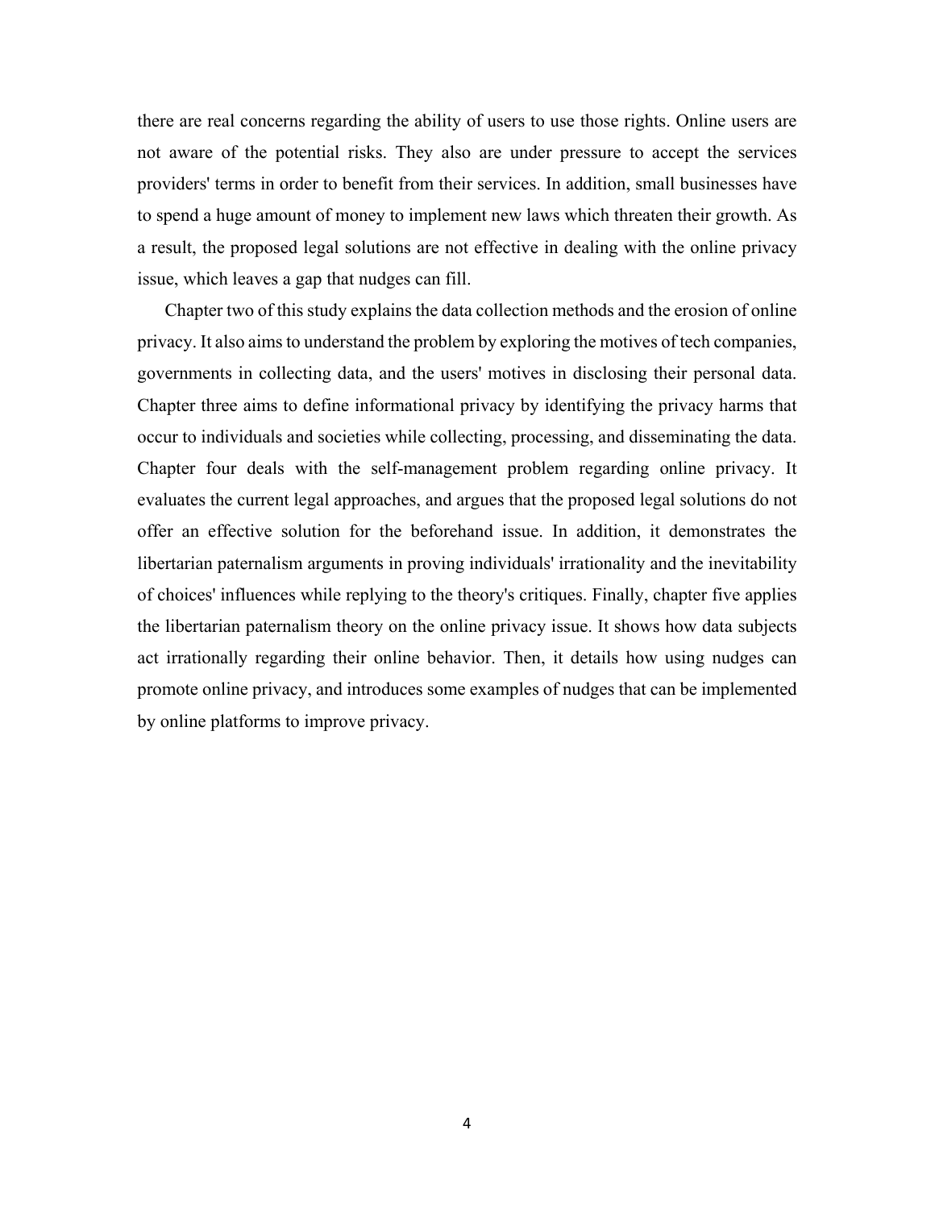there are real concerns regarding the ability of users to use those rights. Online users are not aware of the potential risks. They also are under pressure to accept the services providers' terms in order to benefit from their services. In addition, small businesses have to spend a huge amount of money to implement new laws which threaten their growth. As a result, the proposed legal solutions are not effective in dealing with the online privacy issue, which leaves a gap that nudges can fill.

Chapter two of this study explains the data collection methods and the erosion of online privacy. It also aims to understand the problem by exploring the motives of tech companies, governments in collecting data, and the users' motives in disclosing their personal data. Chapter three aims to define informational privacy by identifying the privacy harms that occur to individuals and societies while collecting, processing, and disseminating the data. Chapter four deals with the self-management problem regarding online privacy. It evaluates the current legal approaches, and argues that the proposed legal solutions do not offer an effective solution for the beforehand issue. In addition, it demonstrates the libertarian paternalism arguments in proving individuals' irrationality and the inevitability of choices' influences while replying to the theory's critiques. Finally, chapter five applies the libertarian paternalism theory on the online privacy issue. It shows how data subjects act irrationally regarding their online behavior. Then, it details how using nudges can promote online privacy, and introduces some examples of nudges that can be implemented by online platforms to improve privacy.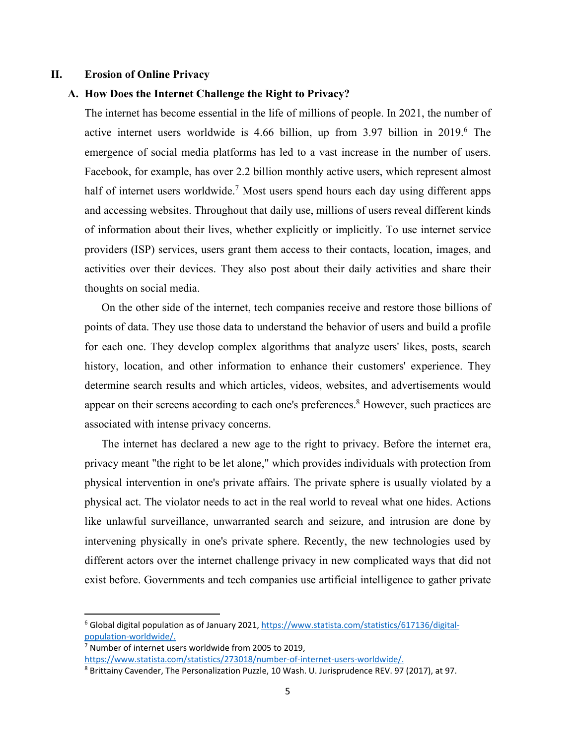## II. Erosion of Online Privacy

### A. How Does the Internet Challenge the Right to Privacy?

The internet has become essential in the life of millions of people. In 2021, the number of active internet users worldwide is 4.66 billion, up from 3.97 billion in 2019.[6] The emergence of social media platforms has led to a vast increase in the number of users. Facebook, for example, has over 2.2 billion monthly active users, which represent almost half of internet users worldwide.[7] Most users spend hours each day using different apps and accessing websites. Throughout that daily use, millions of users reveal different kinds of information about their lives, whether explicitly or implicitly. To use internet service providers (ISP) services, users grant them access to their contacts, location, images, and activities over their devices. They also post about their daily activities and share their thoughts on social media.

On the other side of the internet, tech companies receive and restore those billions of points of data. They use those data to understand the behavior of users and build a profile for each one. They develop complex algorithms that analyze users' likes, posts, search history, location, and other information to enhance their customers' experience. They determine search results and which articles, videos, websites, and advertisements would appear on their screens according to each one's preferences.[8] However, such practices are associated with intense privacy concerns.

The internet has declared a new age to the right to privacy. Before the internet era, privacy meant "the right to be let alone," which provides individuals with protection from physical intervention in one's private affairs. The private sphere is usually violated by a physical act. The violator needs to act in the real world to reveal what one hides. Actions like unlawful surveillance, unwarranted search and seizure, and intrusion are done by intervening physically in one's private sphere. Recently, the new technologies used by different actors over the internet challenge privacy in new complicated ways that did not exist before. Governments and tech companies use artificial intelligence to gather private

---

[6] Global digital population as of January 2021, https://www.statista.com/statistics/617136/digital-population-worldwide/.

[7] Number of internet users worldwide from 2005 to 2019, https://www.statista.com/statistics/273018/number-of-internet-users-worldwide/.

[8] Brittainy Cavender, The Personalization Puzzle, 10 Wash. U. Jurisprudence REV. 97 (2017), at 97.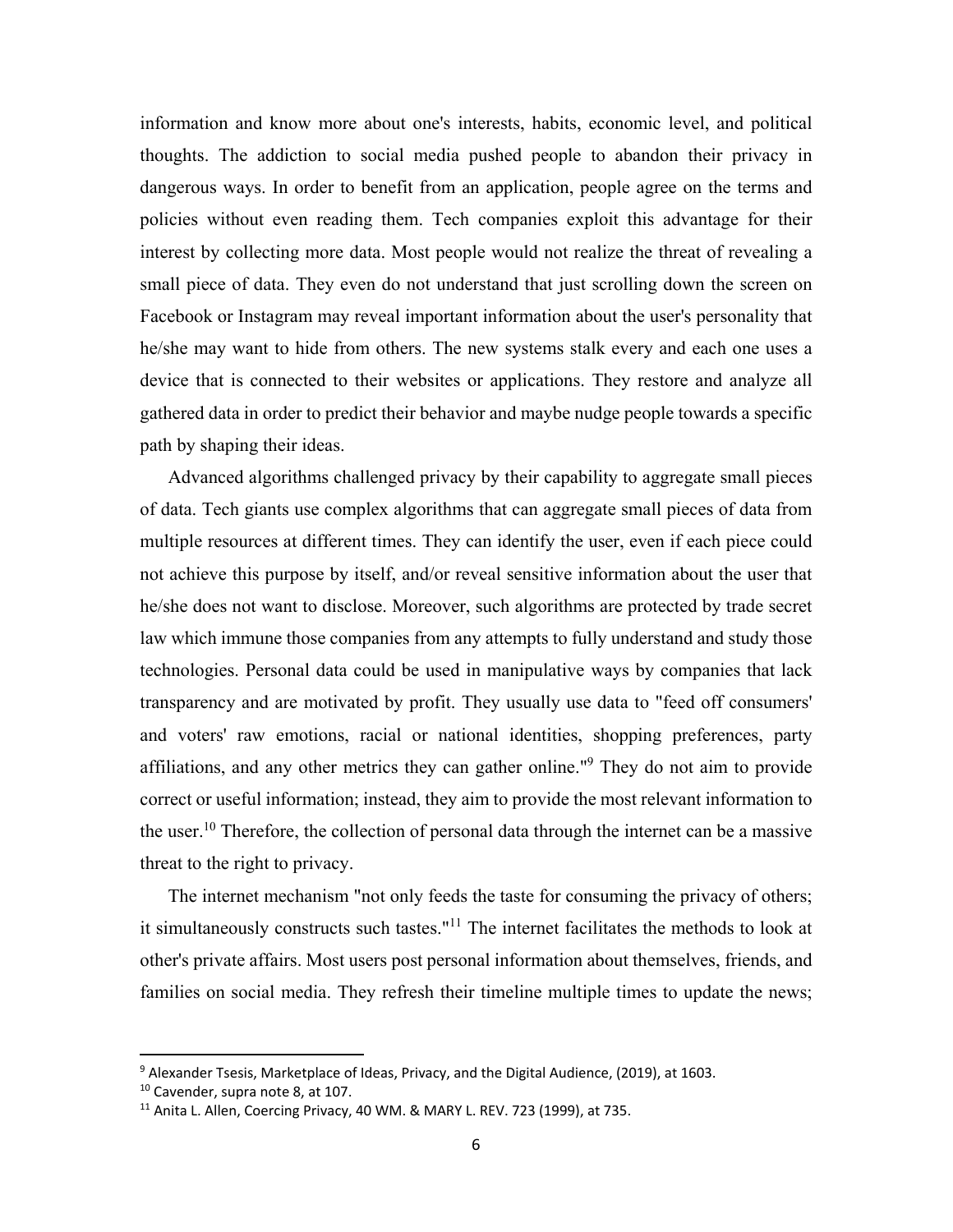information and know more about one's interests, habits, economic level, and political thoughts. The addiction to social media pushed people to abandon their privacy in dangerous ways. In order to benefit from an application, people agree on the terms and policies without even reading them. Tech companies exploit this advantage for their interest by collecting more data. Most people would not realize the threat of revealing a small piece of data. They even do not understand that just scrolling down the screen on Facebook or Instagram may reveal important information about the user's personality that he/she may want to hide from others. The new systems stalk every and each one uses a device that is connected to their websites or applications. They restore and analyze all gathered data in order to predict their behavior and maybe nudge people towards a specific path by shaping their ideas.

Advanced algorithms challenged privacy by their capability to aggregate small pieces of data. Tech giants use complex algorithms that can aggregate small pieces of data from multiple resources at different times. They can identify the user, even if each piece could not achieve this purpose by itself, and/or reveal sensitive information about the user that he/she does not want to disclose. Moreover, such algorithms are protected by trade secret law which immune those companies from any attempts to fully understand and study those technologies. Personal data could be used in manipulative ways by companies that lack transparency and are motivated by profit. They usually use data to "feed off consumers' and voters' raw emotions, racial or national identities, shopping preferences, party affiliations, and any other metrics they can gather online."[9] They do not aim to provide correct or useful information; instead, they aim to provide the most relevant information to the user.[10] Therefore, the collection of personal data through the internet can be a massive threat to the right to privacy.

The internet mechanism "not only feeds the taste for consuming the privacy of others; it simultaneously constructs such tastes."[11] The internet facilitates the methods to look at other's private affairs. Most users post personal information about themselves, friends, and families on social media. They refresh their timeline multiple times to update the news;

---

[9] Alexander Tsesis, Marketplace of Ideas, Privacy, and the Digital Audience, (2019), at 1603.

[10] Cavender, supra note 8, at 107.

[11] Anita L. Allen, Coercing Privacy, 40 WM. & MARY L. REV. 723 (1999), at 735.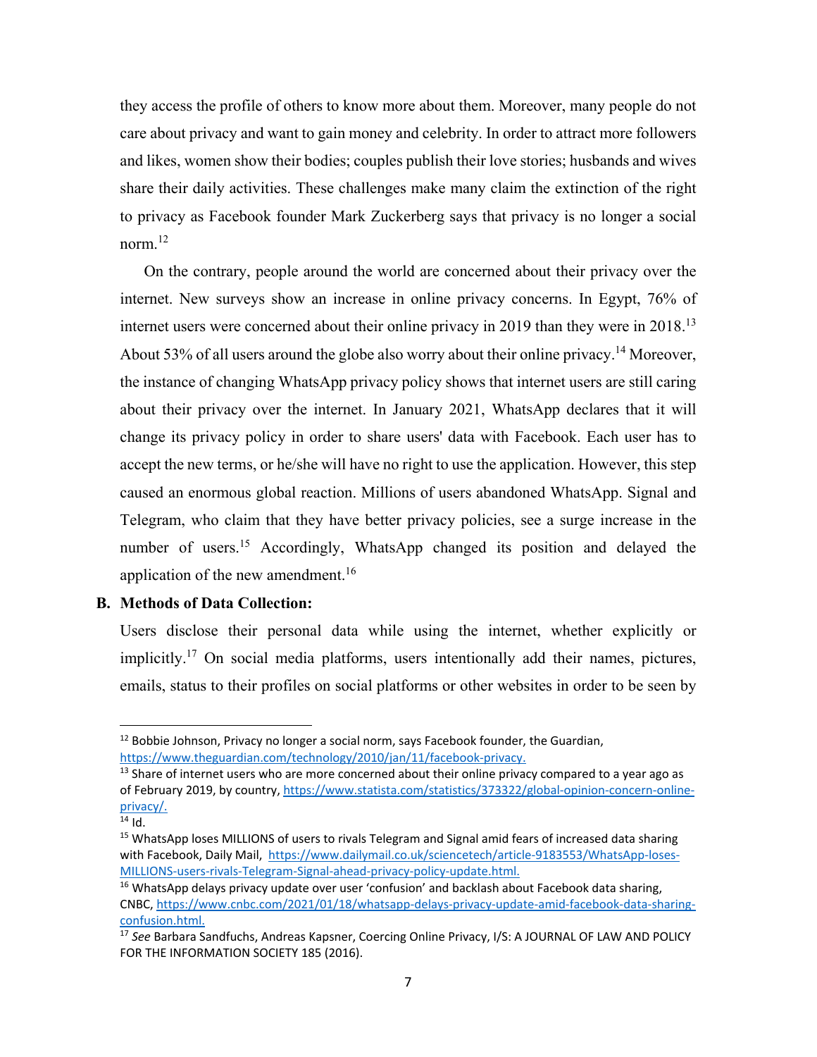they access the profile of others to know more about them. Moreover, many people do not care about privacy and want to gain money and celebrity. In order to attract more followers and likes, women show their bodies; couples publish their love stories; husbands and wives share their daily activities. These challenges make many claim the extinction of the right to privacy as Facebook founder Mark Zuckerberg says that privacy is no longer a social norm.[12]

On the contrary, people around the world are concerned about their privacy over the internet. New surveys show an increase in online privacy concerns. In Egypt, 76% of internet users were concerned about their online privacy in 2019 than they were in 2018.[13] About 53% of all users around the globe also worry about their online privacy.[14] Moreover, the instance of changing WhatsApp privacy policy shows that internet users are still caring about their privacy over the internet. In January 2021, WhatsApp declares that it will change its privacy policy in order to share users' data with Facebook. Each user has to accept the new terms, or he/she will have no right to use the application. However, this step caused an enormous global reaction. Millions of users abandoned WhatsApp. Signal and Telegram, who claim that they have better privacy policies, see a surge increase in the number of users.[15] Accordingly, WhatsApp changed its position and delayed the application of the new amendment.[16]

### B. Methods of Data Collection:

Users disclose their personal data while using the internet, whether explicitly or implicitly.[17] On social media platforms, users intentionally add their names, pictures, emails, status to their profiles on social platforms or other websites in order to be seen by

---

[12] Bobbie Johnson, Privacy no longer a social norm, says Facebook founder, the Guardian, https://www.theguardian.com/technology/2010/jan/11/facebook-privacy.

[13] Share of internet users who are more concerned about their online privacy compared to a year ago as of February 2019, by country, https://www.statista.com/statistics/373322/global-opinion-concern-online-privacy/.

[14] Id.

[15] WhatsApp loses MILLIONS of users to rivals Telegram and Signal amid fears of increased data sharing with Facebook, Daily Mail, https://www.dailymail.co.uk/sciencetech/article-9183553/WhatsApp-loses-MILLIONS-users-rivals-Telegram-Signal-ahead-privacy-policy-update.html.

[16] WhatsApp delays privacy update over user 'confusion' and backlash about Facebook data sharing, CNBC, https://www.cnbc.com/2021/01/18/whatsapp-delays-privacy-update-amid-facebook-data-sharing-confusion.html.

[17] *See* Barbara Sandfuchs, Andreas Kapsner, Coercing Online Privacy, I/S: A JOURNAL OF LAW AND POLICY FOR THE INFORMATION SOCIETY 185 (2016).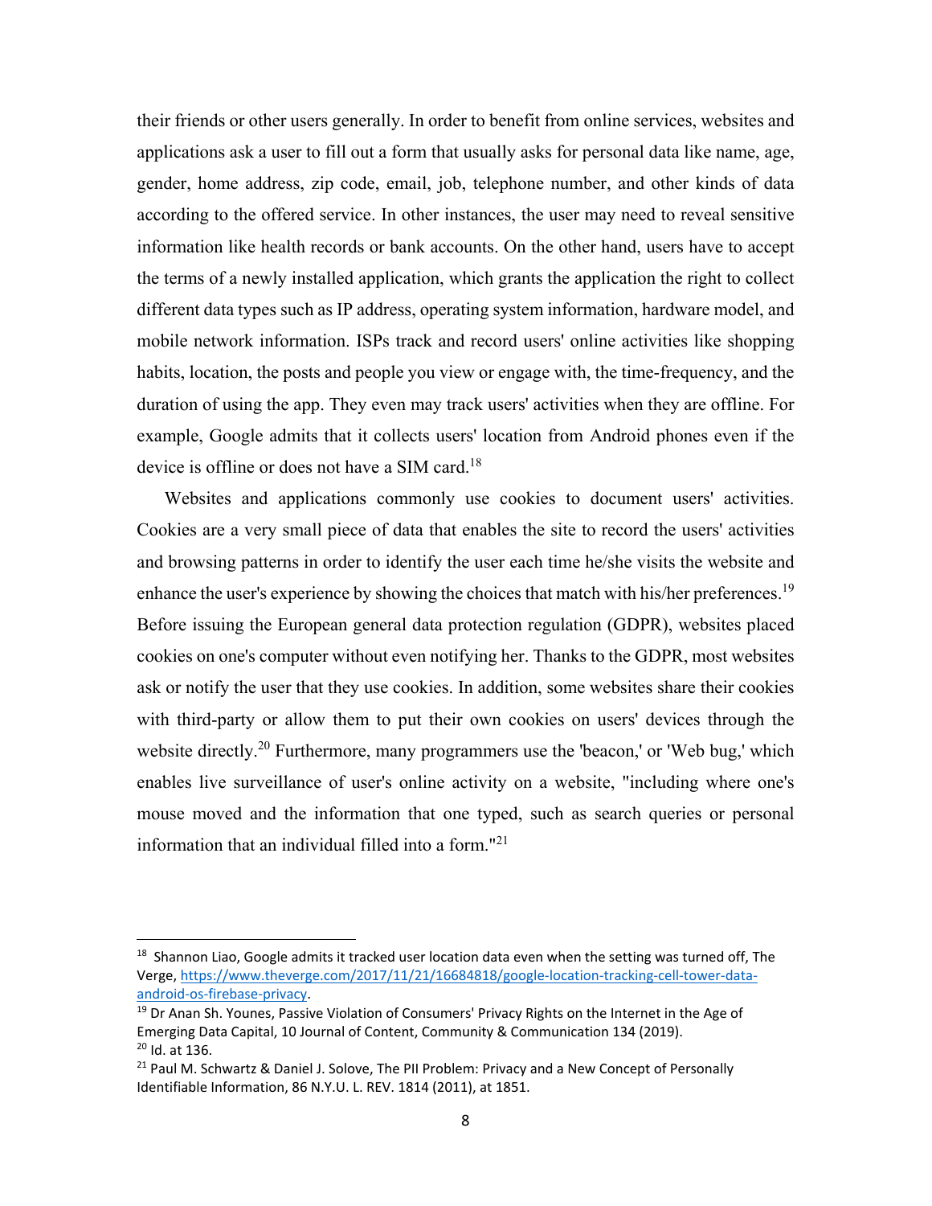their friends or other users generally. In order to benefit from online services, websites and applications ask a user to fill out a form that usually asks for personal data like name, age, gender, home address, zip code, email, job, telephone number, and other kinds of data according to the offered service. In other instances, the user may need to reveal sensitive information like health records or bank accounts. On the other hand, users have to accept the terms of a newly installed application, which grants the application the right to collect different data types such as IP address, operating system information, hardware model, and mobile network information. ISPs track and record users' online activities like shopping habits, location, the posts and people you view or engage with, the time-frequency, and the duration of using the app. They even may track users' activities when they are offline. For example, Google admits that it collects users' location from Android phones even if the device is offline or does not have a SIM card.[18]

Websites and applications commonly use cookies to document users' activities. Cookies are a very small piece of data that enables the site to record the users' activities and browsing patterns in order to identify the user each time he/she visits the website and enhance the user's experience by showing the choices that match with his/her preferences.[19] Before issuing the European general data protection regulation (GDPR), websites placed cookies on one's computer without even notifying her. Thanks to the GDPR, most websites ask or notify the user that they use cookies. In addition, some websites share their cookies with third-party or allow them to put their own cookies on users' devices through the website directly.[20] Furthermore, many programmers use the 'beacon,' or 'Web bug,' which enables live surveillance of user's online activity on a website, "including where one's mouse moved and the information that one typed, such as search queries or personal information that an individual filled into a form."[21]

---

[18] Shannon Liao, Google admits it tracked user location data even when the setting was turned off, The Verge, https://www.theverge.com/2017/11/21/16684818/google-location-tracking-cell-tower-data-android-os-firebase-privacy.

[19] Dr Anan Sh. Younes, Passive Violation of Consumers' Privacy Rights on the Internet in the Age of Emerging Data Capital, 10 Journal of Content, Community & Communication 134 (2019).

[20] Id. at 136.

[21] Paul M. Schwartz & Daniel J. Solove, The PII Problem: Privacy and a New Concept of Personally Identifiable Information, 86 N.Y.U. L. REV. 1814 (2011), at 1851.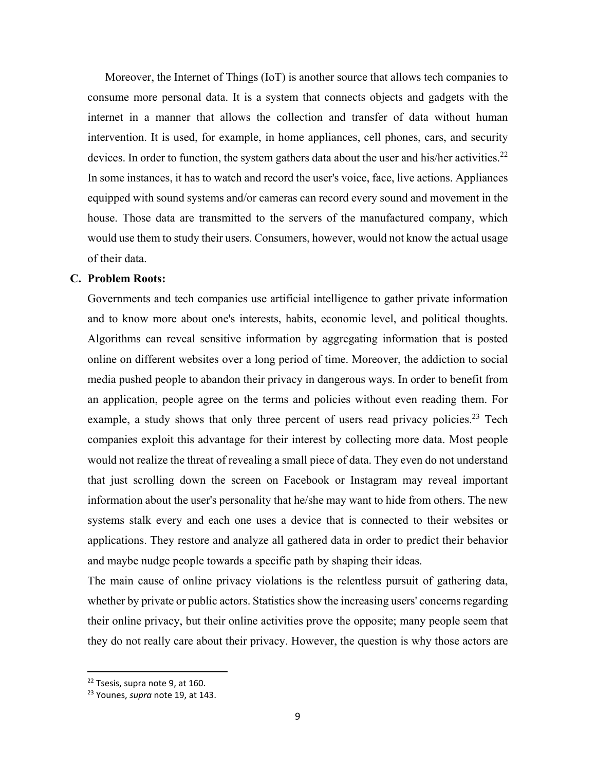Moreover, the Internet of Things (IoT) is another source that allows tech companies to consume more personal data. It is a system that connects objects and gadgets with the internet in a manner that allows the collection and transfer of data without human intervention. It is used, for example, in home appliances, cell phones, cars, and security devices. In order to function, the system gathers data about the user and his/her activities.[22] In some instances, it has to watch and record the user's voice, face, live actions. Appliances equipped with sound systems and/or cameras can record every sound and movement in the house. Those data are transmitted to the servers of the manufactured company, which would use them to study their users. Consumers, however, would not know the actual usage of their data.

### C. Problem Roots:

Governments and tech companies use artificial intelligence to gather private information and to know more about one's interests, habits, economic level, and political thoughts. Algorithms can reveal sensitive information by aggregating information that is posted online on different websites over a long period of time. Moreover, the addiction to social media pushed people to abandon their privacy in dangerous ways. In order to benefit from an application, people agree on the terms and policies without even reading them. For example, a study shows that only three percent of users read privacy policies.[23] Tech companies exploit this advantage for their interest by collecting more data. Most people would not realize the threat of revealing a small piece of data. They even do not understand that just scrolling down the screen on Facebook or Instagram may reveal important information about the user's personality that he/she may want to hide from others. The new systems stalk every and each one uses a device that is connected to their websites or applications. They restore and analyze all gathered data in order to predict their behavior and maybe nudge people towards a specific path by shaping their ideas.

The main cause of online privacy violations is the relentless pursuit of gathering data, whether by private or public actors. Statistics show the increasing users' concerns regarding their online privacy, but their online activities prove the opposite; many people seem that they do not really care about their privacy. However, the question is why those actors are

---

[22] Tsesis, supra note 9, at 160.

[23] Younes, *supra* note 19, at 143.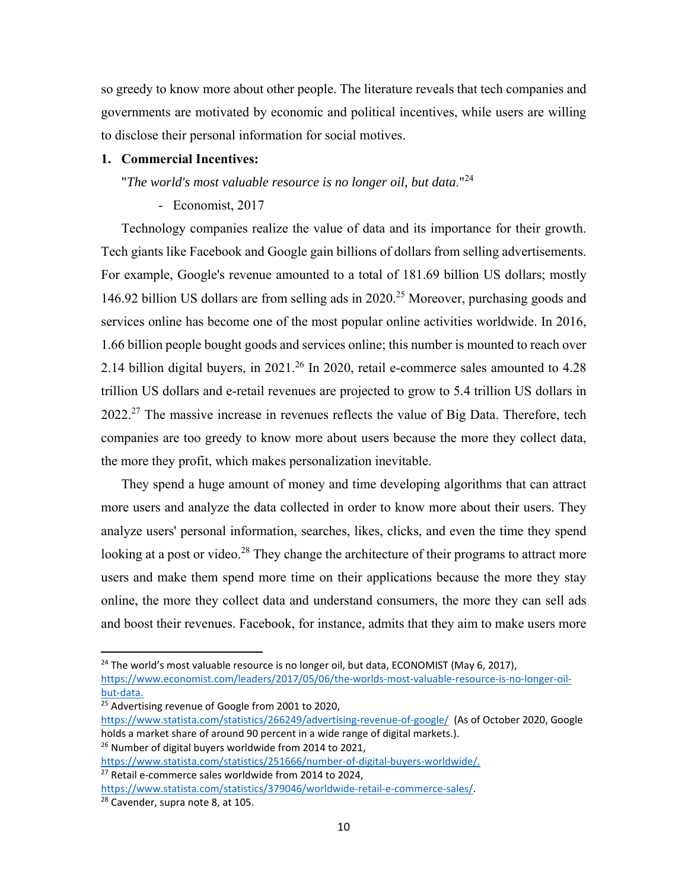so greedy to know more about other people. The literature reveals that tech companies and governments are motivated by economic and political incentives, while users are willing to disclose their personal information for social motives.

1. **Commercial Incentives:**

"*The world's most valuable resource is no longer oil, but data.*"[24]

- Economist, 2017

Technology companies realize the value of data and its importance for their growth. Tech giants like Facebook and Google gain billions of dollars from selling advertisements. For example, Google's revenue amounted to a total of 181.69 billion US dollars; mostly 146.92 billion US dollars are from selling ads in 2020.[25] Moreover, purchasing goods and services online has become one of the most popular online activities worldwide. In 2016, 1.66 billion people bought goods and services online; this number is mounted to reach over 2.14 billion digital buyers, in 2021.[26] In 2020, retail e-commerce sales amounted to 4.28 trillion US dollars and e-retail revenues are projected to grow to 5.4 trillion US dollars in 2022.[27] The massive increase in revenues reflects the value of Big Data. Therefore, tech companies are too greedy to know more about users because the more they collect data, the more they profit, which makes personalization inevitable.

They spend a huge amount of money and time developing algorithms that can attract more users and analyze the data collected in order to know more about their users. They analyze users' personal information, searches, likes, clicks, and even the time they spend looking at a post or video.[28] They change the architecture of their programs to attract more users and make them spend more time on their applications because the more they stay online, the more they collect data and understand consumers, the more they can sell ads and boost their revenues. Facebook, for instance, admits that they aim to make users more

---

[24] The world's most valuable resource is no longer oil, but data, ECONOMIST (May 6, 2017), https://www.economist.com/leaders/2017/05/06/the-worlds-most-valuable-resource-is-no-longer-oil-but-data.

[25] Advertising revenue of Google from 2001 to 2020, https://www.statista.com/statistics/266249/advertising-revenue-of-google/ (As of October 2020, Google holds a market share of around 90 percent in a wide range of digital markets.).

[26] Number of digital buyers worldwide from 2014 to 2021, https://www.statista.com/statistics/251666/number-of-digital-buyers-worldwide/.

[27] Retail e-commerce sales worldwide from 2014 to 2024, https://www.statista.com/statistics/379046/worldwide-retail-e-commerce-sales/.

[28] Cavender, supra note 8, at 105.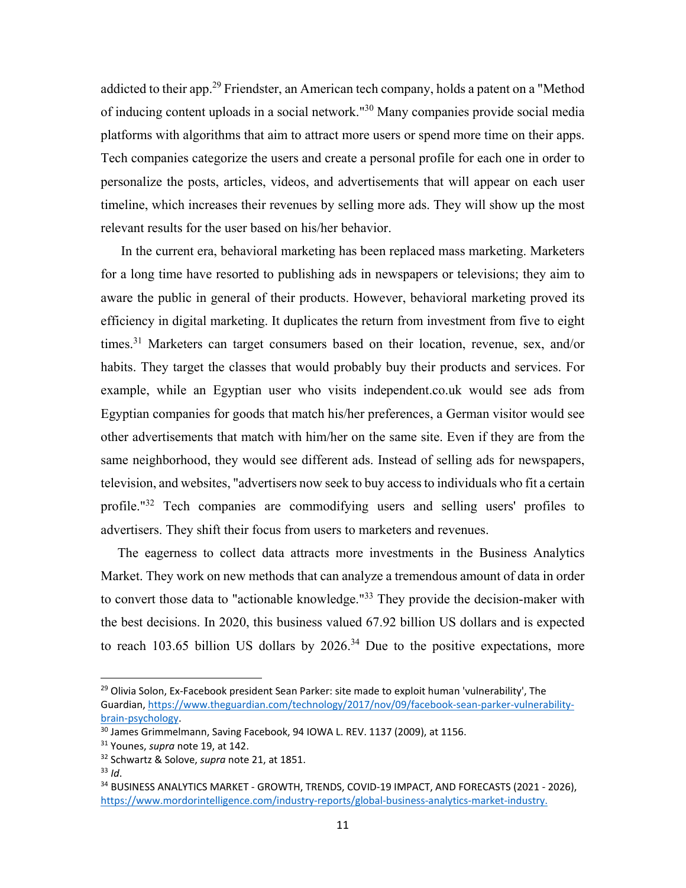addicted to their app.[29] Friendster, an American tech company, holds a patent on a "Method of inducing content uploads in a social network."[30] Many companies provide social media platforms with algorithms that aim to attract more users or spend more time on their apps. Tech companies categorize the users and create a personal profile for each one in order to personalize the posts, articles, videos, and advertisements that will appear on each user timeline, which increases their revenues by selling more ads. They will show up the most relevant results for the user based on his/her behavior.

In the current era, behavioral marketing has been replaced mass marketing. Marketers for a long time have resorted to publishing ads in newspapers or televisions; they aim to aware the public in general of their products. However, behavioral marketing proved its efficiency in digital marketing. It duplicates the return from investment from five to eight times.[31] Marketers can target consumers based on their location, revenue, sex, and/or habits. They target the classes that would probably buy their products and services. For example, while an Egyptian user who visits independent.co.uk would see ads from Egyptian companies for goods that match his/her preferences, a German visitor would see other advertisements that match with him/her on the same site. Even if they are from the same neighborhood, they would see different ads. Instead of selling ads for newspapers, television, and websites, "advertisers now seek to buy access to individuals who fit a certain profile."[32] Tech companies are commodifying users and selling users' profiles to advertisers. They shift their focus from users to marketers and revenues.

The eagerness to collect data attracts more investments in the Business Analytics Market. They work on new methods that can analyze a tremendous amount of data in order to convert those data to "actionable knowledge."[33] They provide the decision-maker with the best decisions. In 2020, this business valued 67.92 billion US dollars and is expected to reach 103.65 billion US dollars by 2026.[34] Due to the positive expectations, more

---

[29] Olivia Solon, Ex-Facebook president Sean Parker: site made to exploit human 'vulnerability', The Guardian, https://www.theguardian.com/technology/2017/nov/09/facebook-sean-parker-vulnerability-brain-psychology.

[30] James Grimmelmann, Saving Facebook, 94 IOWA L. REV. 1137 (2009), at 1156.

[31] Younes, *supra* note 19, at 142.

[32] Schwartz & Solove, *supra* note 21, at 1851.

[33] *Id*.

[34] BUSINESS ANALYTICS MARKET - GROWTH, TRENDS, COVID-19 IMPACT, AND FORECASTS (2021 - 2026), https://www.mordorintelligence.com/industry-reports/global-business-analytics-market-industry.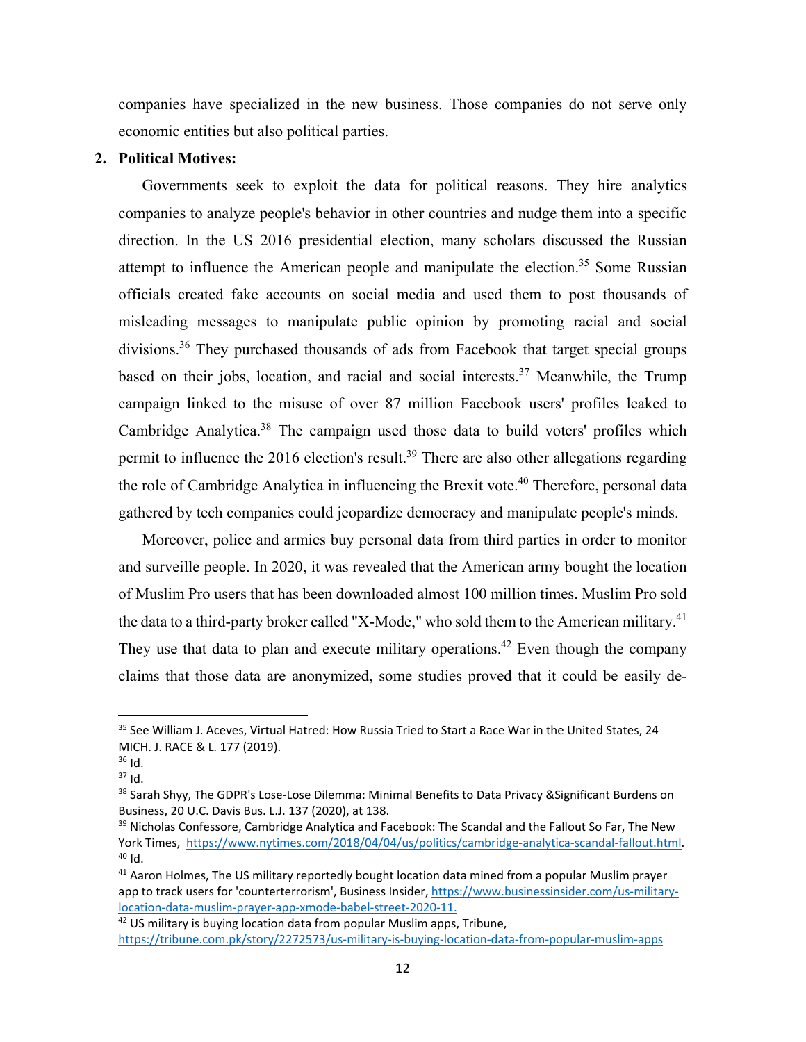companies have specialized in the new business. Those companies do not serve only economic entities but also political parties.

**2. Political Motives:**

Governments seek to exploit the data for political reasons. They hire analytics companies to analyze people's behavior in other countries and nudge them into a specific direction. In the US 2016 presidential election, many scholars discussed the Russian attempt to influence the American people and manipulate the election.[35] Some Russian officials created fake accounts on social media and used them to post thousands of misleading messages to manipulate public opinion by promoting racial and social divisions.[36] They purchased thousands of ads from Facebook that target special groups based on their jobs, location, and racial and social interests.[37] Meanwhile, the Trump campaign linked to the misuse of over 87 million Facebook users' profiles leaked to Cambridge Analytica.[38] The campaign used those data to build voters' profiles which permit to influence the 2016 election's result.[39] There are also other allegations regarding the role of Cambridge Analytica in influencing the Brexit vote.[40] Therefore, personal data gathered by tech companies could jeopardize democracy and manipulate people's minds.

Moreover, police and armies buy personal data from third parties in order to monitor and surveille people. In 2020, it was revealed that the American army bought the location of Muslim Pro users that has been downloaded almost 100 million times. Muslim Pro sold the data to a third-party broker called "X-Mode," who sold them to the American military.[41] They use that data to plan and execute military operations.[42] Even though the company claims that those data are anonymized, some studies proved that it could be easily de-

---

[35] See William J. Aceves, Virtual Hatred: How Russia Tried to Start a Race War in the United States, 24 MICH. J. RACE & L. 177 (2019).

[36] Id.

[37] Id.

[38] Sarah Shyy, The GDPR's Lose-Lose Dilemma: Minimal Benefits to Data Privacy &Significant Burdens on Business, 20 U.C. Davis Bus. L.J. 137 (2020), at 138.

[39] Nicholas Confessore, Cambridge Analytica and Facebook: The Scandal and the Fallout So Far, The New York Times, https://www.nytimes.com/2018/04/04/us/politics/cambridge-analytica-scandal-fallout.html.

[40] Id.

[41] Aaron Holmes, The US military reportedly bought location data mined from a popular Muslim prayer app to track users for 'counterterrorism', Business Insider, https://www.businessinsider.com/us-military-location-data-muslim-prayer-app-xmode-babel-street-2020-11.

[42] US military is buying location data from popular Muslim apps, Tribune, https://tribune.com.pk/story/2272573/us-military-is-buying-location-data-from-popular-muslim-apps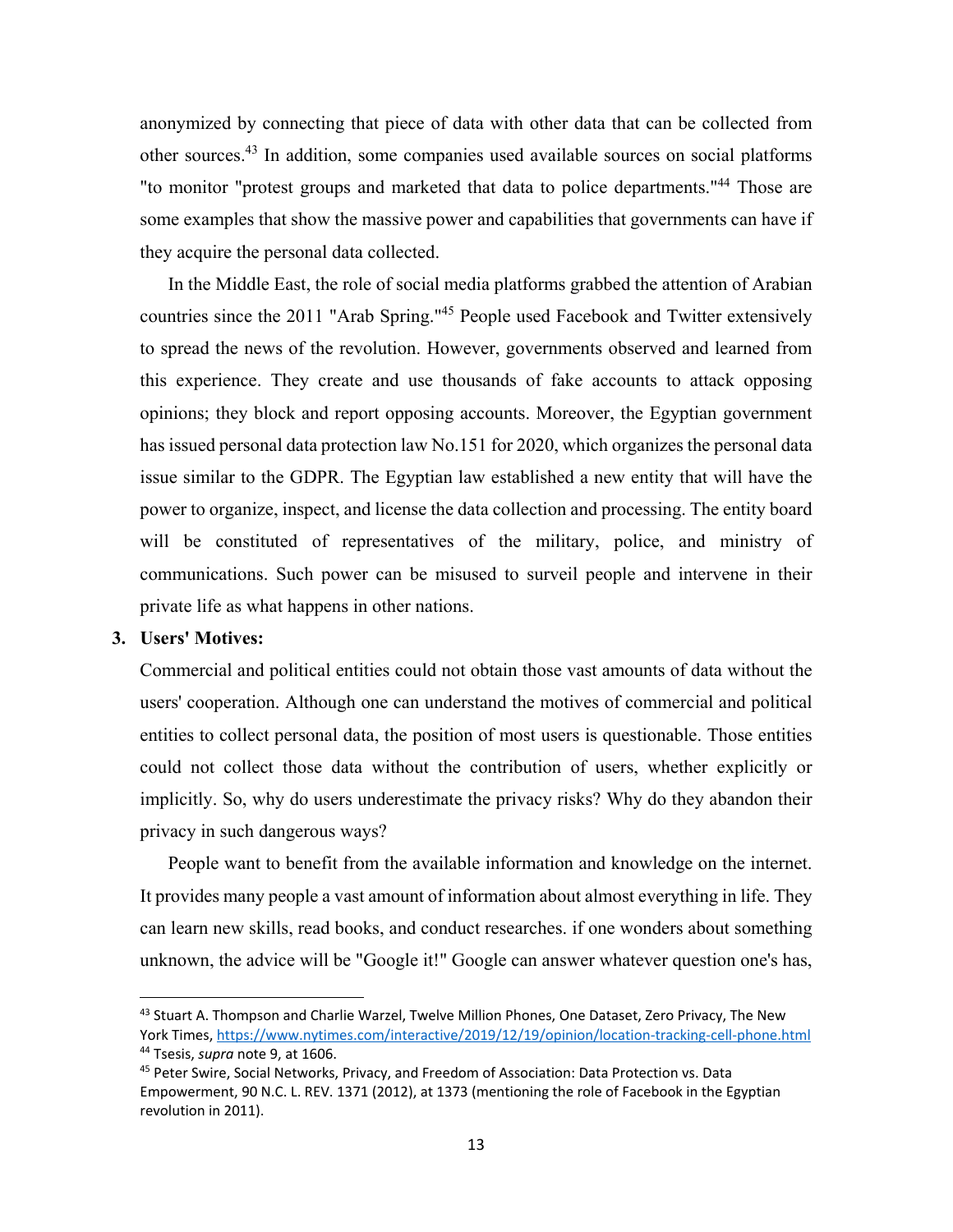anonymized by connecting that piece of data with other data that can be collected from other sources.[43] In addition, some companies used available sources on social platforms "to monitor "protest groups and marketed that data to police departments."[44] Those are some examples that show the massive power and capabilities that governments can have if they acquire the personal data collected.

In the Middle East, the role of social media platforms grabbed the attention of Arabian countries since the 2011 "Arab Spring."[45] People used Facebook and Twitter extensively to spread the news of the revolution. However, governments observed and learned from this experience. They create and use thousands of fake accounts to attack opposing opinions; they block and report opposing accounts. Moreover, the Egyptian government has issued personal data protection law No.151 for 2020, which organizes the personal data issue similar to the GDPR. The Egyptian law established a new entity that will have the power to organize, inspect, and license the data collection and processing. The entity board will be constituted of representatives of the military, police, and ministry of communications. Such power can be misused to surveil people and intervene in their private life as what happens in other nations.

3. **Users' Motives:**

Commercial and political entities could not obtain those vast amounts of data without the users' cooperation. Although one can understand the motives of commercial and political entities to collect personal data, the position of most users is questionable. Those entities could not collect those data without the contribution of users, whether explicitly or implicitly. So, why do users underestimate the privacy risks? Why do they abandon their privacy in such dangerous ways?

People want to benefit from the available information and knowledge on the internet. It provides many people a vast amount of information about almost everything in life. They can learn new skills, read books, and conduct researches. if one wonders about something unknown, the advice will be "Google it!" Google can answer whatever question one's has,

---

[43] Stuart A. Thompson and Charlie Warzel, Twelve Million Phones, One Dataset, Zero Privacy, The New York Times, https://www.nytimes.com/interactive/2019/12/19/opinion/location-tracking-cell-phone.html

[44] Tsesis, *supra* note 9, at 1606.

[45] Peter Swire, Social Networks, Privacy, and Freedom of Association: Data Protection vs. Data Empowerment, 90 N.C. L. REV. 1371 (2012), at 1373 (mentioning the role of Facebook in the Egyptian revolution in 2011).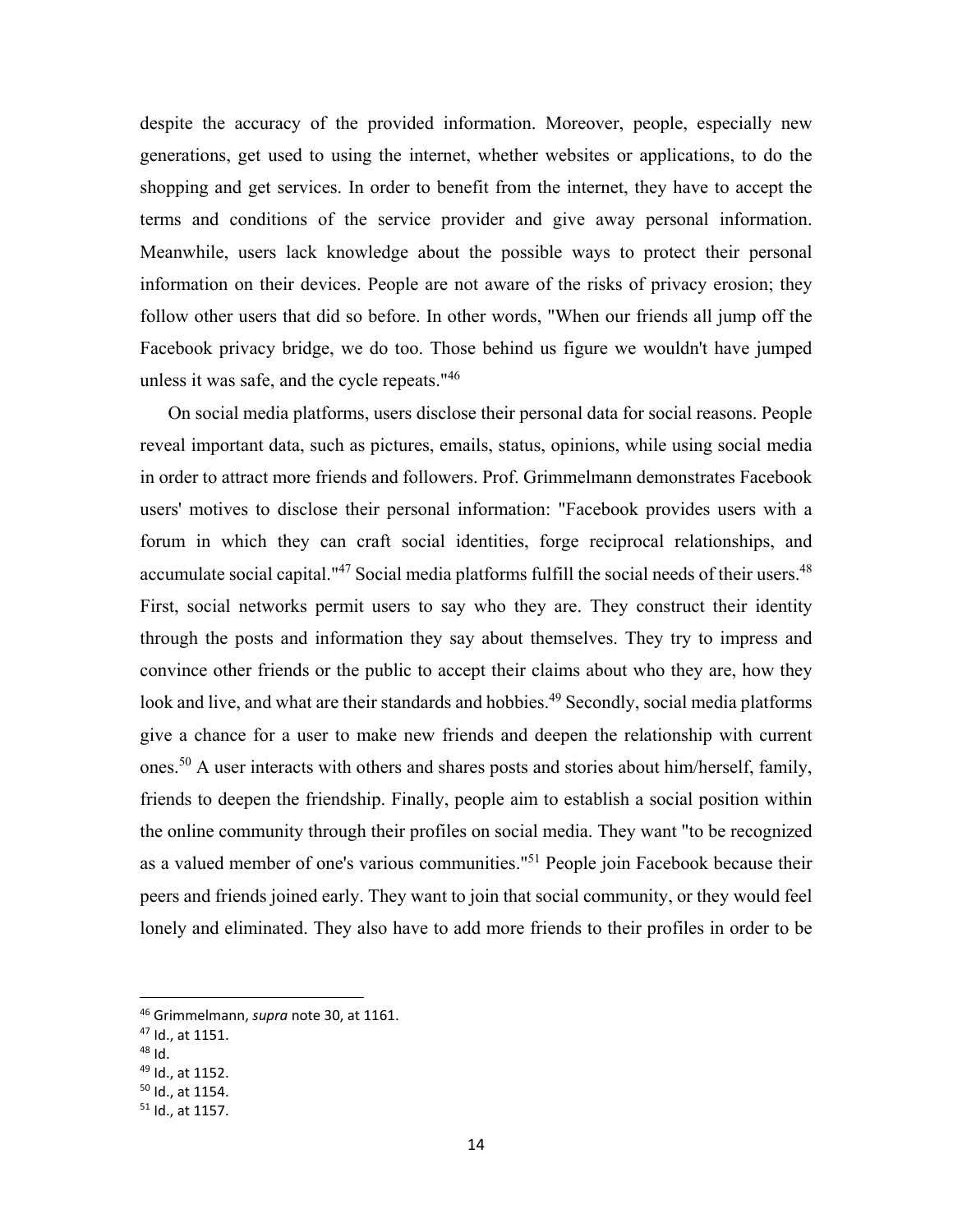despite the accuracy of the provided information. Moreover, people, especially new generations, get used to using the internet, whether websites or applications, to do the shopping and get services. In order to benefit from the internet, they have to accept the terms and conditions of the service provider and give away personal information. Meanwhile, users lack knowledge about the possible ways to protect their personal information on their devices. People are not aware of the risks of privacy erosion; they follow other users that did so before. In other words, "When our friends all jump off the Facebook privacy bridge, we do too. Those behind us figure we wouldn't have jumped unless it was safe, and the cycle repeats."[46]

On social media platforms, users disclose their personal data for social reasons. People reveal important data, such as pictures, emails, status, opinions, while using social media in order to attract more friends and followers. Prof. Grimmelmann demonstrates Facebook users' motives to disclose their personal information: "Facebook provides users with a forum in which they can craft social identities, forge reciprocal relationships, and accumulate social capital."[47] Social media platforms fulfill the social needs of their users.[48] First, social networks permit users to say who they are. They construct their identity through the posts and information they say about themselves. They try to impress and convince other friends or the public to accept their claims about who they are, how they look and live, and what are their standards and hobbies.[49] Secondly, social media platforms give a chance for a user to make new friends and deepen the relationship with current ones.[50] A user interacts with others and shares posts and stories about him/herself, family, friends to deepen the friendship. Finally, people aim to establish a social position within the online community through their profiles on social media. They want "to be recognized as a valued member of one's various communities."[51] People join Facebook because their peers and friends joined early. They want to join that social community, or they would feel lonely and eliminated. They also have to add more friends to their profiles in order to be

---

[46] Grimmelmann, *supra* note 30, at 1161.

[47] Id., at 1151.

[48] Id.

[49] Id., at 1152.

[50] Id., at 1154.

[51] Id., at 1157.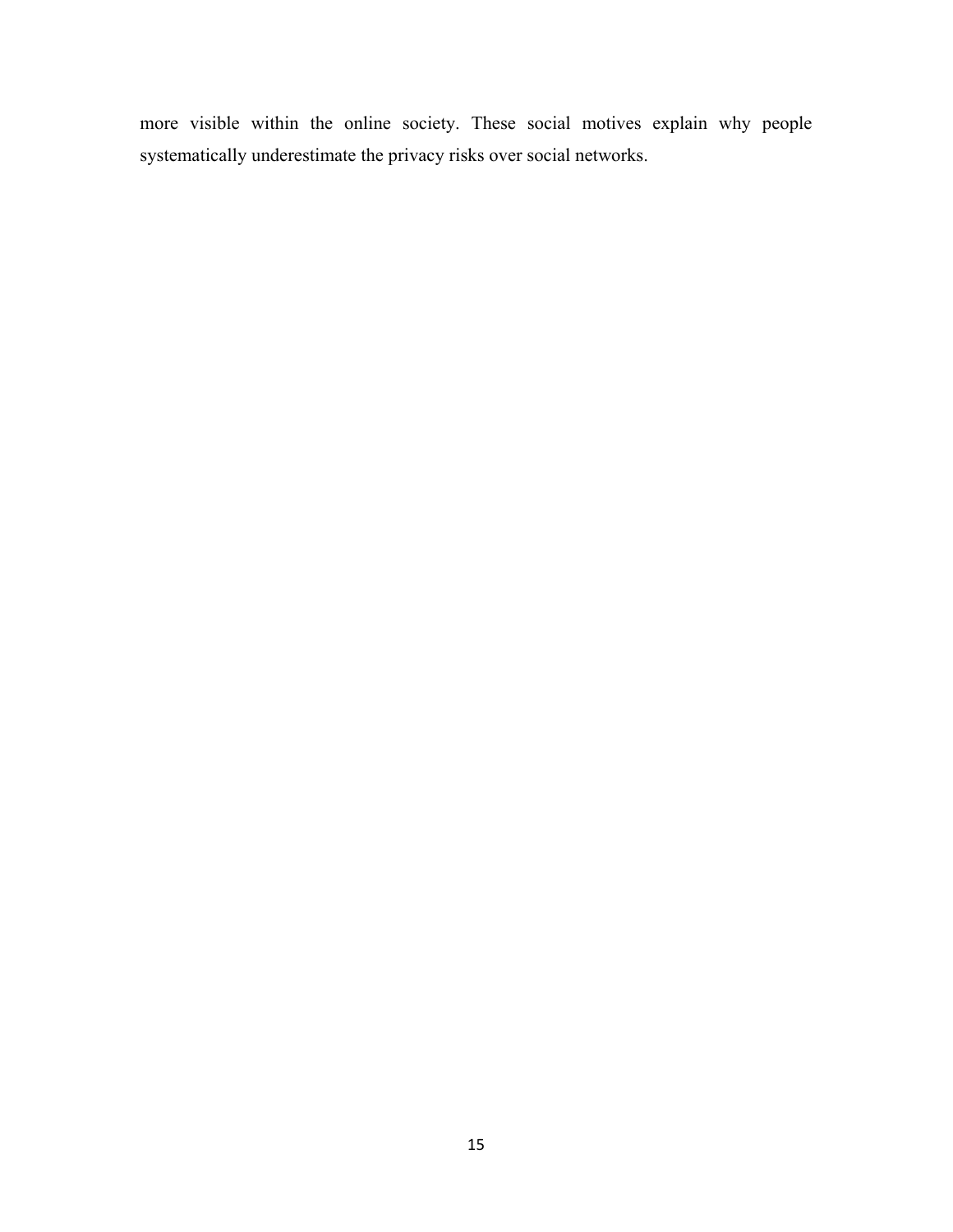more visible within the online society. These social motives explain why people systematically underestimate the privacy risks over social networks.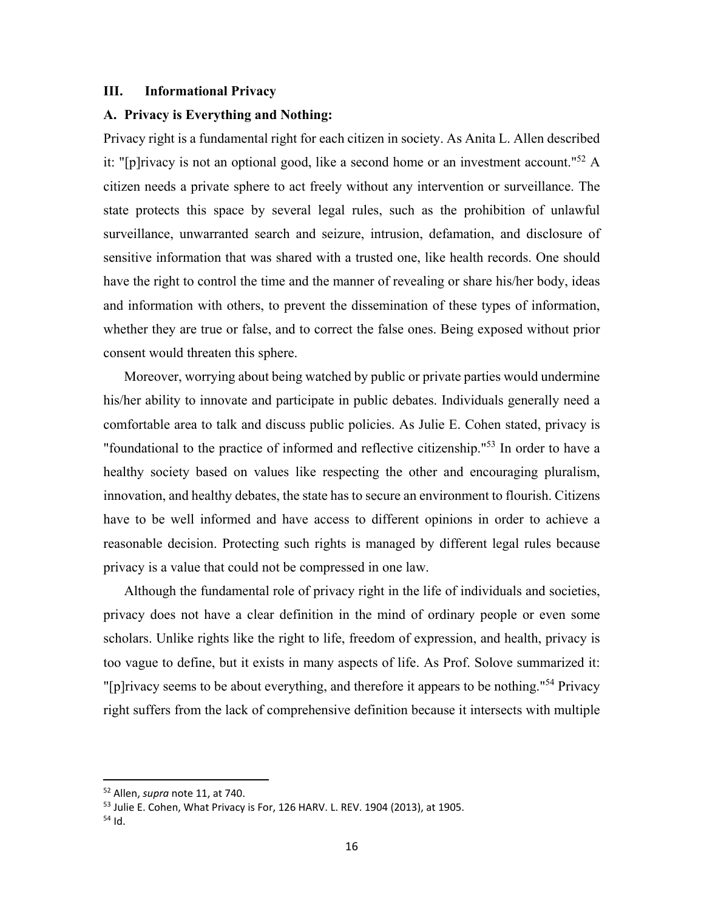### III. Informational Privacy

#### A. Privacy is Everything and Nothing:

Privacy right is a fundamental right for each citizen in society. As Anita L. Allen described it: "[p]rivacy is not an optional good, like a second home or an investment account."[52] A citizen needs a private sphere to act freely without any intervention or surveillance. The state protects this space by several legal rules, such as the prohibition of unlawful surveillance, unwarranted search and seizure, intrusion, defamation, and disclosure of sensitive information that was shared with a trusted one, like health records. One should have the right to control the time and the manner of revealing or share his/her body, ideas and information with others, to prevent the dissemination of these types of information, whether they are true or false, and to correct the false ones. Being exposed without prior consent would threaten this sphere.

Moreover, worrying about being watched by public or private parties would undermine his/her ability to innovate and participate in public debates. Individuals generally need a comfortable area to talk and discuss public policies. As Julie E. Cohen stated, privacy is "foundational to the practice of informed and reflective citizenship."[53] In order to have a healthy society based on values like respecting the other and encouraging pluralism, innovation, and healthy debates, the state has to secure an environment to flourish. Citizens have to be well informed and have access to different opinions in order to achieve a reasonable decision. Protecting such rights is managed by different legal rules because privacy is a value that could not be compressed in one law.

Although the fundamental role of privacy right in the life of individuals and societies, privacy does not have a clear definition in the mind of ordinary people or even some scholars. Unlike rights like the right to life, freedom of expression, and health, privacy is too vague to define, but it exists in many aspects of life. As Prof. Solove summarized it: "[p]rivacy seems to be about everything, and therefore it appears to be nothing."[54] Privacy right suffers from the lack of comprehensive definition because it intersects with multiple

---

[52] Allen, *supra* note 11, at 740.

[53] Julie E. Cohen, What Privacy is For, 126 HARV. L. REV. 1904 (2013), at 1905.

[54] Id.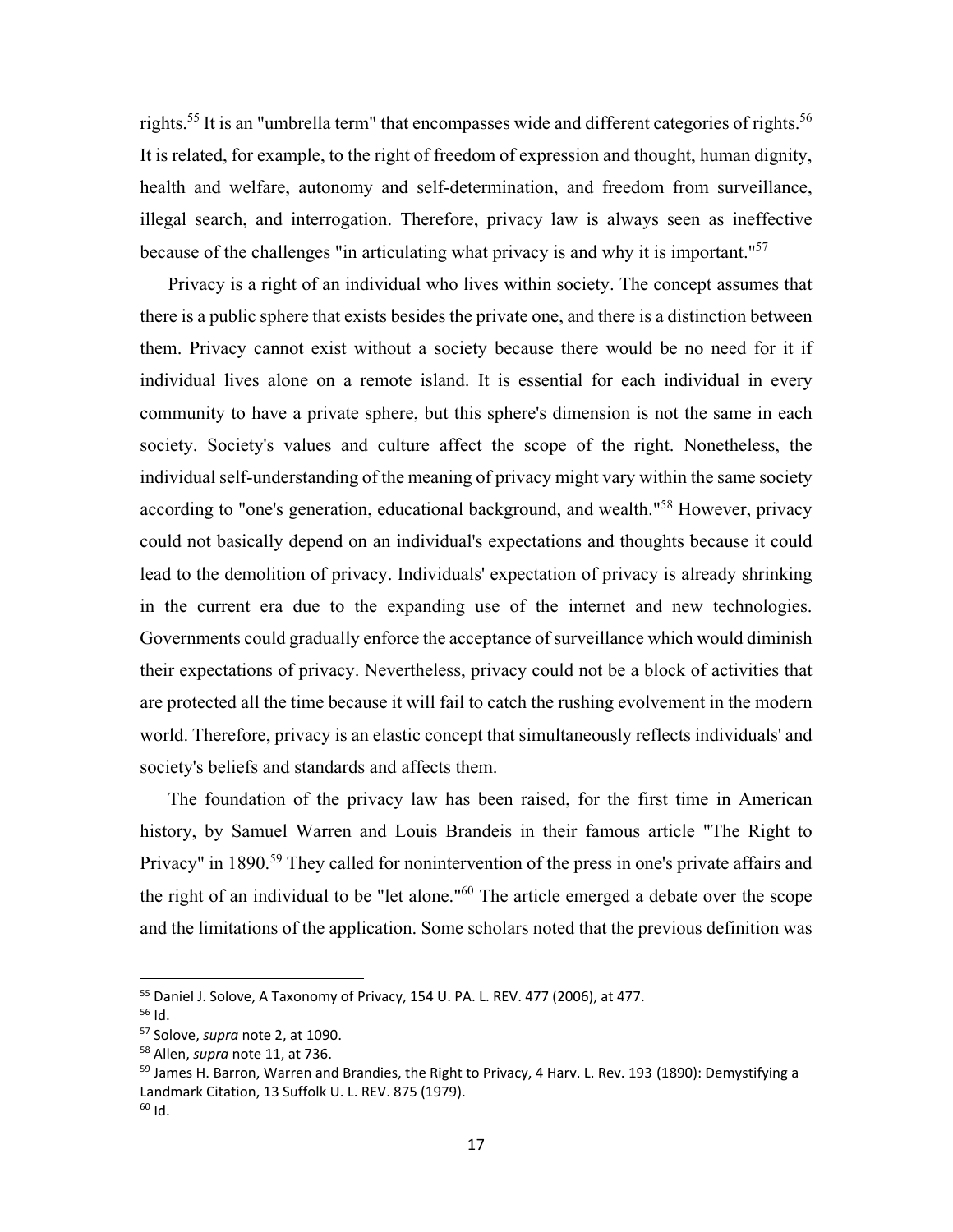rights.[55] It is an "umbrella term" that encompasses wide and different categories of rights.[56] It is related, for example, to the right of freedom of expression and thought, human dignity, health and welfare, autonomy and self-determination, and freedom from surveillance, illegal search, and interrogation. Therefore, privacy law is always seen as ineffective because of the challenges "in articulating what privacy is and why it is important."[57]

Privacy is a right of an individual who lives within society. The concept assumes that there is a public sphere that exists besides the private one, and there is a distinction between them. Privacy cannot exist without a society because there would be no need for it if individual lives alone on a remote island. It is essential for each individual in every community to have a private sphere, but this sphere's dimension is not the same in each society. Society's values and culture affect the scope of the right. Nonetheless, the individual self-understanding of the meaning of privacy might vary within the same society according to "one's generation, educational background, and wealth."[58] However, privacy could not basically depend on an individual's expectations and thoughts because it could lead to the demolition of privacy. Individuals' expectation of privacy is already shrinking in the current era due to the expanding use of the internet and new technologies. Governments could gradually enforce the acceptance of surveillance which would diminish their expectations of privacy. Nevertheless, privacy could not be a block of activities that are protected all the time because it will fail to catch the rushing evolvement in the modern world. Therefore, privacy is an elastic concept that simultaneously reflects individuals' and society's beliefs and standards and affects them.

The foundation of the privacy law has been raised, for the first time in American history, by Samuel Warren and Louis Brandeis in their famous article "The Right to Privacy" in 1890.[59] They called for nonintervention of the press in one's private affairs and the right of an individual to be "let alone."[60] The article emerged a debate over the scope and the limitations of the application. Some scholars noted that the previous definition was

---

[55] Daniel J. Solove, A Taxonomy of Privacy, 154 U. PA. L. REV. 477 (2006), at 477.

[56] Id.

[57] Solove, *supra* note 2, at 1090.

[58] Allen, *supra* note 11, at 736.

[59] James H. Barron, Warren and Brandies, the Right to Privacy, 4 Harv. L. Rev. 193 (1890): Demystifying a Landmark Citation, 13 Suffolk U. L. REV. 875 (1979).

[60] Id.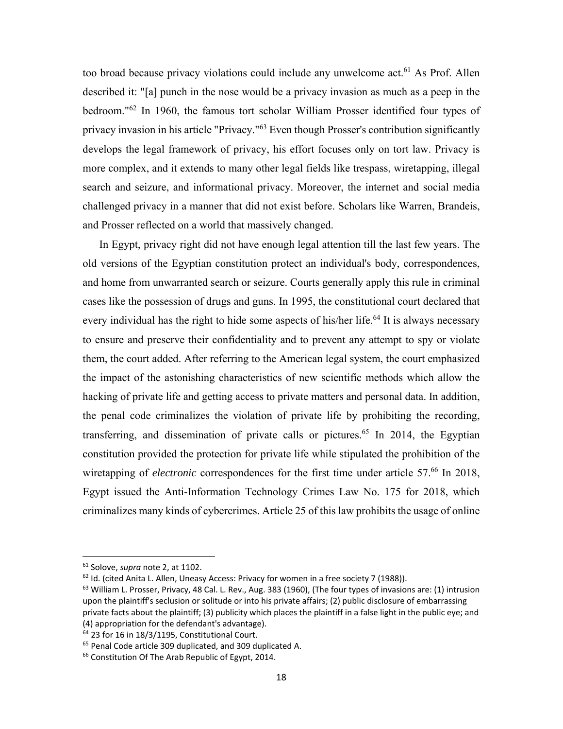too broad because privacy violations could include any unwelcome act.[61] As Prof. Allen described it: "[a] punch in the nose would be a privacy invasion as much as a peep in the bedroom."[62] In 1960, the famous tort scholar William Prosser identified four types of privacy invasion in his article "Privacy."[63] Even though Prosser's contribution significantly develops the legal framework of privacy, his effort focuses only on tort law. Privacy is more complex, and it extends to many other legal fields like trespass, wiretapping, illegal search and seizure, and informational privacy. Moreover, the internet and social media challenged privacy in a manner that did not exist before. Scholars like Warren, Brandeis, and Prosser reflected on a world that massively changed.

In Egypt, privacy right did not have enough legal attention till the last few years. The old versions of the Egyptian constitution protect an individual's body, correspondences, and home from unwarranted search or seizure. Courts generally apply this rule in criminal cases like the possession of drugs and guns. In 1995, the constitutional court declared that every individual has the right to hide some aspects of his/her life.[64] It is always necessary to ensure and preserve their confidentiality and to prevent any attempt to spy or violate them, the court added. After referring to the American legal system, the court emphasized the impact of the astonishing characteristics of new scientific methods which allow the hacking of private life and getting access to private matters and personal data. In addition, the penal code criminalizes the violation of private life by prohibiting the recording, transferring, and dissemination of private calls or pictures.[65] In 2014, the Egyptian constitution provided the protection for private life while stipulated the prohibition of the wiretapping of *electronic* correspondences for the first time under article 57.[66] In 2018, Egypt issued the Anti-Information Technology Crimes Law No. 175 for 2018, which criminalizes many kinds of cybercrimes. Article 25 of this law prohibits the usage of online

---

[61] Solove, *supra* note 2, at 1102.

[62] Id. (cited Anita L. Allen, Uneasy Access: Privacy for women in a free society 7 (1988)).

[63] William L. Prosser, Privacy, 48 Cal. L. Rev., Aug. 383 (1960), (The four types of invasions are: (1) intrusion upon the plaintiff's seclusion or solitude or into his private affairs; (2) public disclosure of embarrassing private facts about the plaintiff; (3) publicity which places the plaintiff in a false light in the public eye; and (4) appropriation for the defendant's advantage).

[64] 23 for 16 in 18/3/1195, Constitutional Court.

[65] Penal Code article 309 duplicated, and 309 duplicated A.

[66] Constitution Of The Arab Republic of Egypt, 2014.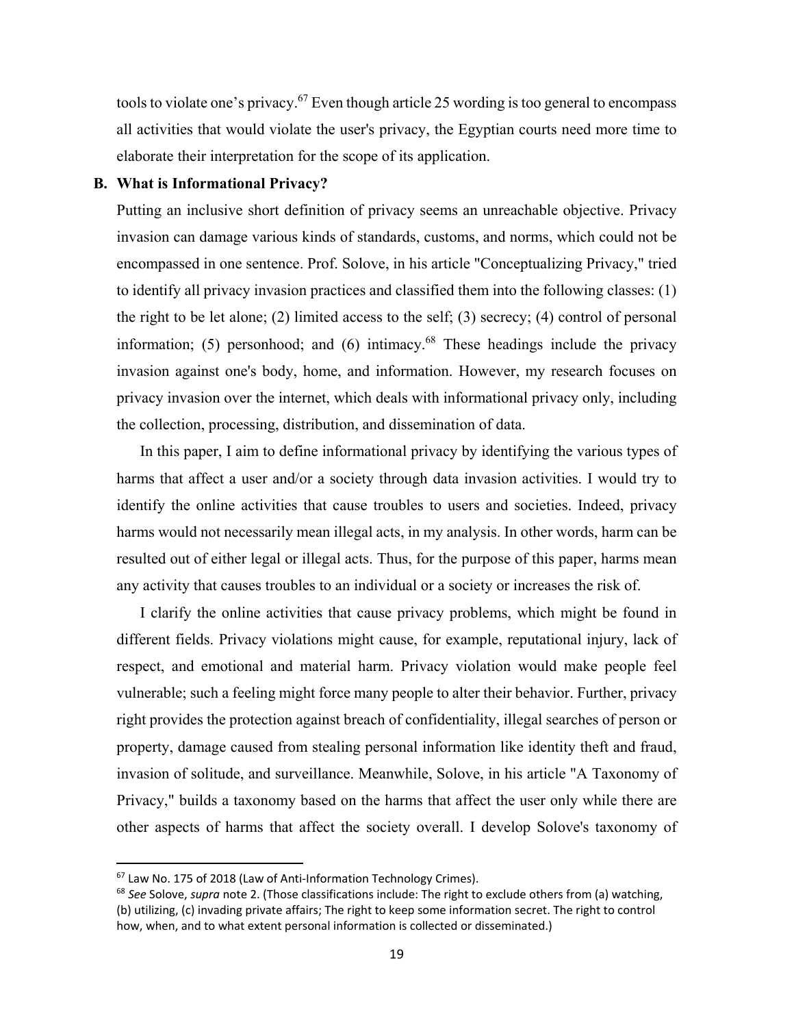tools to violate one's privacy.[67] Even though article 25 wording is too general to encompass all activities that would violate the user's privacy, the Egyptian courts need more time to elaborate their interpretation for the scope of its application.

## B. What is Informational Privacy?

Putting an inclusive short definition of privacy seems an unreachable objective. Privacy invasion can damage various kinds of standards, customs, and norms, which could not be encompassed in one sentence. Prof. Solove, in his article "Conceptualizing Privacy," tried to identify all privacy invasion practices and classified them into the following classes: (1) the right to be let alone; (2) limited access to the self; (3) secrecy; (4) control of personal information; (5) personhood; and (6) intimacy.[68] These headings include the privacy invasion against one's body, home, and information. However, my research focuses on privacy invasion over the internet, which deals with informational privacy only, including the collection, processing, distribution, and dissemination of data.

In this paper, I aim to define informational privacy by identifying the various types of harms that affect a user and/or a society through data invasion activities. I would try to identify the online activities that cause troubles to users and societies. Indeed, privacy harms would not necessarily mean illegal acts, in my analysis. In other words, harm can be resulted out of either legal or illegal acts. Thus, for the purpose of this paper, harms mean any activity that causes troubles to an individual or a society or increases the risk of.

I clarify the online activities that cause privacy problems, which might be found in different fields. Privacy violations might cause, for example, reputational injury, lack of respect, and emotional and material harm. Privacy violation would make people feel vulnerable; such a feeling might force many people to alter their behavior. Further, privacy right provides the protection against breach of confidentiality, illegal searches of person or property, damage caused from stealing personal information like identity theft and fraud, invasion of solitude, and surveillance. Meanwhile, Solove, in his article "A Taxonomy of Privacy," builds a taxonomy based on the harms that affect the user only while there are other aspects of harms that affect the society overall. I develop Solove's taxonomy of

---

[67] Law No. 175 of 2018 (Law of Anti-Information Technology Crimes).

[68] *See* Solove, *supra* note 2. (Those classifications include: The right to exclude others from (a) watching, (b) utilizing, (c) invading private affairs; The right to keep some information secret. The right to control how, when, and to what extent personal information is collected or disseminated.)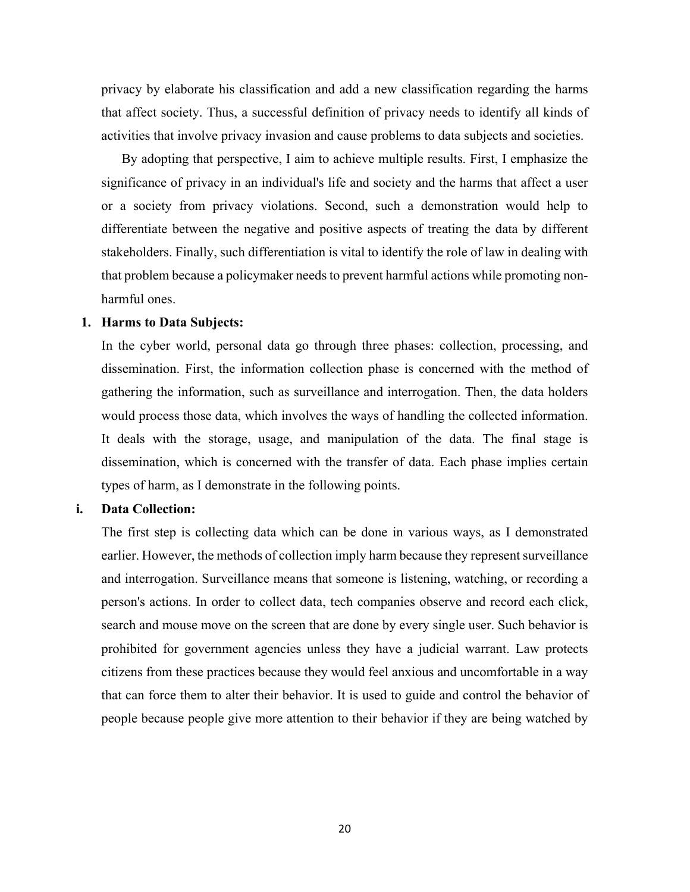privacy by elaborate his classification and add a new classification regarding the harms that affect society. Thus, a successful definition of privacy needs to identify all kinds of activities that involve privacy invasion and cause problems to data subjects and societies.

By adopting that perspective, I aim to achieve multiple results. First, I emphasize the significance of privacy in an individual's life and society and the harms that affect a user or a society from privacy violations. Second, such a demonstration would help to differentiate between the negative and positive aspects of treating the data by different stakeholders. Finally, such differentiation is vital to identify the role of law in dealing with that problem because a policymaker needs to prevent harmful actions while promoting non-harmful ones.

### 1. Harms to Data Subjects:

In the cyber world, personal data go through three phases: collection, processing, and dissemination. First, the information collection phase is concerned with the method of gathering the information, such as surveillance and interrogation. Then, the data holders would process those data, which involves the ways of handling the collected information. It deals with the storage, usage, and manipulation of the data. The final stage is dissemination, which is concerned with the transfer of data. Each phase implies certain types of harm, as I demonstrate in the following points.

#### i. Data Collection:

The first step is collecting data which can be done in various ways, as I demonstrated earlier. However, the methods of collection imply harm because they represent surveillance and interrogation. Surveillance means that someone is listening, watching, or recording a person's actions. In order to collect data, tech companies observe and record each click, search and mouse move on the screen that are done by every single user. Such behavior is prohibited for government agencies unless they have a judicial warrant. Law protects citizens from these practices because they would feel anxious and uncomfortable in a way that can force them to alter their behavior. It is used to guide and control the behavior of people because people give more attention to their behavior if they are being watched by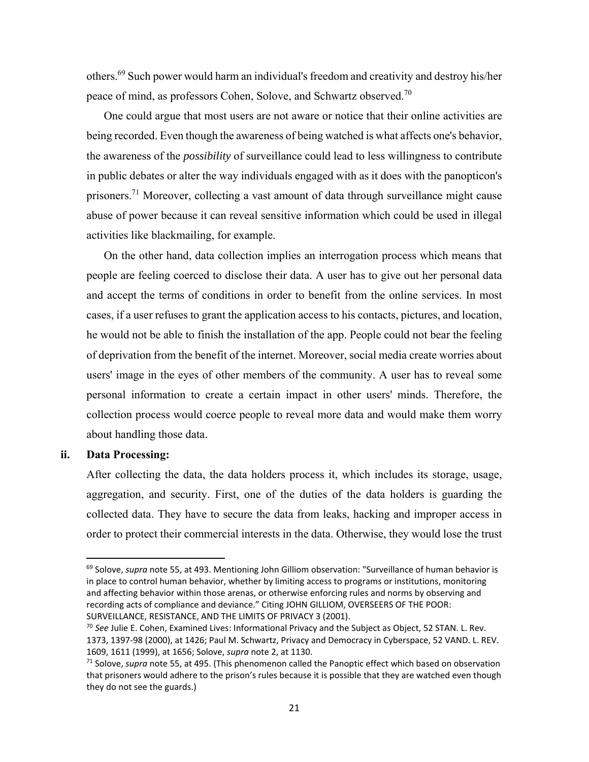others.[69] Such power would harm an individual's freedom and creativity and destroy his/her peace of mind, as professors Cohen, Solove, and Schwartz observed.[70]

One could argue that most users are not aware or notice that their online activities are being recorded. Even though the awareness of being watched is what affects one's behavior, the awareness of the *possibility* of surveillance could lead to less willingness to contribute in public debates or alter the way individuals engaged with as it does with the panopticon's prisoners.[71] Moreover, collecting a vast amount of data through surveillance might cause abuse of power because it can reveal sensitive information which could be used in illegal activities like blackmailing, for example.

On the other hand, data collection implies an interrogation process which means that people are feeling coerced to disclose their data. A user has to give out her personal data and accept the terms of conditions in order to benefit from the online services. In most cases, if a user refuses to grant the application access to his contacts, pictures, and location, he would not be able to finish the installation of the app. People could not bear the feeling of deprivation from the benefit of the internet. Moreover, social media create worries about users' image in the eyes of other members of the community. A user has to reveal some personal information to create a certain impact in other users' minds. Therefore, the collection process would coerce people to reveal more data and would make them worry about handling those data.

**ii. Data Processing:**

After collecting the data, the data holders process it, which includes its storage, usage, aggregation, and security. First, one of the duties of the data holders is guarding the collected data. They have to secure the data from leaks, hacking and improper access in order to protect their commercial interests in the data. Otherwise, they would lose the trust

---

[69] Solove, *supra* note 55, at 493. Mentioning John Gilliom observation: "Surveillance of human behavior is in place to control human behavior, whether by limiting access to programs or institutions, monitoring and affecting behavior within those arenas, or otherwise enforcing rules and norms by observing and recording acts of compliance and deviance." Citing JOHN GILLIOM, OVERSEERS OF THE POOR: SURVEILLANCE, RESISTANCE, AND THE LIMITS OF PRIVACY 3 (2001).

[70] *See* Julie E. Cohen, Examined Lives: Informational Privacy and the Subject as Object, 52 STAN. L. Rev. 1373, 1397-98 (2000), at 1426; Paul M. Schwartz, Privacy and Democracy in Cyberspace, 52 VAND. L. REV. 1609, 1611 (1999), at 1656; Solove, *supra* note 2, at 1130.

[71] Solove, *supra* note 55, at 495. (This phenomenon called the Panoptic effect which based on observation that prisoners would adhere to the prison's rules because it is possible that they are watched even though they do not see the guards.)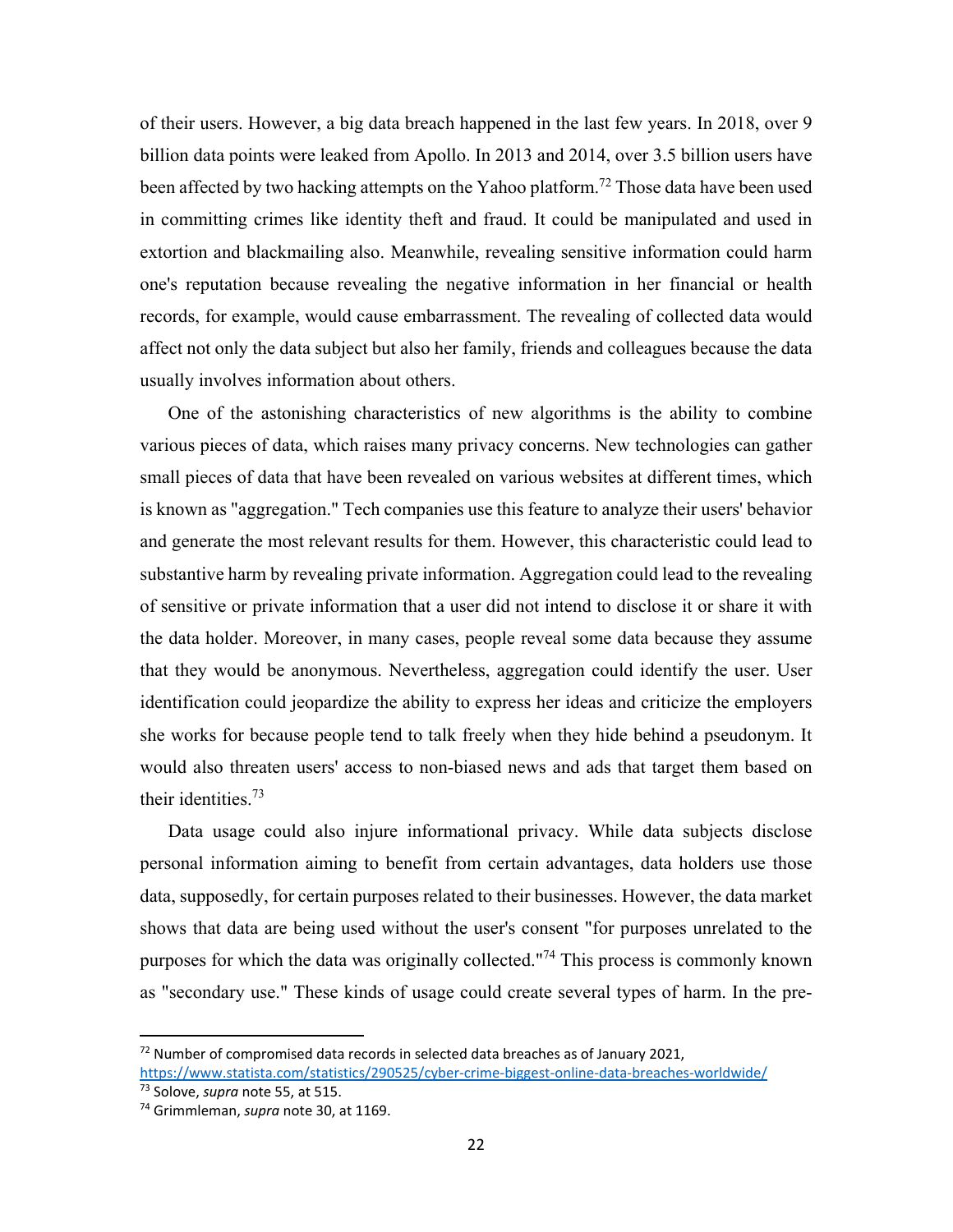of their users. However, a big data breach happened in the last few years. In 2018, over 9 billion data points were leaked from Apollo. In 2013 and 2014, over 3.5 billion users have been affected by two hacking attempts on the Yahoo platform.[72] Those data have been used in committing crimes like identity theft and fraud. It could be manipulated and used in extortion and blackmailing also. Meanwhile, revealing sensitive information could harm one's reputation because revealing the negative information in her financial or health records, for example, would cause embarrassment. The revealing of collected data would affect not only the data subject but also her family, friends and colleagues because the data usually involves information about others.

One of the astonishing characteristics of new algorithms is the ability to combine various pieces of data, which raises many privacy concerns. New technologies can gather small pieces of data that have been revealed on various websites at different times, which is known as "aggregation." Tech companies use this feature to analyze their users' behavior and generate the most relevant results for them. However, this characteristic could lead to substantive harm by revealing private information. Aggregation could lead to the revealing of sensitive or private information that a user did not intend to disclose it or share it with the data holder. Moreover, in many cases, people reveal some data because they assume that they would be anonymous. Nevertheless, aggregation could identify the user. User identification could jeopardize the ability to express her ideas and criticize the employers she works for because people tend to talk freely when they hide behind a pseudonym. It would also threaten users' access to non-biased news and ads that target them based on their identities.[73]

Data usage could also injure informational privacy. While data subjects disclose personal information aiming to benefit from certain advantages, data holders use those data, supposedly, for certain purposes related to their businesses. However, the data market shows that data are being used without the user's consent "for purposes unrelated to the purposes for which the data was originally collected."[74] This process is commonly known as "secondary use." These kinds of usage could create several types of harm. In the pre-

---

[72] Number of compromised data records in selected data breaches as of January 2021, https://www.statista.com/statistics/290525/cyber-crime-biggest-online-data-breaches-worldwide/

[73] Solove, *supra* note 55, at 515.

[74] Grimmleman, *supra* note 30, at 1169.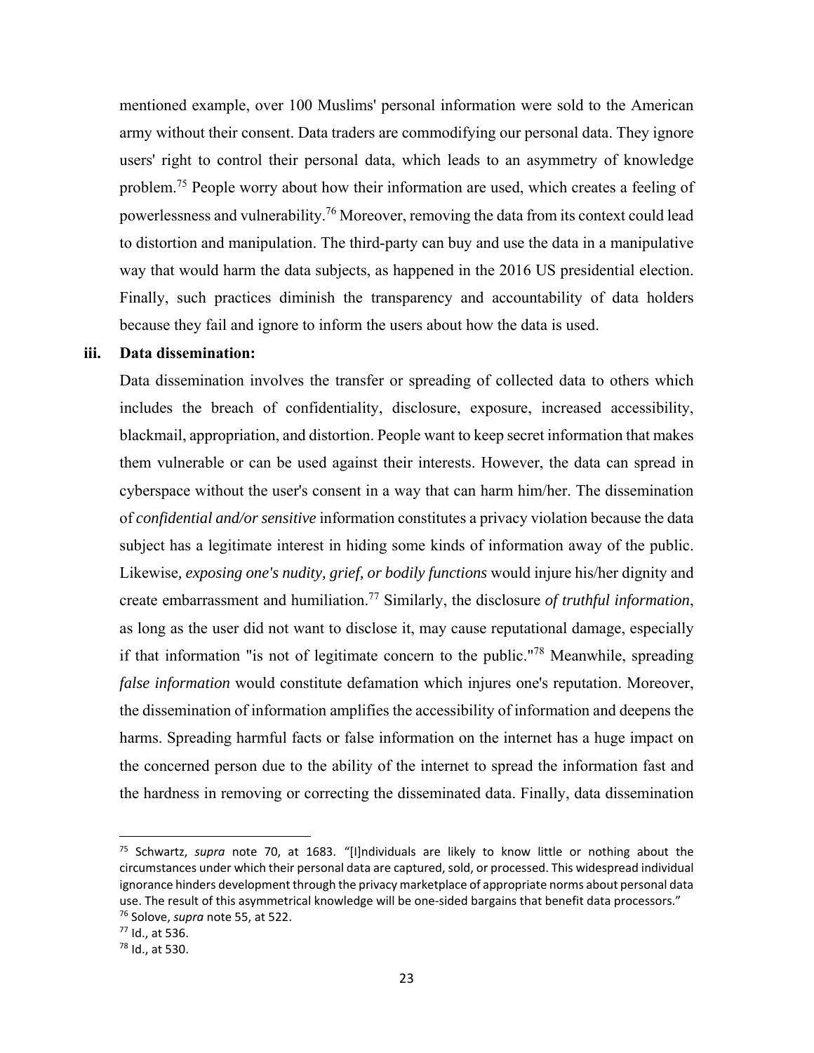mentioned example, over 100 Muslims' personal information were sold to the American army without their consent. Data traders are commodifying our personal data. They ignore users' right to control their personal data, which leads to an asymmetry of knowledge problem.[75] People worry about how their information are used, which creates a feeling of powerlessness and vulnerability.[76] Moreover, removing the data from its context could lead to distortion and manipulation. The third-party can buy and use the data in a manipulative way that would harm the data subjects, as happened in the 2016 US presidential election. Finally, such practices diminish the transparency and accountability of data holders because they fail and ignore to inform the users about how the data is used.

**iii. Data dissemination:**

Data dissemination involves the transfer or spreading of collected data to others which includes the breach of confidentiality, disclosure, exposure, increased accessibility, blackmail, appropriation, and distortion. People want to keep secret information that makes them vulnerable or can be used against their interests. However, the data can spread in cyberspace without the user's consent in a way that can harm him/her. The dissemination of *confidential and/or sensitive* information constitutes a privacy violation because the data subject has a legitimate interest in hiding some kinds of information away of the public. Likewise, *exposing one's nudity, grief, or bodily functions* would injure his/her dignity and create embarrassment and humiliation.[77] Similarly, the disclosure *of truthful information*, as long as the user did not want to disclose it, may cause reputational damage, especially if that information "is not of legitimate concern to the public."[78] Meanwhile, spreading *false information* would constitute defamation which injures one's reputation. Moreover, the dissemination of information amplifies the accessibility of information and deepens the harms. Spreading harmful facts or false information on the internet has a huge impact on the concerned person due to the ability of the internet to spread the information fast and the hardness in removing or correcting the disseminated data. Finally, data dissemination

---

[75] Schwartz, *supra* note 70, at 1683. "[I]ndividuals are likely to know little or nothing about the circumstances under which their personal data are captured, sold, or processed. This widespread individual ignorance hinders development through the privacy marketplace of appropriate norms about personal data use. The result of this asymmetrical knowledge will be one-sided bargains that benefit data processors."

[76] Solove, *supra* note 55, at 522.

[77] Id., at 536.

[78] Id., at 530.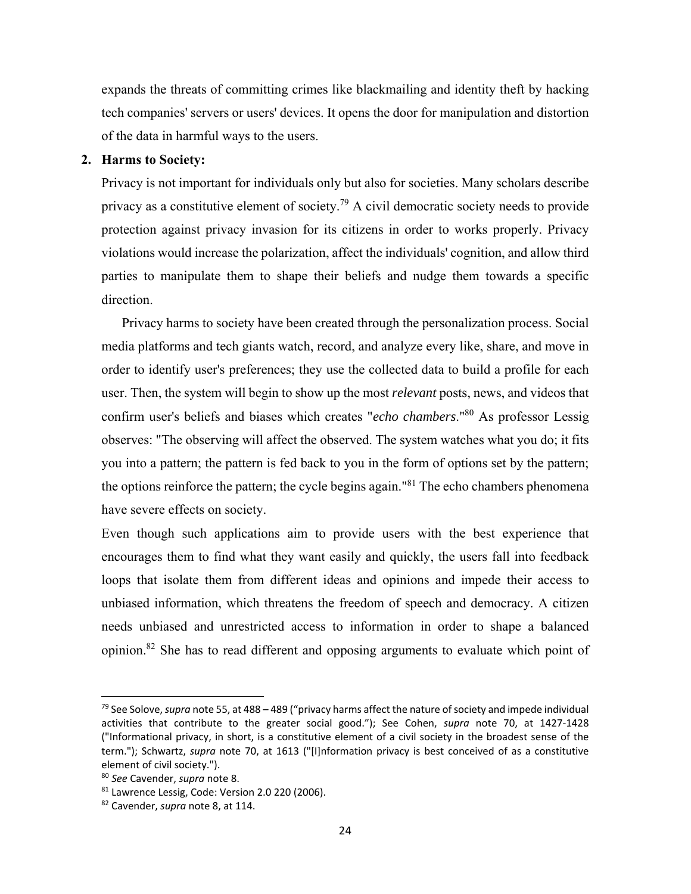expands the threats of committing crimes like blackmailing and identity theft by hacking tech companies' servers or users' devices. It opens the door for manipulation and distortion of the data in harmful ways to the users.

**2. Harms to Society:**

Privacy is not important for individuals only but also for societies. Many scholars describe privacy as a constitutive element of society.[79] A civil democratic society needs to provide protection against privacy invasion for its citizens in order to works properly. Privacy violations would increase the polarization, affect the individuals' cognition, and allow third parties to manipulate them to shape their beliefs and nudge them towards a specific direction.

Privacy harms to society have been created through the personalization process. Social media platforms and tech giants watch, record, and analyze every like, share, and move in order to identify user's preferences; they use the collected data to build a profile for each user. Then, the system will begin to show up the most *relevant* posts, news, and videos that confirm user's beliefs and biases which creates "*echo chambers*."[80] As professor Lessig observes: "The observing will affect the observed. The system watches what you do; it fits you into a pattern; the pattern is fed back to you in the form of options set by the pattern; the options reinforce the pattern; the cycle begins again."[81] The echo chambers phenomena have severe effects on society.

Even though such applications aim to provide users with the best experience that encourages them to find what they want easily and quickly, the users fall into feedback loops that isolate them from different ideas and opinions and impede their access to unbiased information, which threatens the freedom of speech and democracy. A citizen needs unbiased and unrestricted access to information in order to shape a balanced opinion.[82] She has to read different and opposing arguments to evaluate which point of

---

[79] See Solove, *supra* note 55, at 488 – 489 ("privacy harms affect the nature of society and impede individual activities that contribute to the greater social good."); See Cohen, *supra* note 70, at 1427-1428 ("Informational privacy, in short, is a constitutive element of a civil society in the broadest sense of the term."); Schwartz, *supra* note 70, at 1613 ("[I]nformation privacy is best conceived of as a constitutive element of civil society.").

[80] *See* Cavender, *supra* note 8.

[81] Lawrence Lessig, Code: Version 2.0 220 (2006).

[82] Cavender, *supra* note 8, at 114.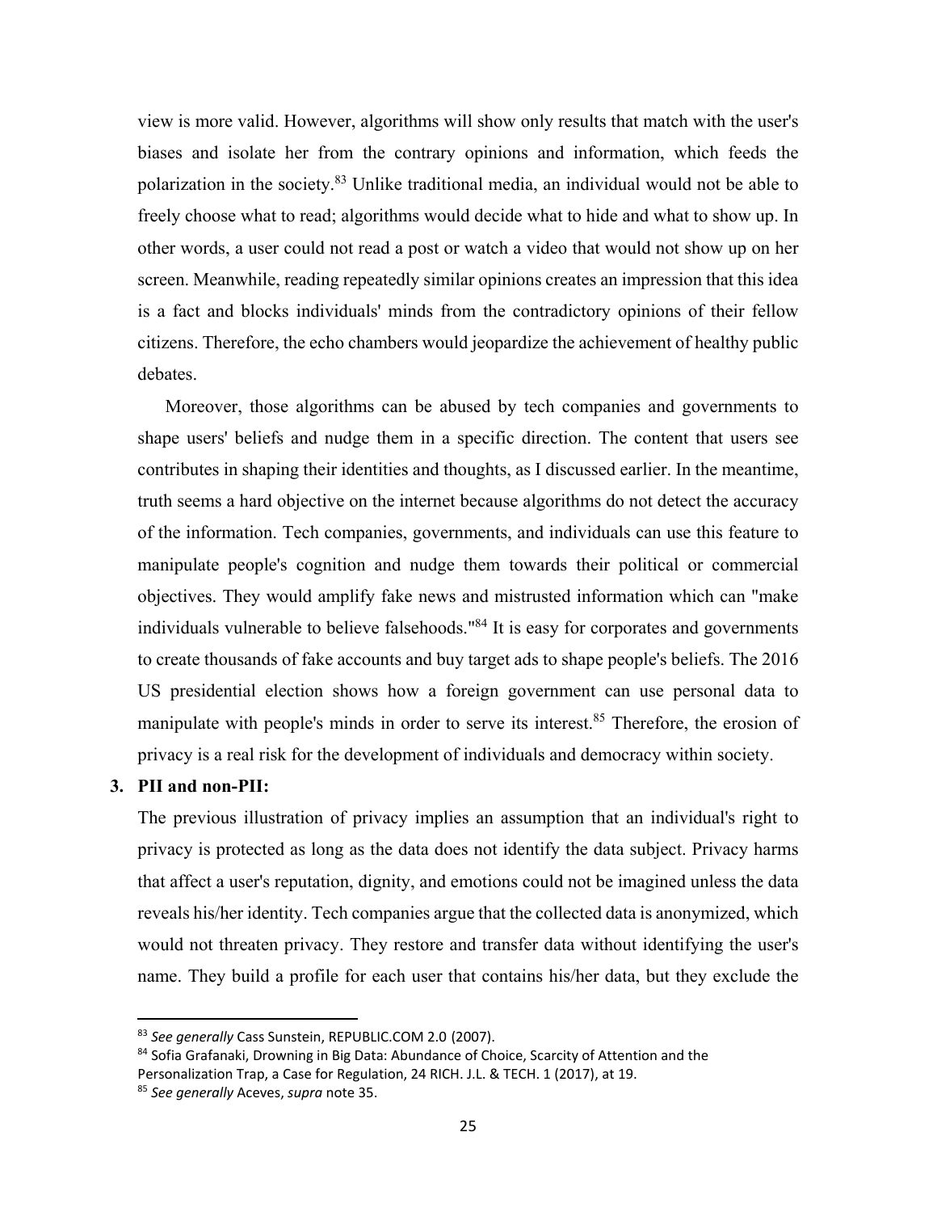view is more valid. However, algorithms will show only results that match with the user's biases and isolate her from the contrary opinions and information, which feeds the polarization in the society.[83] Unlike traditional media, an individual would not be able to freely choose what to read; algorithms would decide what to hide and what to show up. In other words, a user could not read a post or watch a video that would not show up on her screen. Meanwhile, reading repeatedly similar opinions creates an impression that this idea is a fact and blocks individuals' minds from the contradictory opinions of their fellow citizens. Therefore, the echo chambers would jeopardize the achievement of healthy public debates.

Moreover, those algorithms can be abused by tech companies and governments to shape users' beliefs and nudge them in a specific direction. The content that users see contributes in shaping their identities and thoughts, as I discussed earlier. In the meantime, truth seems a hard objective on the internet because algorithms do not detect the accuracy of the information. Tech companies, governments, and individuals can use this feature to manipulate people's cognition and nudge them towards their political or commercial objectives. They would amplify fake news and mistrusted information which can "make individuals vulnerable to believe falsehoods."[84] It is easy for corporates and governments to create thousands of fake accounts and buy target ads to shape people's beliefs. The 2016 US presidential election shows how a foreign government can use personal data to manipulate with people's minds in order to serve its interest.[85] Therefore, the erosion of privacy is a real risk for the development of individuals and democracy within society.

### 3. PII and non-PII:

The previous illustration of privacy implies an assumption that an individual's right to privacy is protected as long as the data does not identify the data subject. Privacy harms that affect a user's reputation, dignity, and emotions could not be imagined unless the data reveals his/her identity. Tech companies argue that the collected data is anonymized, which would not threaten privacy. They restore and transfer data without identifying the user's name. They build a profile for each user that contains his/her data, but they exclude the

---

[83] *See generally* Cass Sunstein, REPUBLIC.COM 2.0 (2007).

[84] Sofia Grafanaki, Drowning in Big Data: Abundance of Choice, Scarcity of Attention and the Personalization Trap, a Case for Regulation, 24 RICH. J.L. & TECH. 1 (2017), at 19.

[85] *See generally* Aceves, *supra* note 35.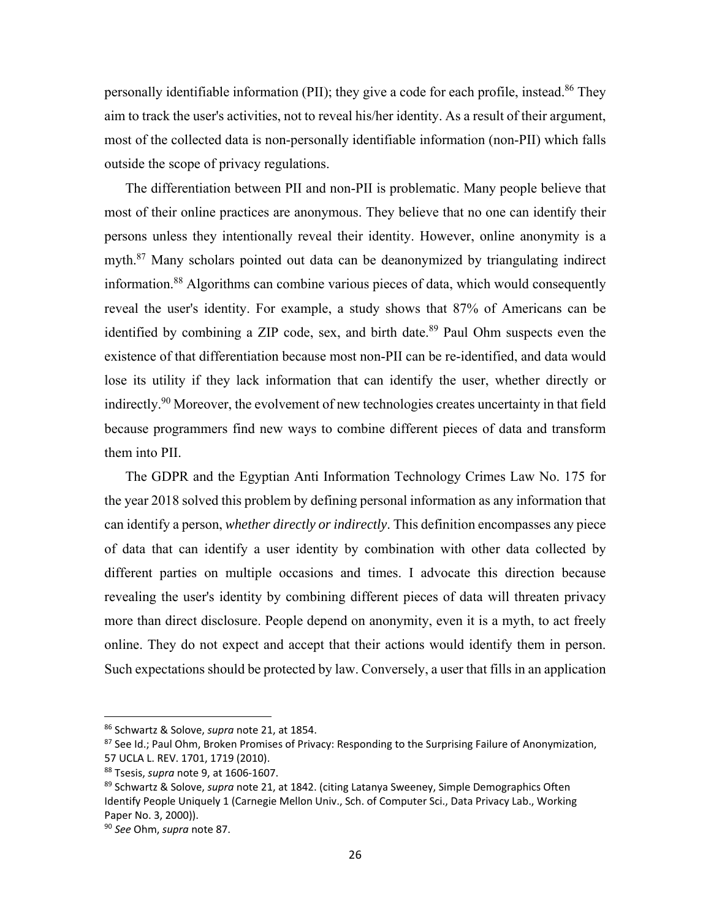personally identifiable information (PII); they give a code for each profile, instead.[86] They aim to track the user's activities, not to reveal his/her identity. As a result of their argument, most of the collected data is non-personally identifiable information (non-PII) which falls outside the scope of privacy regulations.

The differentiation between PII and non-PII is problematic. Many people believe that most of their online practices are anonymous. They believe that no one can identify their persons unless they intentionally reveal their identity. However, online anonymity is a myth.[87] Many scholars pointed out data can be deanonymized by triangulating indirect information.[88] Algorithms can combine various pieces of data, which would consequently reveal the user's identity. For example, a study shows that 87% of Americans can be identified by combining a ZIP code, sex, and birth date.[89] Paul Ohm suspects even the existence of that differentiation because most non-PII can be re-identified, and data would lose its utility if they lack information that can identify the user, whether directly or indirectly.[90] Moreover, the evolvement of new technologies creates uncertainty in that field because programmers find new ways to combine different pieces of data and transform them into PII.

The GDPR and the Egyptian Anti Information Technology Crimes Law No. 175 for the year 2018 solved this problem by defining personal information as any information that can identify a person, *whether directly or indirectly*. This definition encompasses any piece of data that can identify a user identity by combination with other data collected by different parties on multiple occasions and times. I advocate this direction because revealing the user's identity by combining different pieces of data will threaten privacy more than direct disclosure. People depend on anonymity, even it is a myth, to act freely online. They do not expect and accept that their actions would identify them in person. Such expectations should be protected by law. Conversely, a user that fills in an application

---

[86] Schwartz & Solove, *supra* note 21, at 1854.

[87] See Id.; Paul Ohm, Broken Promises of Privacy: Responding to the Surprising Failure of Anonymization, 57 UCLA L. REV. 1701, 1719 (2010).

[88] Tsesis, *supra* note 9, at 1606-1607.

[89] Schwartz & Solove, *supra* note 21, at 1842. (citing Latanya Sweeney, Simple Demographics Often Identify People Uniquely 1 (Carnegie Mellon Univ., Sch. of Computer Sci., Data Privacy Lab., Working Paper No. 3, 2000)).

[90] *See* Ohm, *supra* note 87.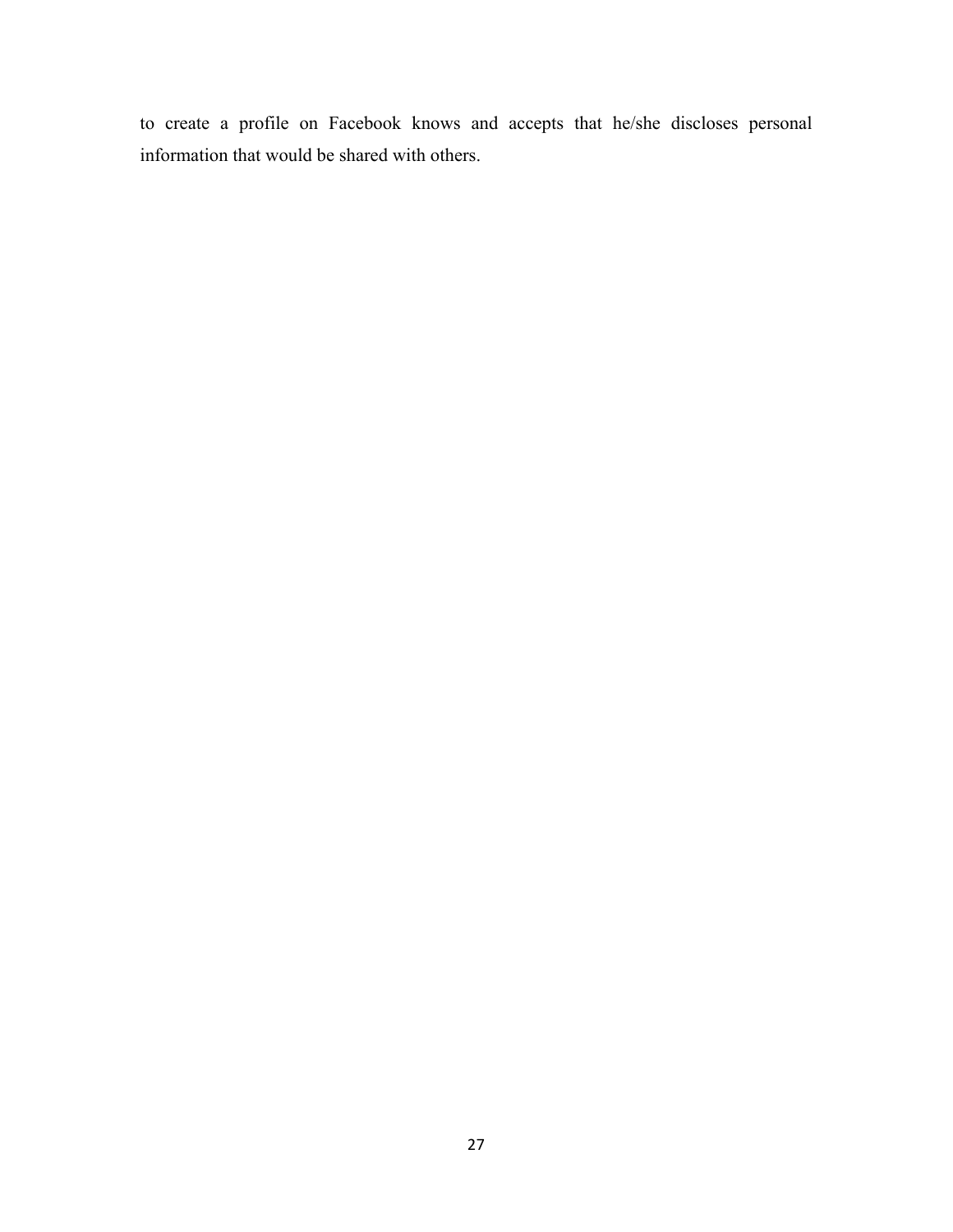to create a profile on Facebook knows and accepts that he/she discloses personal information that would be shared with others.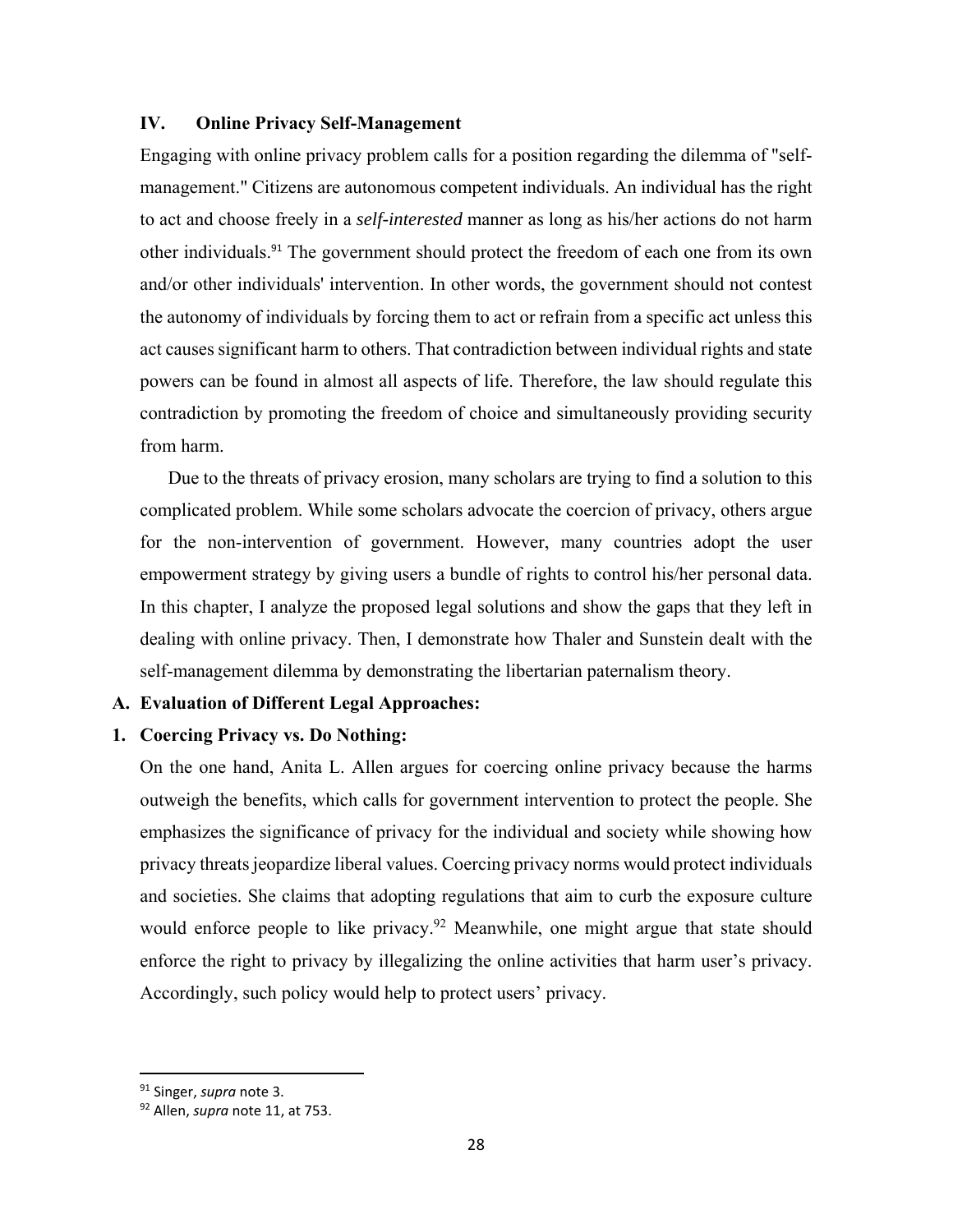## IV. Online Privacy Self-Management

Engaging with online privacy problem calls for a position regarding the dilemma of "self-management." Citizens are autonomous competent individuals. An individual has the right to act and choose freely in a *self-interested* manner as long as his/her actions do not harm other individuals.[91] The government should protect the freedom of each one from its own and/or other individuals' intervention. In other words, the government should not contest the autonomy of individuals by forcing them to act or refrain from a specific act unless this act causes significant harm to others. That contradiction between individual rights and state powers can be found in almost all aspects of life. Therefore, the law should regulate this contradiction by promoting the freedom of choice and simultaneously providing security from harm.

Due to the threats of privacy erosion, many scholars are trying to find a solution to this complicated problem. While some scholars advocate the coercion of privacy, others argue for the non-intervention of government. However, many countries adopt the user empowerment strategy by giving users a bundle of rights to control his/her personal data. In this chapter, I analyze the proposed legal solutions and show the gaps that they left in dealing with online privacy. Then, I demonstrate how Thaler and Sunstein dealt with the self-management dilemma by demonstrating the libertarian paternalism theory.

### A. Evaluation of Different Legal Approaches:

#### 1. Coercing Privacy vs. Do Nothing:

On the one hand, Anita L. Allen argues for coercing online privacy because the harms outweigh the benefits, which calls for government intervention to protect the people. She emphasizes the significance of privacy for the individual and society while showing how privacy threats jeopardize liberal values. Coercing privacy norms would protect individuals and societies. She claims that adopting regulations that aim to curb the exposure culture would enforce people to like privacy.[92] Meanwhile, one might argue that state should enforce the right to privacy by illegalizing the online activities that harm user's privacy. Accordingly, such policy would help to protect users' privacy.

---

[91] Singer, *supra* note 3.

[92] Allen, *supra* note 11, at 753.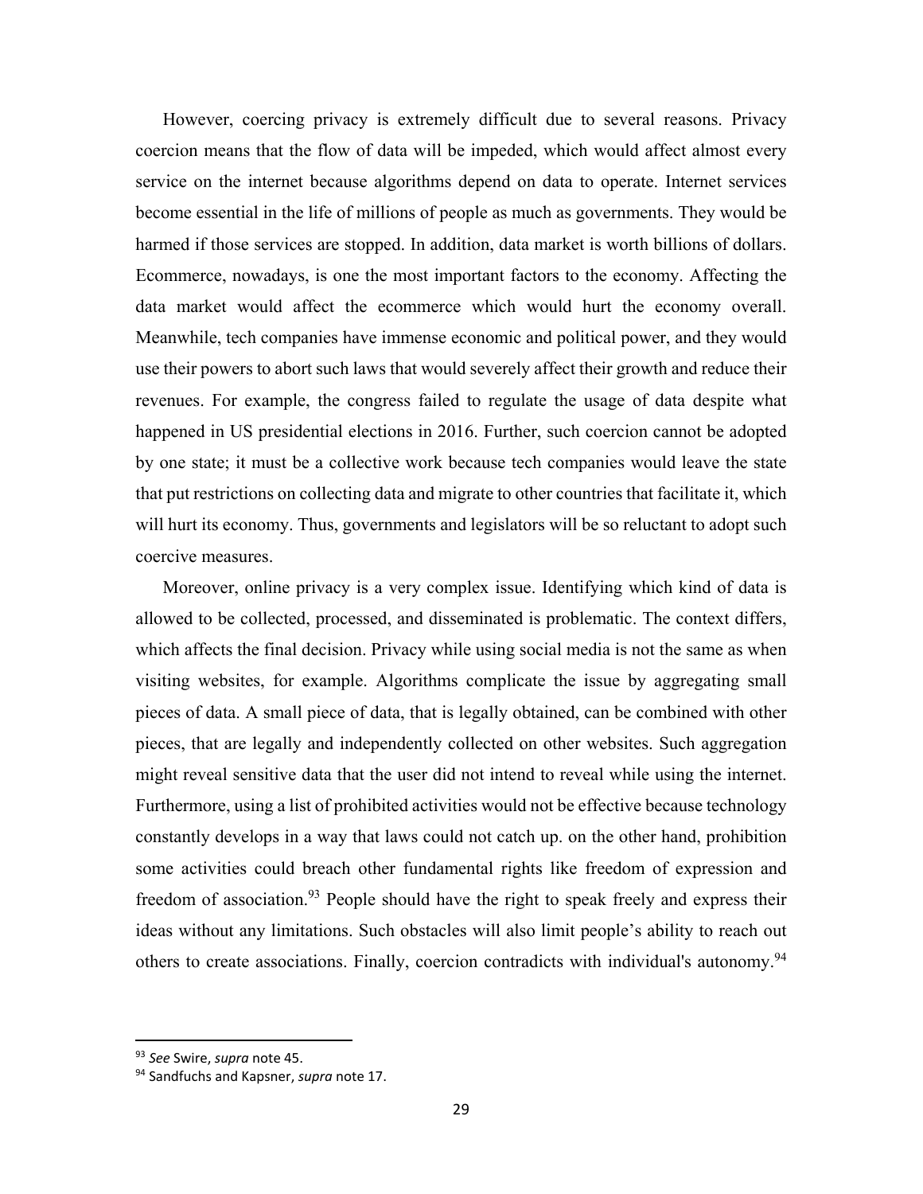However, coercing privacy is extremely difficult due to several reasons. Privacy coercion means that the flow of data will be impeded, which would affect almost every service on the internet because algorithms depend on data to operate. Internet services become essential in the life of millions of people as much as governments. They would be harmed if those services are stopped. In addition, data market is worth billions of dollars. Ecommerce, nowadays, is one the most important factors to the economy. Affecting the data market would affect the ecommerce which would hurt the economy overall. Meanwhile, tech companies have immense economic and political power, and they would use their powers to abort such laws that would severely affect their growth and reduce their revenues. For example, the congress failed to regulate the usage of data despite what happened in US presidential elections in 2016. Further, such coercion cannot be adopted by one state; it must be a collective work because tech companies would leave the state that put restrictions on collecting data and migrate to other countries that facilitate it, which will hurt its economy. Thus, governments and legislators will be so reluctant to adopt such coercive measures.

Moreover, online privacy is a very complex issue. Identifying which kind of data is allowed to be collected, processed, and disseminated is problematic. The context differs, which affects the final decision. Privacy while using social media is not the same as when visiting websites, for example. Algorithms complicate the issue by aggregating small pieces of data. A small piece of data, that is legally obtained, can be combined with other pieces, that are legally and independently collected on other websites. Such aggregation might reveal sensitive data that the user did not intend to reveal while using the internet. Furthermore, using a list of prohibited activities would not be effective because technology constantly develops in a way that laws could not catch up. on the other hand, prohibition some activities could breach other fundamental rights like freedom of expression and freedom of association.[93] People should have the right to speak freely and express their ideas without any limitations. Such obstacles will also limit people's ability to reach out others to create associations. Finally, coercion contradicts with individual's autonomy.[94]

---

[93] *See* Swire, *supra* note 45.

[94] Sandfuchs and Kapsner, *supra* note 17.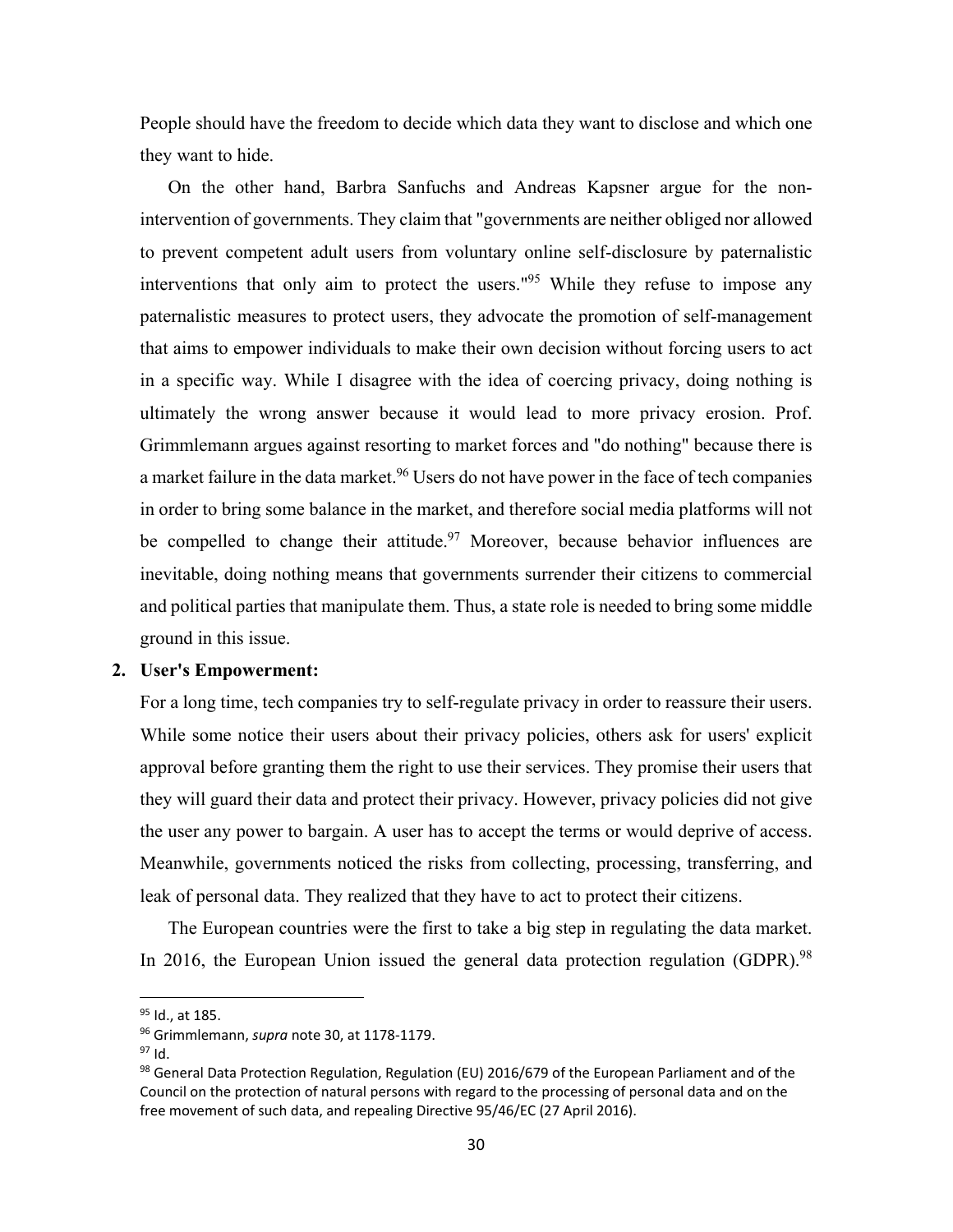People should have the freedom to decide which data they want to disclose and which one they want to hide.

On the other hand, Barbra Sanfuchs and Andreas Kapsner argue for the non-intervention of governments. They claim that "governments are neither obliged nor allowed to prevent competent adult users from voluntary online self-disclosure by paternalistic interventions that only aim to protect the users."[95] While they refuse to impose any paternalistic measures to protect users, they advocate the promotion of self-management that aims to empower individuals to make their own decision without forcing users to act in a specific way. While I disagree with the idea of coercing privacy, doing nothing is ultimately the wrong answer because it would lead to more privacy erosion. Prof. Grimmlemann argues against resorting to market forces and "do nothing" because there is a market failure in the data market.[96] Users do not have power in the face of tech companies in order to bring some balance in the market, and therefore social media platforms will not be compelled to change their attitude.[97] Moreover, because behavior influences are inevitable, doing nothing means that governments surrender their citizens to commercial and political parties that manipulate them. Thus, a state role is needed to bring some middle ground in this issue.

**2. User's Empowerment:**

For a long time, tech companies try to self-regulate privacy in order to reassure their users. While some notice their users about their privacy policies, others ask for users' explicit approval before granting them the right to use their services. They promise their users that they will guard their data and protect their privacy. However, privacy policies did not give the user any power to bargain. A user has to accept the terms or would deprive of access. Meanwhile, governments noticed the risks from collecting, processing, transferring, and leak of personal data. They realized that they have to act to protect their citizens.

The European countries were the first to take a big step in regulating the data market. In 2016, the European Union issued the general data protection regulation (GDPR).[98]

---

[95] Id., at 185.

[96] Grimmlemann, *supra* note 30, at 1178-1179.

[97] Id.

[98] General Data Protection Regulation, Regulation (EU) 2016/679 of the European Parliament and of the Council on the protection of natural persons with regard to the processing of personal data and on the free movement of such data, and repealing Directive 95/46/EC (27 April 2016).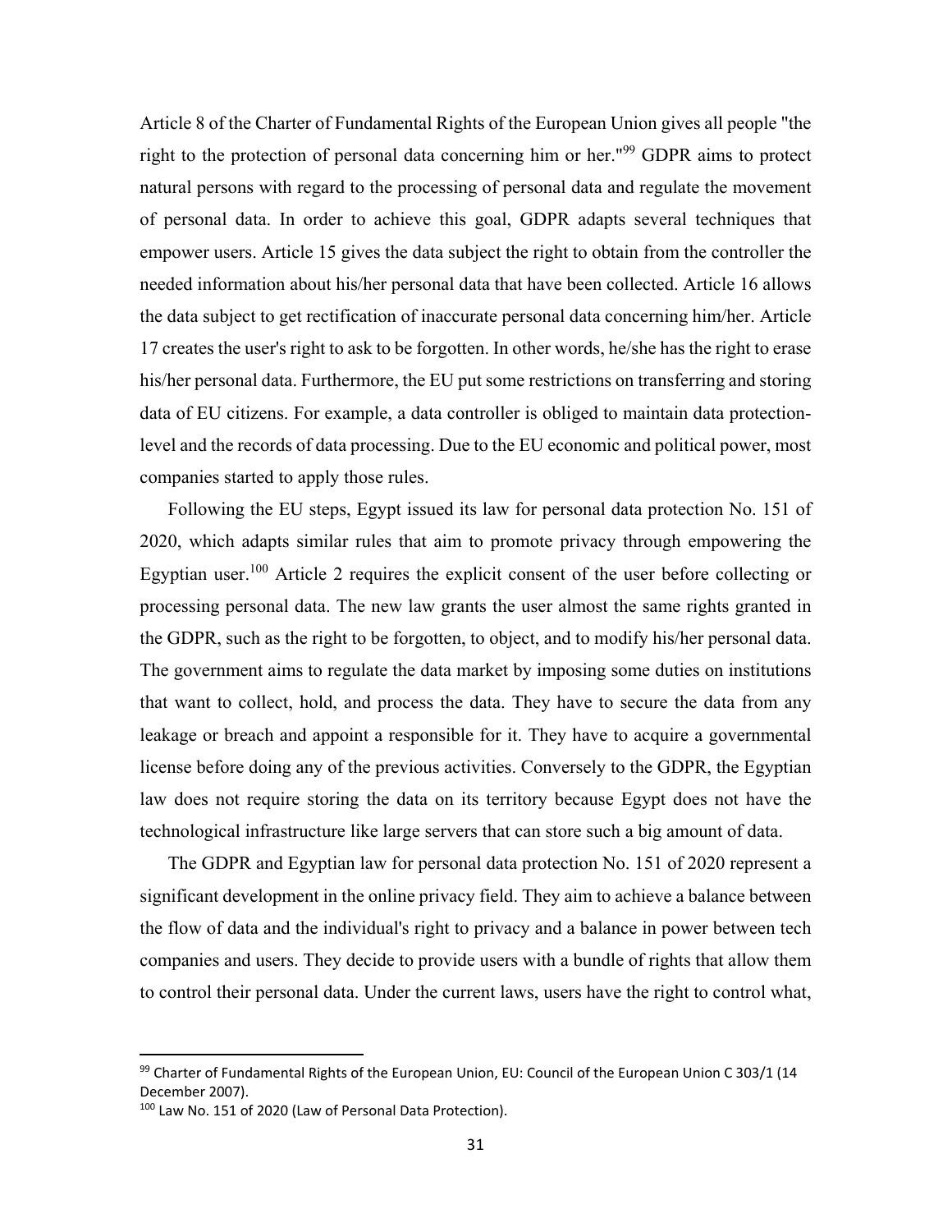Article 8 of the Charter of Fundamental Rights of the European Union gives all people "the right to the protection of personal data concerning him or her."[99] GDPR aims to protect natural persons with regard to the processing of personal data and regulate the movement of personal data. In order to achieve this goal, GDPR adapts several techniques that empower users. Article 15 gives the data subject the right to obtain from the controller the needed information about his/her personal data that have been collected. Article 16 allows the data subject to get rectification of inaccurate personal data concerning him/her. Article 17 creates the user's right to ask to be forgotten. In other words, he/she has the right to erase his/her personal data. Furthermore, the EU put some restrictions on transferring and storing data of EU citizens. For example, a data controller is obliged to maintain data protection-level and the records of data processing. Due to the EU economic and political power, most companies started to apply those rules.

Following the EU steps, Egypt issued its law for personal data protection No. 151 of 2020, which adapts similar rules that aim to promote privacy through empowering the Egyptian user.[100] Article 2 requires the explicit consent of the user before collecting or processing personal data. The new law grants the user almost the same rights granted in the GDPR, such as the right to be forgotten, to object, and to modify his/her personal data. The government aims to regulate the data market by imposing some duties on institutions that want to collect, hold, and process the data. They have to secure the data from any leakage or breach and appoint a responsible for it. They have to acquire a governmental license before doing any of the previous activities. Conversely to the GDPR, the Egyptian law does not require storing the data on its territory because Egypt does not have the technological infrastructure like large servers that can store such a big amount of data.

The GDPR and Egyptian law for personal data protection No. 151 of 2020 represent a significant development in the online privacy field. They aim to achieve a balance between the flow of data and the individual's right to privacy and a balance in power between tech companies and users. They decide to provide users with a bundle of rights that allow them to control their personal data. Under the current laws, users have the right to control what,

---

[99] Charter of Fundamental Rights of the European Union, EU: Council of the European Union C 303/1 (14 December 2007).

[100] Law No. 151 of 2020 (Law of Personal Data Protection).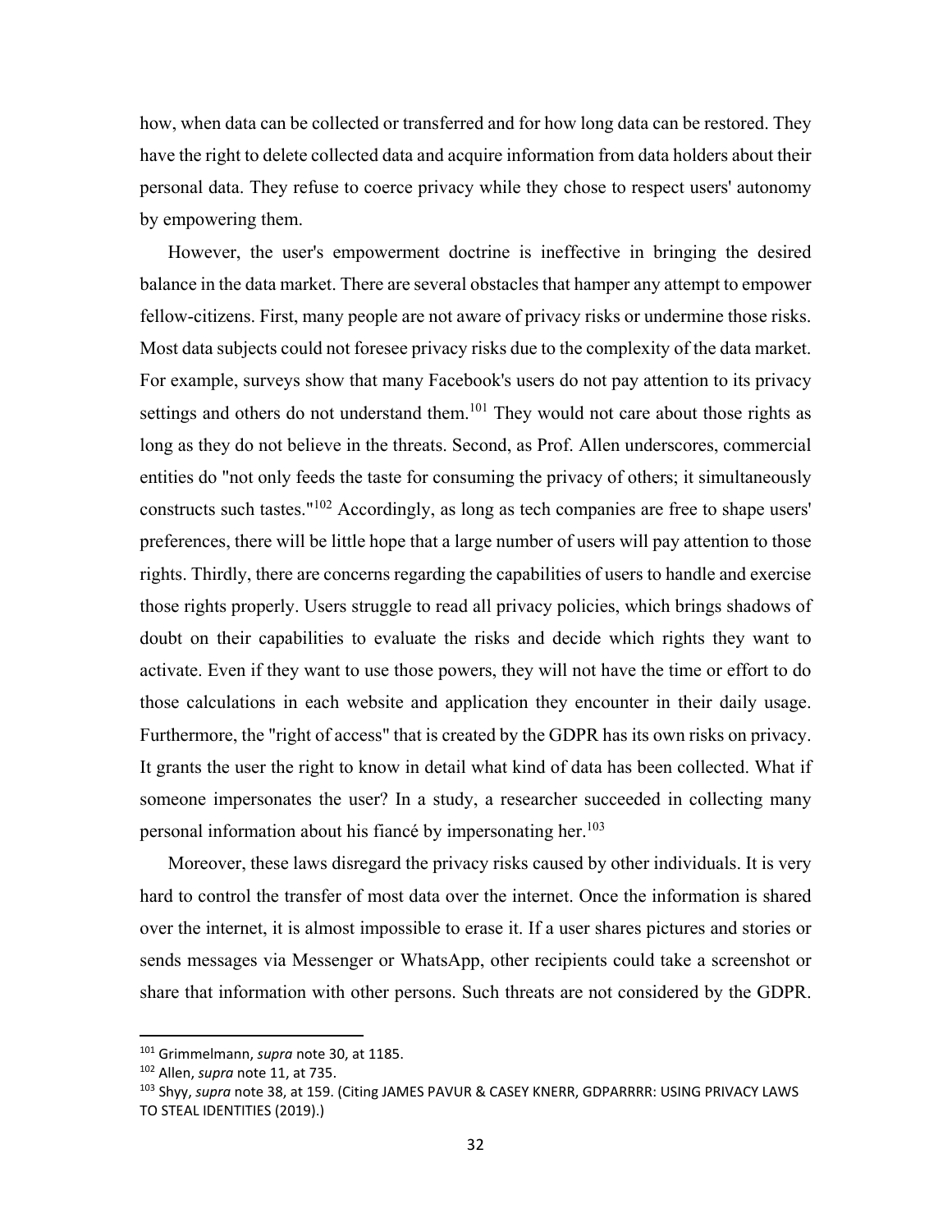how, when data can be collected or transferred and for how long data can be restored. They have the right to delete collected data and acquire information from data holders about their personal data. They refuse to coerce privacy while they chose to respect users' autonomy by empowering them.

However, the user's empowerment doctrine is ineffective in bringing the desired balance in the data market. There are several obstacles that hamper any attempt to empower fellow-citizens. First, many people are not aware of privacy risks or undermine those risks. Most data subjects could not foresee privacy risks due to the complexity of the data market. For example, surveys show that many Facebook's users do not pay attention to its privacy settings and others do not understand them.[101] They would not care about those rights as long as they do not believe in the threats. Second, as Prof. Allen underscores, commercial entities do "not only feeds the taste for consuming the privacy of others; it simultaneously constructs such tastes."[102] Accordingly, as long as tech companies are free to shape users' preferences, there will be little hope that a large number of users will pay attention to those rights. Thirdly, there are concerns regarding the capabilities of users to handle and exercise those rights properly. Users struggle to read all privacy policies, which brings shadows of doubt on their capabilities to evaluate the risks and decide which rights they want to activate. Even if they want to use those powers, they will not have the time or effort to do those calculations in each website and application they encounter in their daily usage. Furthermore, the "right of access" that is created by the GDPR has its own risks on privacy. It grants the user the right to know in detail what kind of data has been collected. What if someone impersonates the user? In a study, a researcher succeeded in collecting many personal information about his fiancé by impersonating her.[103]

Moreover, these laws disregard the privacy risks caused by other individuals. It is very hard to control the transfer of most data over the internet. Once the information is shared over the internet, it is almost impossible to erase it. If a user shares pictures and stories or sends messages via Messenger or WhatsApp, other recipients could take a screenshot or share that information with other persons. Such threats are not considered by the GDPR.

---

[101] Grimmelmann, *supra* note 30, at 1185.

[102] Allen, *supra* note 11, at 735.

[103] Shyy, *supra* note 38, at 159. (Citing JAMES PAVUR & CASEY KNERR, GDPARRRR: USING PRIVACY LAWS TO STEAL IDENTITIES (2019).)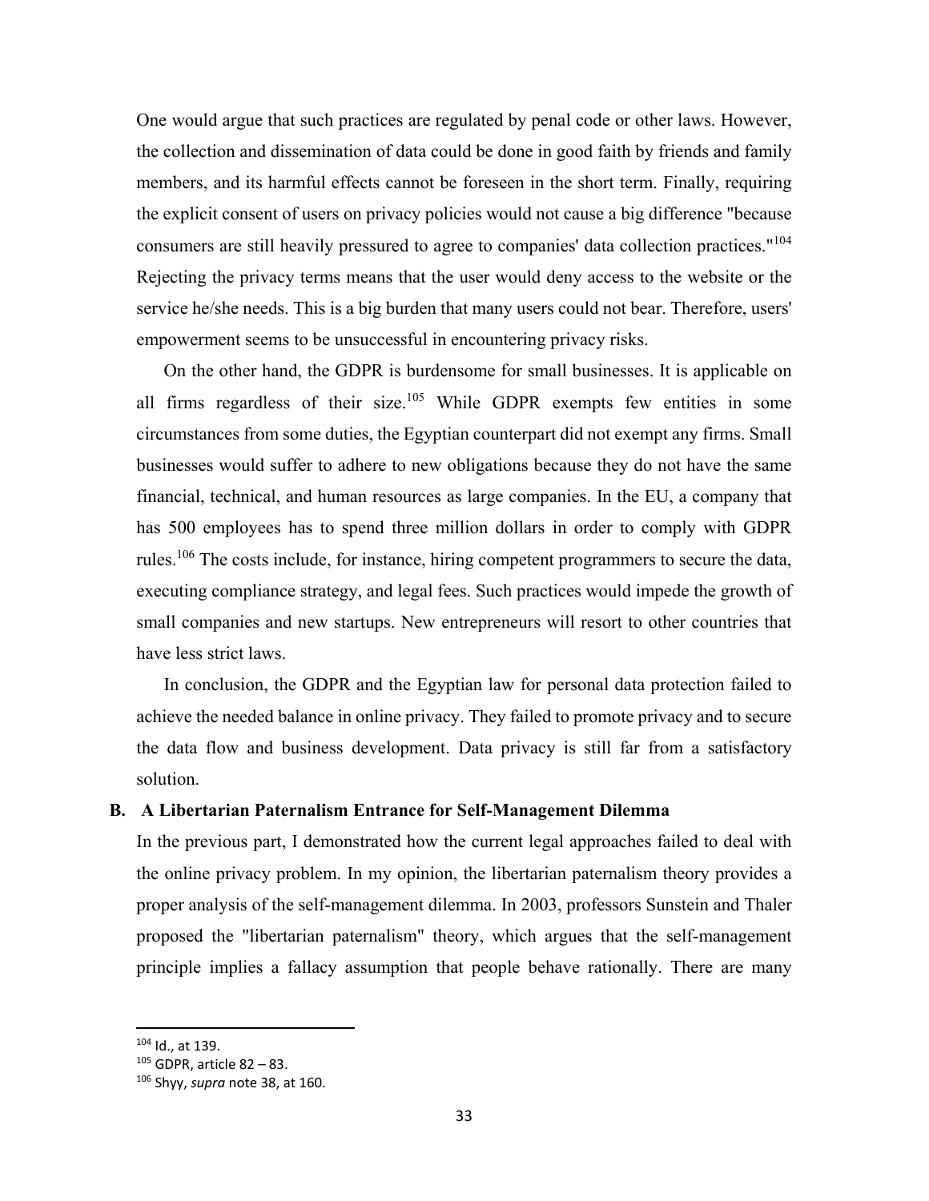One would argue that such practices are regulated by penal code or other laws. However, the collection and dissemination of data could be done in good faith by friends and family members, and its harmful effects cannot be foreseen in the short term. Finally, requiring the explicit consent of users on privacy policies would not cause a big difference "because consumers are still heavily pressured to agree to companies' data collection practices."[104] Rejecting the privacy terms means that the user would deny access to the website or the service he/she needs. This is a big burden that many users could not bear. Therefore, users' empowerment seems to be unsuccessful in encountering privacy risks.

On the other hand, the GDPR is burdensome for small businesses. It is applicable on all firms regardless of their size.[105] While GDPR exempts few entities in some circumstances from some duties, the Egyptian counterpart did not exempt any firms. Small businesses would suffer to adhere to new obligations because they do not have the same financial, technical, and human resources as large companies. In the EU, a company that has 500 employees has to spend three million dollars in order to comply with GDPR rules.[106] The costs include, for instance, hiring competent programmers to secure the data, executing compliance strategy, and legal fees. Such practices would impede the growth of small companies and new startups. New entrepreneurs will resort to other countries that have less strict laws.

In conclusion, the GDPR and the Egyptian law for personal data protection failed to achieve the needed balance in online privacy. They failed to promote privacy and to secure the data flow and business development. Data privacy is still far from a satisfactory solution.

### B. A Libertarian Paternalism Entrance for Self-Management Dilemma

In the previous part, I demonstrated how the current legal approaches failed to deal with the online privacy problem. In my opinion, the libertarian paternalism theory provides a proper analysis of the self-management dilemma. In 2003, professors Sunstein and Thaler proposed the "libertarian paternalism" theory, which argues that the self-management principle implies a fallacy assumption that people behave rationally. There are many

---

[104] Id., at 139.

[105] GDPR, article 82 – 83.

[106] Shyy, *supra* note 38, at 160.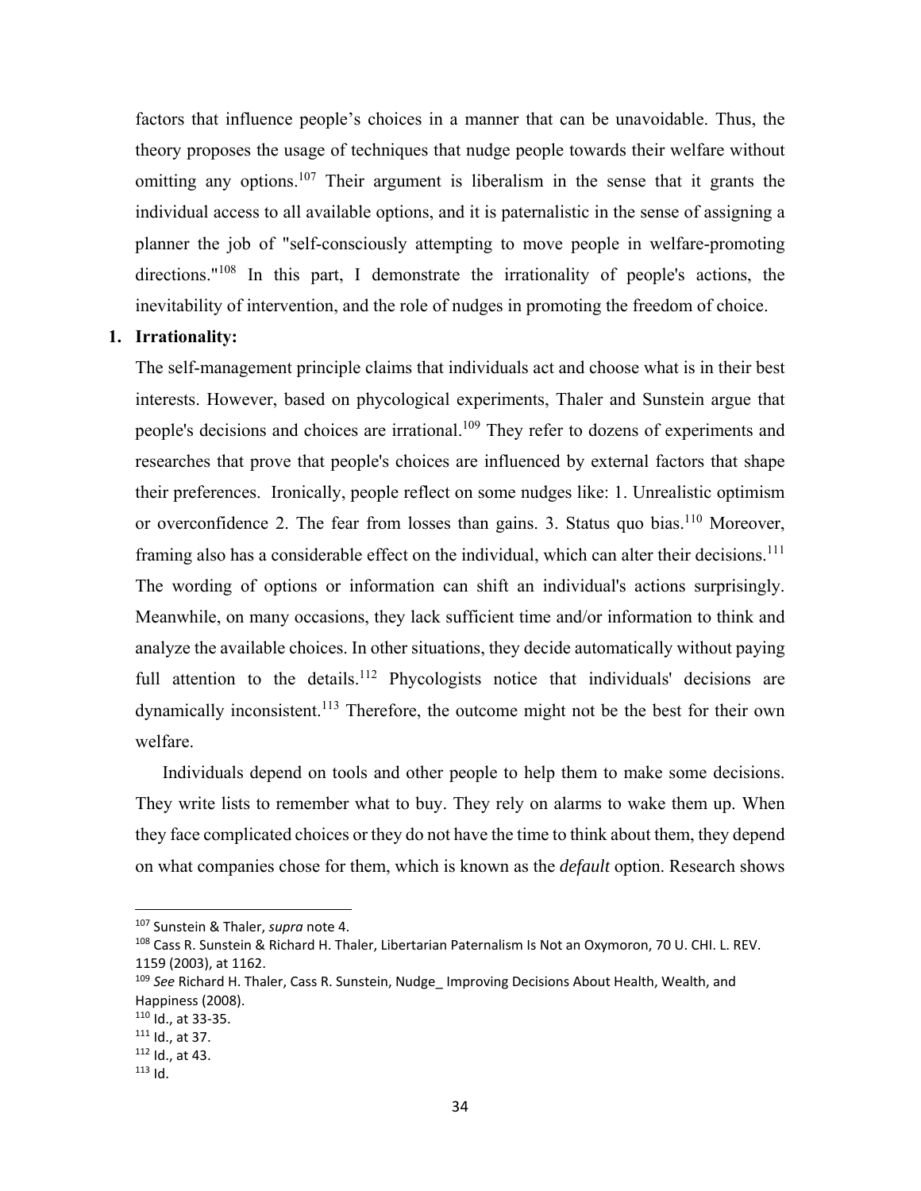factors that influence people's choices in a manner that can be unavoidable. Thus, the theory proposes the usage of techniques that nudge people towards their welfare without omitting any options.[107] Their argument is liberalism in the sense that it grants the individual access to all available options, and it is paternalistic in the sense of assigning a planner the job of "self-consciously attempting to move people in welfare-promoting directions."[108] In this part, I demonstrate the irrationality of people's actions, the inevitability of intervention, and the role of nudges in promoting the freedom of choice.

**1. Irrationality:**

The self-management principle claims that individuals act and choose what is in their best interests. However, based on phycological experiments, Thaler and Sunstein argue that people's decisions and choices are irrational.[109] They refer to dozens of experiments and researches that prove that people's choices are influenced by external factors that shape their preferences. Ironically, people reflect on some nudges like: 1. Unrealistic optimism or overconfidence 2. The fear from losses than gains. 3. Status quo bias.[110] Moreover, framing also has a considerable effect on the individual, which can alter their decisions.[111] The wording of options or information can shift an individual's actions surprisingly. Meanwhile, on many occasions, they lack sufficient time and/or information to think and analyze the available choices. In other situations, they decide automatically without paying full attention to the details.[112] Phycologists notice that individuals' decisions are dynamically inconsistent.[113] Therefore, the outcome might not be the best for their own welfare.

Individuals depend on tools and other people to help them to make some decisions. They write lists to remember what to buy. They rely on alarms to wake them up. When they face complicated choices or they do not have the time to think about them, they depend on what companies chose for them, which is known as the *default* option. Research shows

---

[107] Sunstein & Thaler, *supra* note 4.

[108] Cass R. Sunstein & Richard H. Thaler, Libertarian Paternalism Is Not an Oxymoron, 70 U. CHI. L. REV. 1159 (2003), at 1162.

[109] *See* Richard H. Thaler, Cass R. Sunstein, Nudge_ Improving Decisions About Health, Wealth, and Happiness (2008).

[110] Id., at 33-35.

[111] Id., at 37.

[112] Id., at 43.

[113] Id.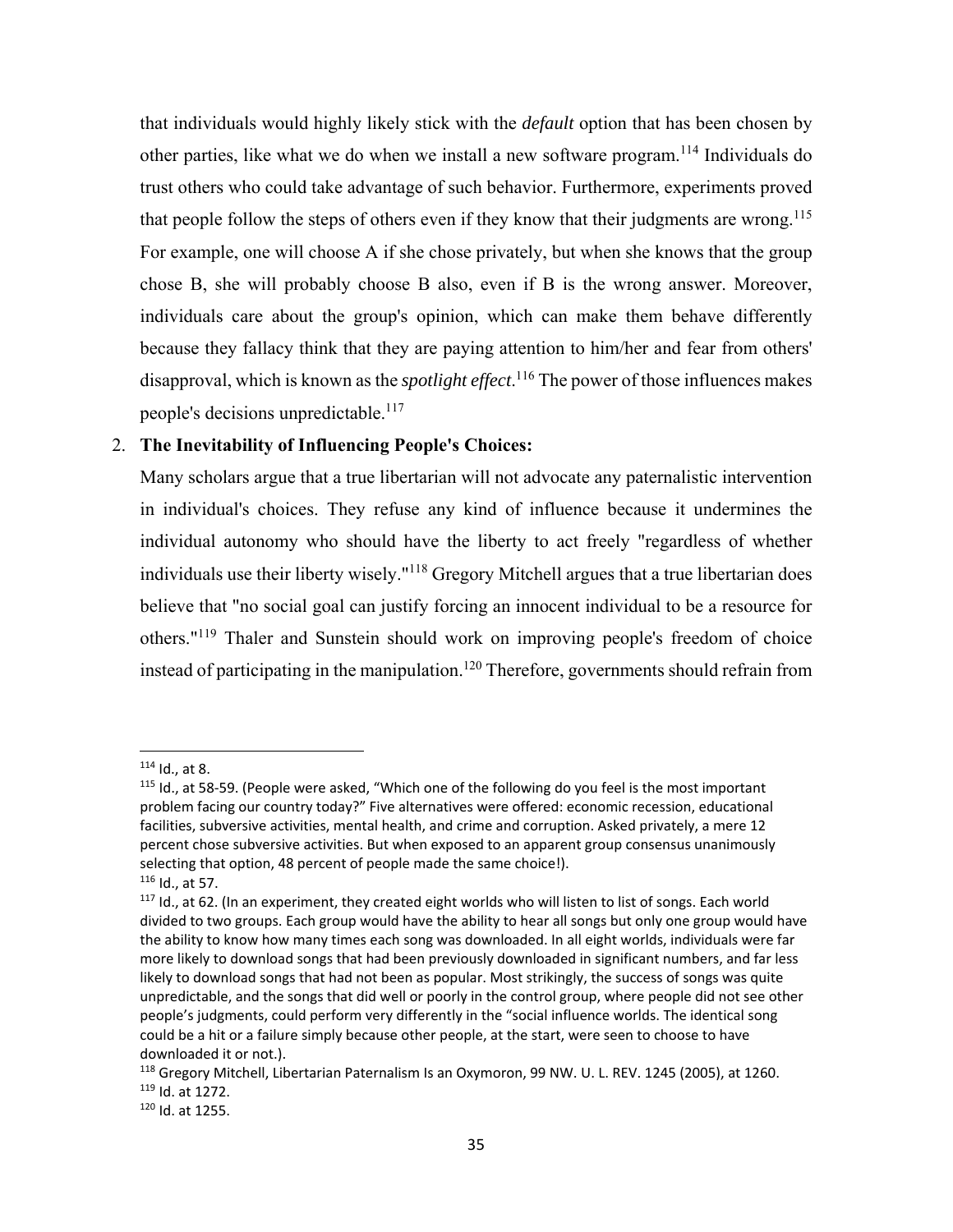that individuals would highly likely stick with the *default* option that has been chosen by other parties, like what we do when we install a new software program.[114] Individuals do trust others who could take advantage of such behavior. Furthermore, experiments proved that people follow the steps of others even if they know that their judgments are wrong.[115] For example, one will choose A if she chose privately, but when she knows that the group chose B, she will probably choose B also, even if B is the wrong answer. Moreover, individuals care about the group's opinion, which can make them behave differently because they fallacy think that they are paying attention to him/her and fear from others' disapproval, which is known as the *spotlight effect*.[116] The power of those influences makes people's decisions unpredictable.[117]

2. **The Inevitability of Influencing People's Choices:**

   Many scholars argue that a true libertarian will not advocate any paternalistic intervention in individual's choices. They refuse any kind of influence because it undermines the individual autonomy who should have the liberty to act freely "regardless of whether individuals use their liberty wisely."[118] Gregory Mitchell argues that a true libertarian does believe that "no social goal can justify forcing an innocent individual to be a resource for others."[119] Thaler and Sunstein should work on improving people's freedom of choice instead of participating in the manipulation.[120] Therefore, governments should refrain from

---

[114] Id., at 8.

[115] Id., at 58-59. (People were asked, "Which one of the following do you feel is the most important problem facing our country today?" Five alternatives were offered: economic recession, educational facilities, subversive activities, mental health, and crime and corruption. Asked privately, a mere 12 percent chose subversive activities. But when exposed to an apparent group consensus unanimously selecting that option, 48 percent of people made the same choice!).

[116] Id., at 57.

[117] Id., at 62. (In an experiment, they created eight worlds who will listen to list of songs. Each world divided to two groups. Each group would have the ability to hear all songs but only one group would have the ability to know how many times each song was downloaded. In all eight worlds, individuals were far more likely to download songs that had been previously downloaded in significant numbers, and far less likely to download songs that had not been as popular. Most strikingly, the success of songs was quite unpredictable, and the songs that did well or poorly in the control group, where people did not see other people's judgments, could perform very differently in the "social influence worlds. The identical song could be a hit or a failure simply because other people, at the start, were seen to choose to have downloaded it or not.).

[118] Gregory Mitchell, Libertarian Paternalism Is an Oxymoron, 99 NW. U. L. REV. 1245 (2005), at 1260.

[119] Id. at 1272.

[120] Id. at 1255.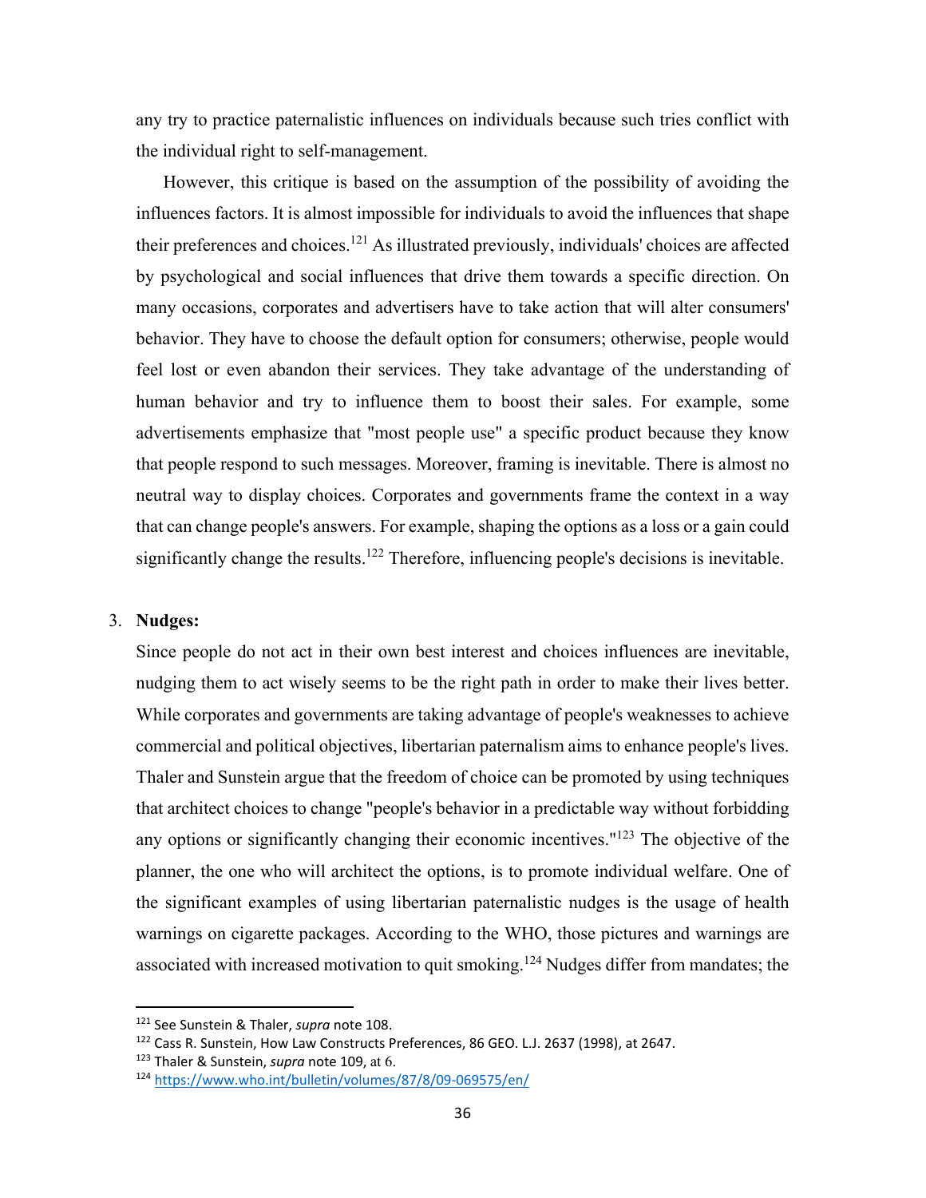any try to practice paternalistic influences on individuals because such tries conflict with the individual right to self-management.

However, this critique is based on the assumption of the possibility of avoiding the influences factors. It is almost impossible for individuals to avoid the influences that shape their preferences and choices.[121] As illustrated previously, individuals' choices are affected by psychological and social influences that drive them towards a specific direction. On many occasions, corporates and advertisers have to take action that will alter consumers' behavior. They have to choose the default option for consumers; otherwise, people would feel lost or even abandon their services. They take advantage of the understanding of human behavior and try to influence them to boost their sales. For example, some advertisements emphasize that "most people use" a specific product because they know that people respond to such messages. Moreover, framing is inevitable. There is almost no neutral way to display choices. Corporates and governments frame the context in a way that can change people's answers. For example, shaping the options as a loss or a gain could significantly change the results.[122] Therefore, influencing people's decisions is inevitable.

3. **Nudges:**

Since people do not act in their own best interest and choices influences are inevitable, nudging them to act wisely seems to be the right path in order to make their lives better. While corporates and governments are taking advantage of people's weaknesses to achieve commercial and political objectives, libertarian paternalism aims to enhance people's lives. Thaler and Sunstein argue that the freedom of choice can be promoted by using techniques that architect choices to change "people's behavior in a predictable way without forbidding any options or significantly changing their economic incentives."[123] The objective of the planner, the one who will architect the options, is to promote individual welfare. One of the significant examples of using libertarian paternalistic nudges is the usage of health warnings on cigarette packages. According to the WHO, those pictures and warnings are associated with increased motivation to quit smoking.[124] Nudges differ from mandates; the

---

[121] See Sunstein & Thaler, *supra* note 108.

[122] Cass R. Sunstein, How Law Constructs Preferences, 86 GEO. L.J. 2637 (1998), at 2647.

[123] Thaler & Sunstein, *supra* note 109, at 6.

[124] https://www.who.int/bulletin/volumes/87/8/09-069575/en/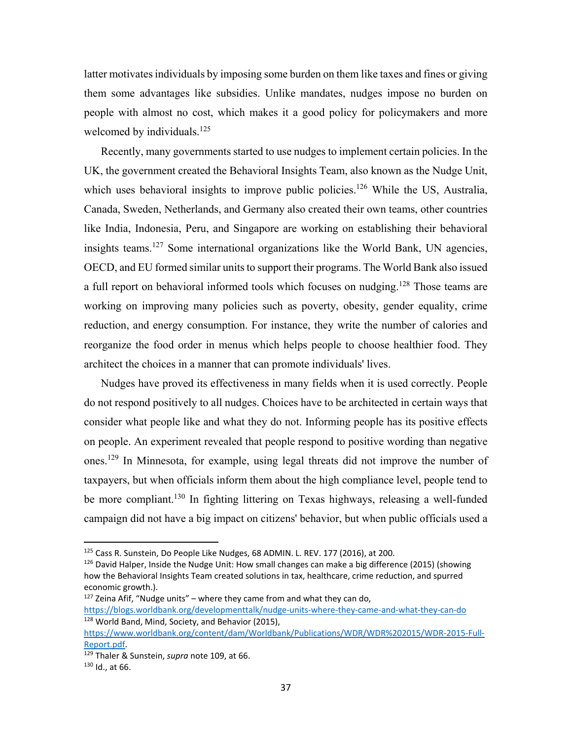latter motivates individuals by imposing some burden on them like taxes and fines or giving them some advantages like subsidies. Unlike mandates, nudges impose no burden on people with almost no cost, which makes it a good policy for policymakers and more welcomed by individuals.[125]

Recently, many governments started to use nudges to implement certain policies. In the UK, the government created the Behavioral Insights Team, also known as the Nudge Unit, which uses behavioral insights to improve public policies.[126] While the US, Australia, Canada, Sweden, Netherlands, and Germany also created their own teams, other countries like India, Indonesia, Peru, and Singapore are working on establishing their behavioral insights teams.[127] Some international organizations like the World Bank, UN agencies, OECD, and EU formed similar units to support their programs. The World Bank also issued a full report on behavioral informed tools which focuses on nudging.[128] Those teams are working on improving many policies such as poverty, obesity, gender equality, crime reduction, and energy consumption. For instance, they write the number of calories and reorganize the food order in menus which helps people to choose healthier food. They architect the choices in a manner that can promote individuals' lives.

Nudges have proved its effectiveness in many fields when it is used correctly. People do not respond positively to all nudges. Choices have to be architected in certain ways that consider what people like and what they do not. Informing people has its positive effects on people. An experiment revealed that people respond to positive wording than negative ones.[129] In Minnesota, for example, using legal threats did not improve the number of taxpayers, but when officials inform them about the high compliance level, people tend to be more compliant.[130] In fighting littering on Texas highways, releasing a well-funded campaign did not have a big impact on citizens' behavior, but when public officials used a

---

[125] Cass R. Sunstein, Do People Like Nudges, 68 ADMIN. L. REV. 177 (2016), at 200.

[126] David Halper, Inside the Nudge Unit: How small changes can make a big difference (2015) (showing how the Behavioral Insights Team created solutions in tax, healthcare, crime reduction, and spurred economic growth.).

[127] Zeina Afif, "Nudge units" – where they came from and what they can do, https://blogs.worldbank.org/developmenttalk/nudge-units-where-they-came-and-what-they-can-do

[128] World Band, Mind, Society, and Behavior (2015), https://www.worldbank.org/content/dam/Worldbank/Publications/WDR/WDR%202015/WDR-2015-Full-Report.pdf.

[129] Thaler & Sunstein, *supra* note 109, at 66.

[130] Id., at 66.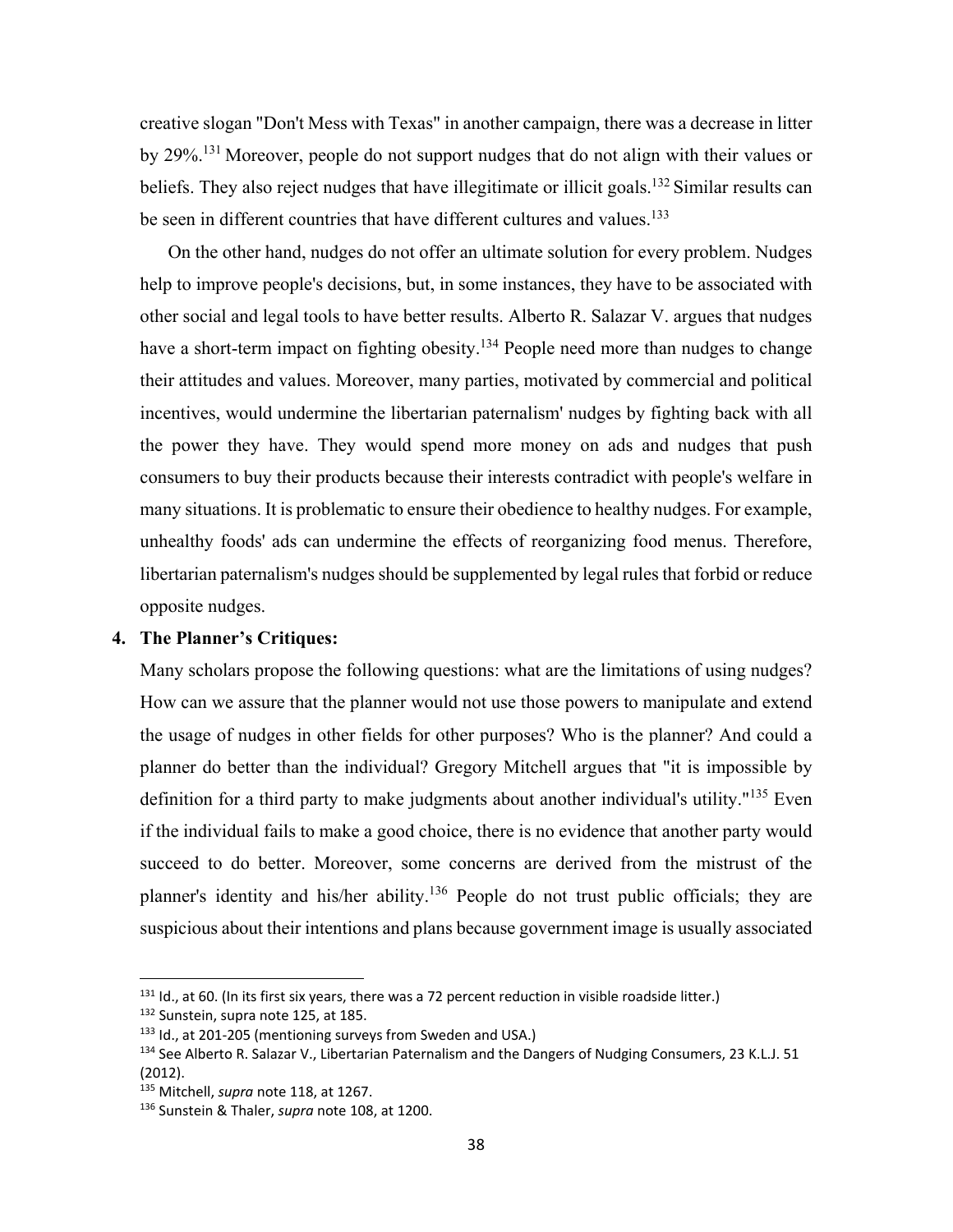creative slogan "Don't Mess with Texas" in another campaign, there was a decrease in litter by 29%.[131] Moreover, people do not support nudges that do not align with their values or beliefs. They also reject nudges that have illegitimate or illicit goals.[132] Similar results can be seen in different countries that have different cultures and values.[133]

On the other hand, nudges do not offer an ultimate solution for every problem. Nudges help to improve people's decisions, but, in some instances, they have to be associated with other social and legal tools to have better results. Alberto R. Salazar V. argues that nudges have a short-term impact on fighting obesity.[134] People need more than nudges to change their attitudes and values. Moreover, many parties, motivated by commercial and political incentives, would undermine the libertarian paternalism' nudges by fighting back with all the power they have. They would spend more money on ads and nudges that push consumers to buy their products because their interests contradict with people's welfare in many situations. It is problematic to ensure their obedience to healthy nudges. For example, unhealthy foods' ads can undermine the effects of reorganizing food menus. Therefore, libertarian paternalism's nudges should be supplemented by legal rules that forbid or reduce opposite nudges.

**4. The Planner's Critiques:**

Many scholars propose the following questions: what are the limitations of using nudges? How can we assure that the planner would not use those powers to manipulate and extend the usage of nudges in other fields for other purposes? Who is the planner? And could a planner do better than the individual? Gregory Mitchell argues that "it is impossible by definition for a third party to make judgments about another individual's utility."[135] Even if the individual fails to make a good choice, there is no evidence that another party would succeed to do better. Moreover, some concerns are derived from the mistrust of the planner's identity and his/her ability.[136] People do not trust public officials; they are suspicious about their intentions and plans because government image is usually associated

[131] Id., at 60. (In its first six years, there was a 72 percent reduction in visible roadside litter.)

[132] Sunstein, supra note 125, at 185.

[133] Id., at 201-205 (mentioning surveys from Sweden and USA.)

[134] See Alberto R. Salazar V., Libertarian Paternalism and the Dangers of Nudging Consumers, 23 K.L.J. 51 (2012).

[135] Mitchell, *supra* note 118, at 1267.

[136] Sunstein & Thaler, *supra* note 108, at 1200.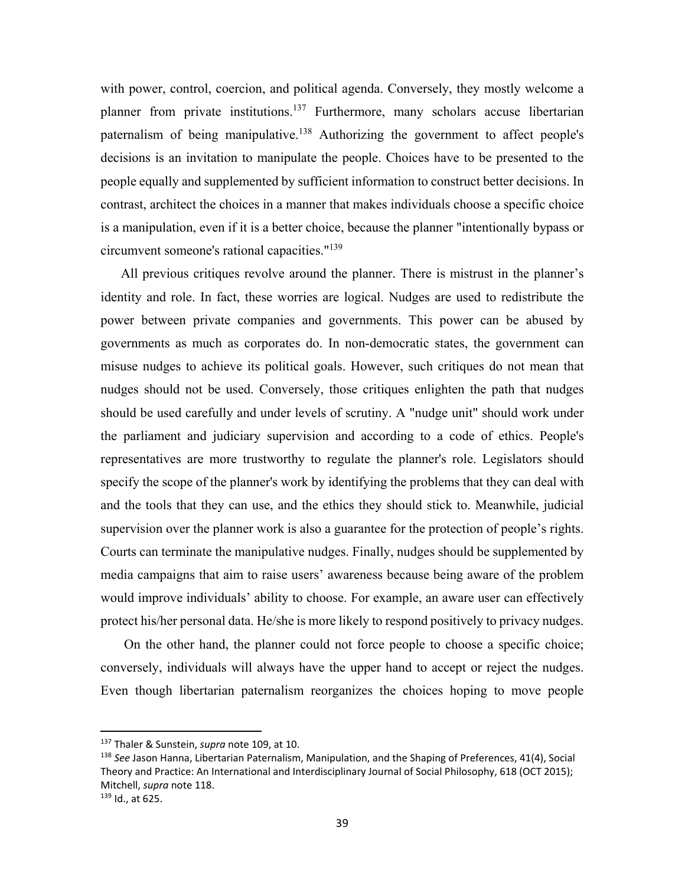with power, control, coercion, and political agenda. Conversely, they mostly welcome a planner from private institutions.[137] Furthermore, many scholars accuse libertarian paternalism of being manipulative.[138] Authorizing the government to affect people's decisions is an invitation to manipulate the people. Choices have to be presented to the people equally and supplemented by sufficient information to construct better decisions. In contrast, architect the choices in a manner that makes individuals choose a specific choice is a manipulation, even if it is a better choice, because the planner "intentionally bypass or circumvent someone's rational capacities."[139]

All previous critiques revolve around the planner. There is mistrust in the planner's identity and role. In fact, these worries are logical. Nudges are used to redistribute the power between private companies and governments. This power can be abused by governments as much as corporates do. In non-democratic states, the government can misuse nudges to achieve its political goals. However, such critiques do not mean that nudges should not be used. Conversely, those critiques enlighten the path that nudges should be used carefully and under levels of scrutiny. A "nudge unit" should work under the parliament and judiciary supervision and according to a code of ethics. People's representatives are more trustworthy to regulate the planner's role. Legislators should specify the scope of the planner's work by identifying the problems that they can deal with and the tools that they can use, and the ethics they should stick to. Meanwhile, judicial supervision over the planner work is also a guarantee for the protection of people's rights. Courts can terminate the manipulative nudges. Finally, nudges should be supplemented by media campaigns that aim to raise users' awareness because being aware of the problem would improve individuals' ability to choose. For example, an aware user can effectively protect his/her personal data. He/she is more likely to respond positively to privacy nudges.

On the other hand, the planner could not force people to choose a specific choice; conversely, individuals will always have the upper hand to accept or reject the nudges. Even though libertarian paternalism reorganizes the choices hoping to move people

---

[137] Thaler & Sunstein, *supra* note 109, at 10.

[138] *See* Jason Hanna, Libertarian Paternalism, Manipulation, and the Shaping of Preferences, 41(4), Social Theory and Practice: An International and Interdisciplinary Journal of Social Philosophy, 618 (OCT 2015); Mitchell, *supra* note 118.

[139] Id., at 625.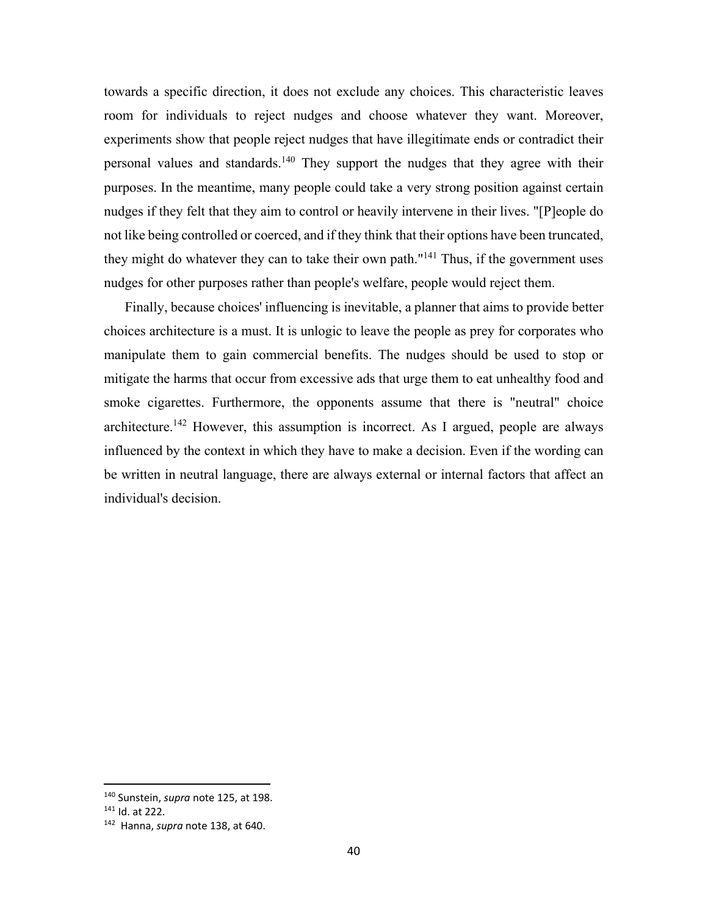towards a specific direction, it does not exclude any choices. This characteristic leaves room for individuals to reject nudges and choose whatever they want. Moreover, experiments show that people reject nudges that have illegitimate ends or contradict their personal values and standards.[140] They support the nudges that they agree with their purposes. In the meantime, many people could take a very strong position against certain nudges if they felt that they aim to control or heavily intervene in their lives. "[P]eople do not like being controlled or coerced, and if they think that their options have been truncated, they might do whatever they can to take their own path."[141] Thus, if the government uses nudges for other purposes rather than people's welfare, people would reject them.

Finally, because choices' influencing is inevitable, a planner that aims to provide better choices architecture is a must. It is unlogic to leave the people as prey for corporates who manipulate them to gain commercial benefits. The nudges should be used to stop or mitigate the harms that occur from excessive ads that urge them to eat unhealthy food and smoke cigarettes. Furthermore, the opponents assume that there is "neutral" choice architecture.[142] However, this assumption is incorrect. As I argued, people are always influenced by the context in which they have to make a decision. Even if the wording can be written in neutral language, there are always external or internal factors that affect an individual's decision.

---

[140] Sunstein, *supra* note 125, at 198.
[141] Id. at 222.
[142] Hanna, *supra* note 138, at 640.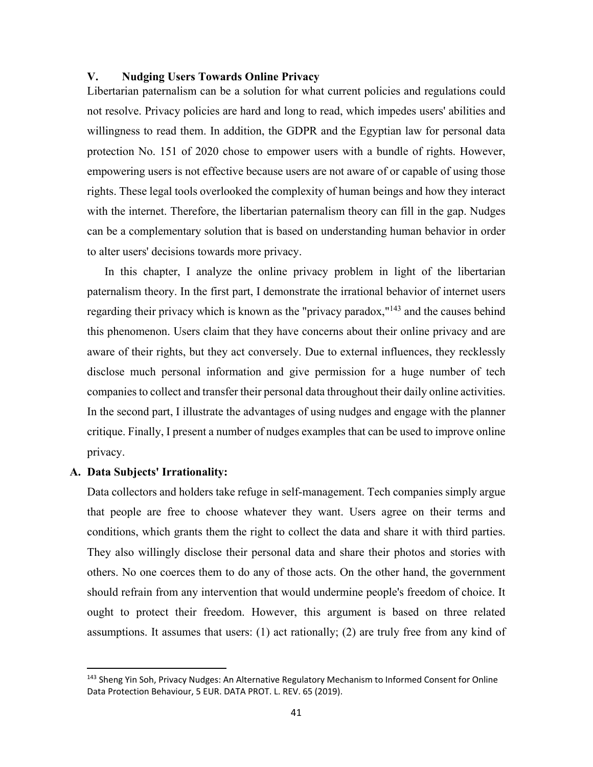## V. Nudging Users Towards Online Privacy

Libertarian paternalism can be a solution for what current policies and regulations could not resolve. Privacy policies are hard and long to read, which impedes users' abilities and willingness to read them. In addition, the GDPR and the Egyptian law for personal data protection No. 151 of 2020 chose to empower users with a bundle of rights. However, empowering users is not effective because users are not aware of or capable of using those rights. These legal tools overlooked the complexity of human beings and how they interact with the internet. Therefore, the libertarian paternalism theory can fill in the gap. Nudges can be a complementary solution that is based on understanding human behavior in order to alter users' decisions towards more privacy.

In this chapter, I analyze the online privacy problem in light of the libertarian paternalism theory. In the first part, I demonstrate the irrational behavior of internet users regarding their privacy which is known as the "privacy paradox,"[143] and the causes behind this phenomenon. Users claim that they have concerns about their online privacy and are aware of their rights, but they act conversely. Due to external influences, they recklessly disclose much personal information and give permission for a huge number of tech companies to collect and transfer their personal data throughout their daily online activities. In the second part, I illustrate the advantages of using nudges and engage with the planner critique. Finally, I present a number of nudges examples that can be used to improve online privacy.

### A. Data Subjects' Irrationality:

Data collectors and holders take refuge in self-management. Tech companies simply argue that people are free to choose whatever they want. Users agree on their terms and conditions, which grants them the right to collect the data and share it with third parties. They also willingly disclose their personal data and share their photos and stories with others. No one coerces them to do any of those acts. On the other hand, the government should refrain from any intervention that would undermine people's freedom of choice. It ought to protect their freedom. However, this argument is based on three related assumptions. It assumes that users: (1) act rationally; (2) are truly free from any kind of

---

[143] Sheng Yin Soh, Privacy Nudges: An Alternative Regulatory Mechanism to Informed Consent for Online Data Protection Behaviour, 5 EUR. DATA PROT. L. REV. 65 (2019).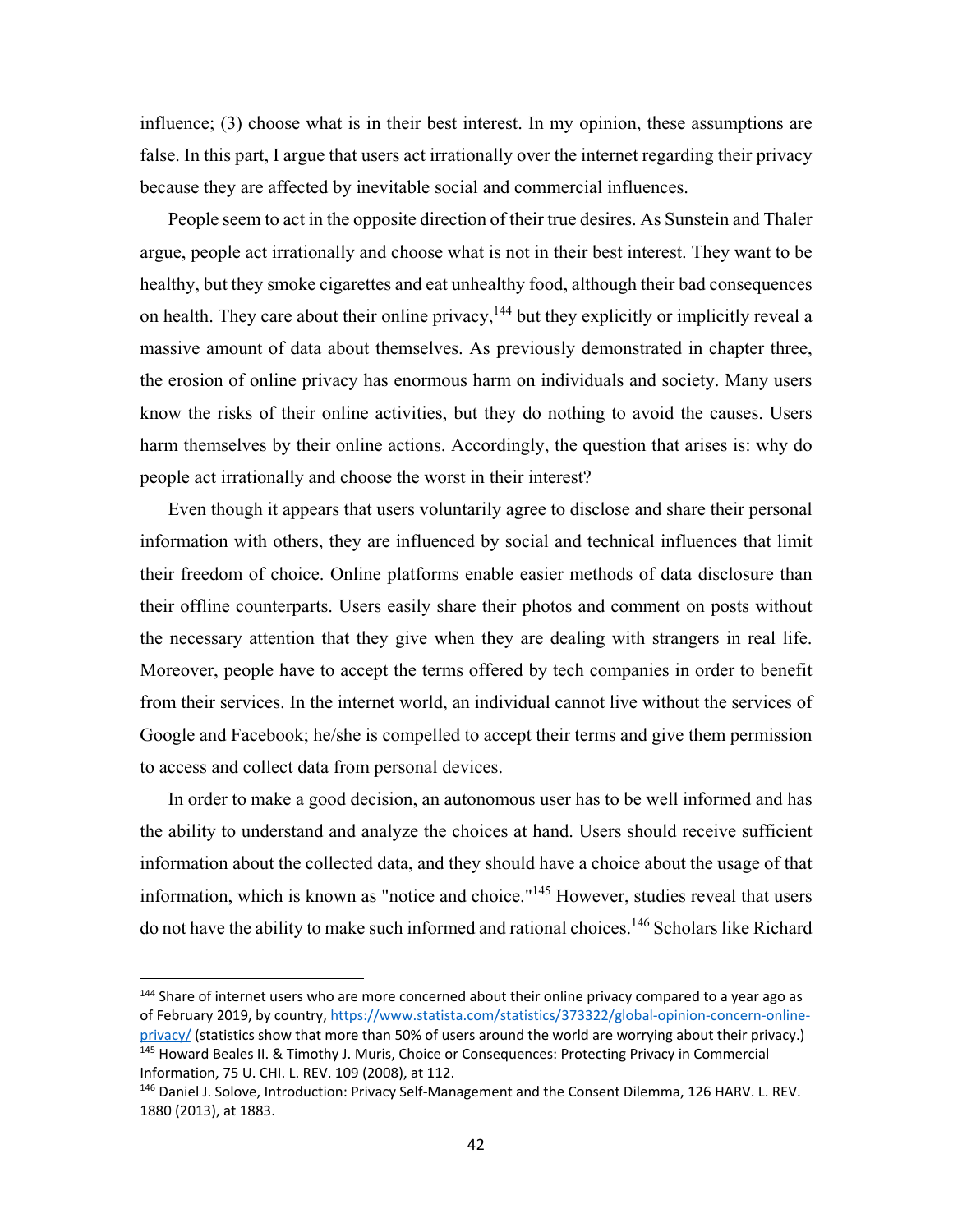influence; (3) choose what is in their best interest. In my opinion, these assumptions are false. In this part, I argue that users act irrationally over the internet regarding their privacy because they are affected by inevitable social and commercial influences.

People seem to act in the opposite direction of their true desires. As Sunstein and Thaler argue, people act irrationally and choose what is not in their best interest. They want to be healthy, but they smoke cigarettes and eat unhealthy food, although their bad consequences on health. They care about their online privacy,[144] but they explicitly or implicitly reveal a massive amount of data about themselves. As previously demonstrated in chapter three, the erosion of online privacy has enormous harm on individuals and society. Many users know the risks of their online activities, but they do nothing to avoid the causes. Users harm themselves by their online actions. Accordingly, the question that arises is: why do people act irrationally and choose the worst in their interest?

Even though it appears that users voluntarily agree to disclose and share their personal information with others, they are influenced by social and technical influences that limit their freedom of choice. Online platforms enable easier methods of data disclosure than their offline counterparts. Users easily share their photos and comment on posts without the necessary attention that they give when they are dealing with strangers in real life. Moreover, people have to accept the terms offered by tech companies in order to benefit from their services. In the internet world, an individual cannot live without the services of Google and Facebook; he/she is compelled to accept their terms and give them permission to access and collect data from personal devices.

In order to make a good decision, an autonomous user has to be well informed and has the ability to understand and analyze the choices at hand. Users should receive sufficient information about the collected data, and they should have a choice about the usage of that information, which is known as "notice and choice."[145] However, studies reveal that users do not have the ability to make such informed and rational choices.[146] Scholars like Richard

---

[144] Share of internet users who are more concerned about their online privacy compared to a year ago as of February 2019, by country, https://www.statista.com/statistics/373322/global-opinion-concern-online-privacy/ (statistics show that more than 50% of users around the world are worrying about their privacy.)

[145] Howard Beales II. & Timothy J. Muris, Choice or Consequences: Protecting Privacy in Commercial Information, 75 U. CHI. L. REV. 109 (2008), at 112.

[146] Daniel J. Solove, Introduction: Privacy Self-Management and the Consent Dilemma, 126 HARV. L. REV. 1880 (2013), at 1883.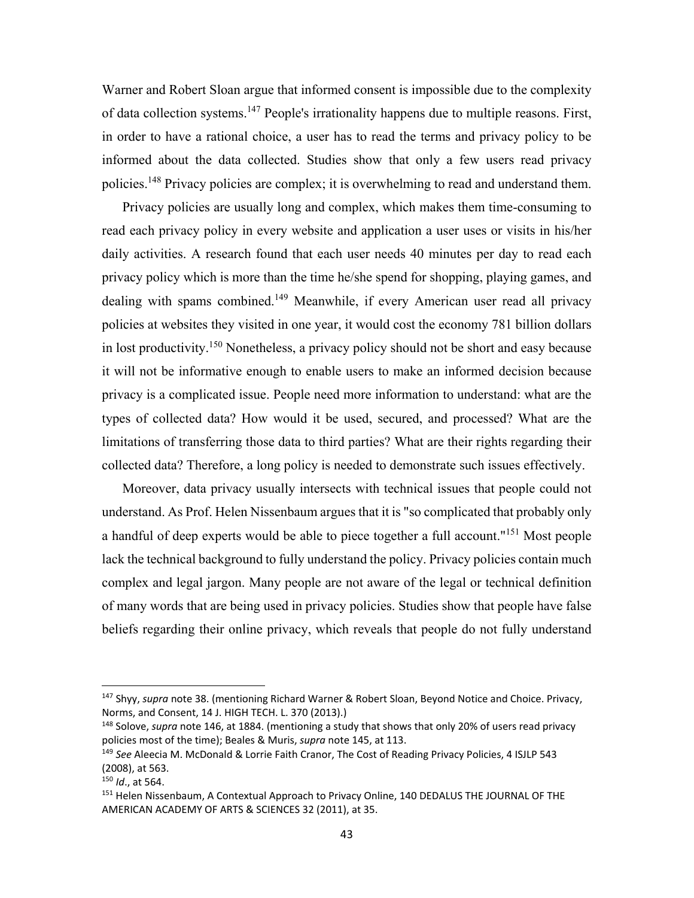Warner and Robert Sloan argue that informed consent is impossible due to the complexity of data collection systems.[147] People's irrationality happens due to multiple reasons. First, in order to have a rational choice, a user has to read the terms and privacy policy to be informed about the data collected. Studies show that only a few users read privacy policies.[148] Privacy policies are complex; it is overwhelming to read and understand them.

Privacy policies are usually long and complex, which makes them time-consuming to read each privacy policy in every website and application a user uses or visits in his/her daily activities. A research found that each user needs 40 minutes per day to read each privacy policy which is more than the time he/she spend for shopping, playing games, and dealing with spams combined.[149] Meanwhile, if every American user read all privacy policies at websites they visited in one year, it would cost the economy 781 billion dollars in lost productivity.[150] Nonetheless, a privacy policy should not be short and easy because it will not be informative enough to enable users to make an informed decision because privacy is a complicated issue. People need more information to understand: what are the types of collected data? How would it be used, secured, and processed? What are the limitations of transferring those data to third parties? What are their rights regarding their collected data? Therefore, a long policy is needed to demonstrate such issues effectively.

Moreover, data privacy usually intersects with technical issues that people could not understand. As Prof. Helen Nissenbaum argues that it is "so complicated that probably only a handful of deep experts would be able to piece together a full account."[151] Most people lack the technical background to fully understand the policy. Privacy policies contain much complex and legal jargon. Many people are not aware of the legal or technical definition of many words that are being used in privacy policies. Studies show that people have false beliefs regarding their online privacy, which reveals that people do not fully understand

---

[147] Shyy, *supra* note 38. (mentioning Richard Warner & Robert Sloan, Beyond Notice and Choice. Privacy, Norms, and Consent, 14 J. HIGH TECH. L. 370 (2013).)

[148] Solove, *supra* note 146, at 1884. (mentioning a study that shows that only 20% of users read privacy policies most of the time); Beales & Muris, *supra* note 145, at 113.

[149] *See* Aleecia M. McDonald & Lorrie Faith Cranor, The Cost of Reading Privacy Policies, 4 ISJLP 543 (2008), at 563.

[150] *Id*., at 564.

[151] Helen Nissenbaum, A Contextual Approach to Privacy Online, 140 DEDALUS THE JOURNAL OF THE AMERICAN ACADEMY OF ARTS & SCIENCES 32 (2011), at 35.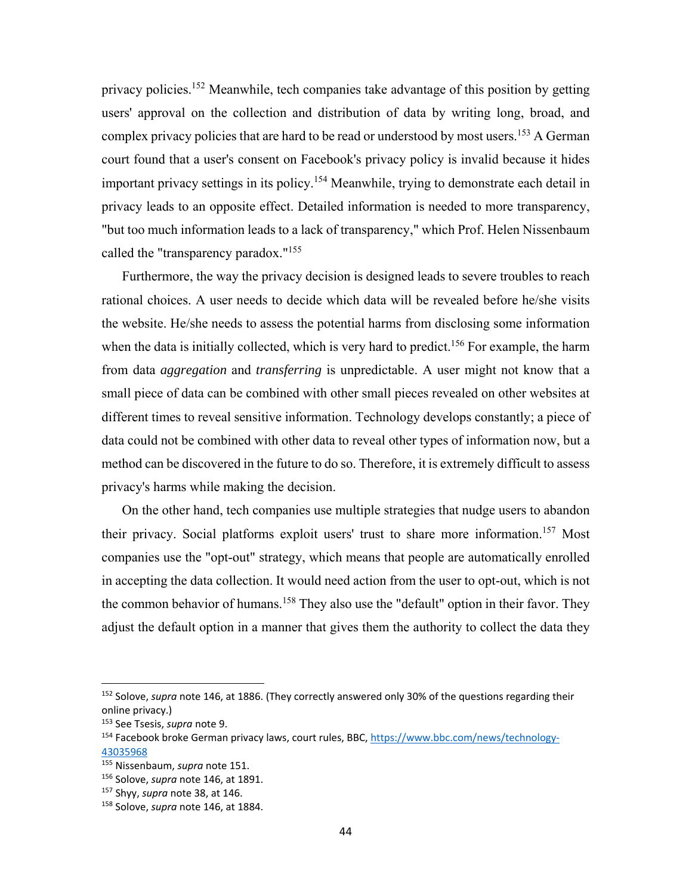privacy policies.[152] Meanwhile, tech companies take advantage of this position by getting users' approval on the collection and distribution of data by writing long, broad, and complex privacy policies that are hard to be read or understood by most users.[153] A German court found that a user's consent on Facebook's privacy policy is invalid because it hides important privacy settings in its policy.[154] Meanwhile, trying to demonstrate each detail in privacy leads to an opposite effect. Detailed information is needed to more transparency, "but too much information leads to a lack of transparency," which Prof. Helen Nissenbaum called the "transparency paradox."[155]

Furthermore, the way the privacy decision is designed leads to severe troubles to reach rational choices. A user needs to decide which data will be revealed before he/she visits the website. He/she needs to assess the potential harms from disclosing some information when the data is initially collected, which is very hard to predict.[156] For example, the harm from data *aggregation* and *transferring* is unpredictable. A user might not know that a small piece of data can be combined with other small pieces revealed on other websites at different times to reveal sensitive information. Technology develops constantly; a piece of data could not be combined with other data to reveal other types of information now, but a method can be discovered in the future to do so. Therefore, it is extremely difficult to assess privacy's harms while making the decision.

On the other hand, tech companies use multiple strategies that nudge users to abandon their privacy. Social platforms exploit users' trust to share more information.[157] Most companies use the "opt-out" strategy, which means that people are automatically enrolled in accepting the data collection. It would need action from the user to opt-out, which is not the common behavior of humans.[158] They also use the "default" option in their favor. They adjust the default option in a manner that gives them the authority to collect the data they

---

[152] Solove, *supra* note 146, at 1886. (They correctly answered only 30% of the questions regarding their online privacy.)

[153] See Tsesis, *supra* note 9.

[154] Facebook broke German privacy laws, court rules, BBC, https://www.bbc.com/news/technology-43035968

[155] Nissenbaum, *supra* note 151.

[156] Solove, *supra* note 146, at 1891.

[157] Shyy, *supra* note 38, at 146.

[158] Solove, *supra* note 146, at 1884.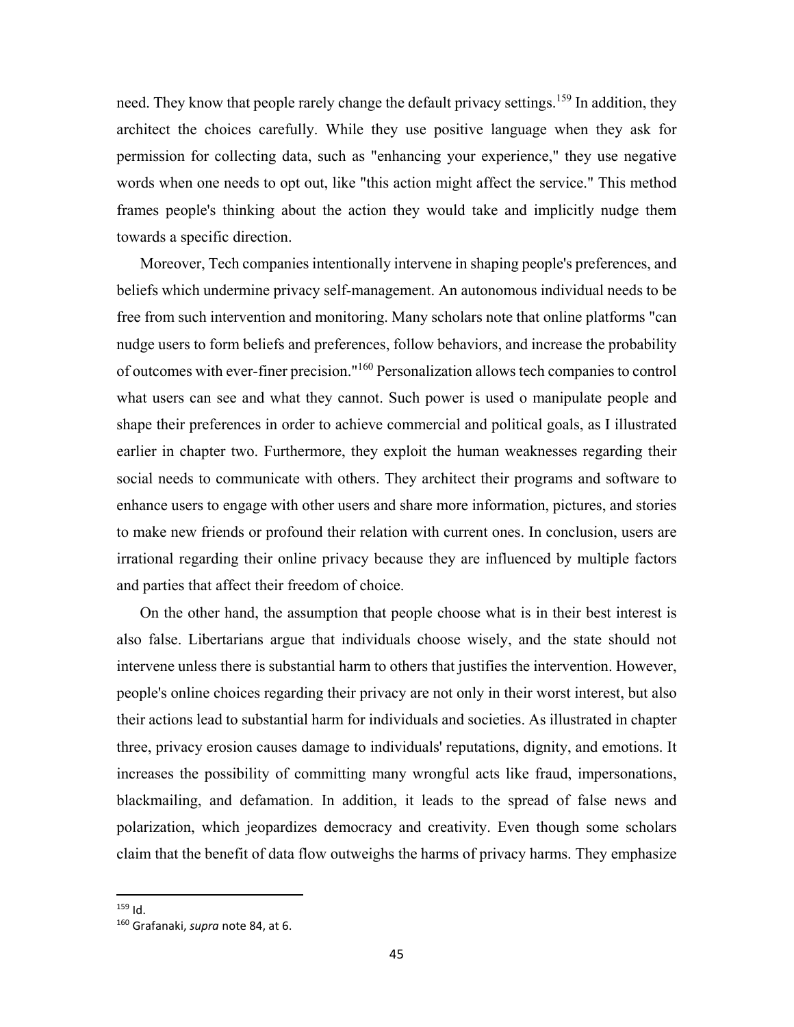need. They know that people rarely change the default privacy settings.[159] In addition, they architect the choices carefully. While they use positive language when they ask for permission for collecting data, such as "enhancing your experience," they use negative words when one needs to opt out, like "this action might affect the service." This method frames people's thinking about the action they would take and implicitly nudge them towards a specific direction.

Moreover, Tech companies intentionally intervene in shaping people's preferences, and beliefs which undermine privacy self-management. An autonomous individual needs to be free from such intervention and monitoring. Many scholars note that online platforms "can nudge users to form beliefs and preferences, follow behaviors, and increase the probability of outcomes with ever-finer precision."[160] Personalization allows tech companies to control what users can see and what they cannot. Such power is used o manipulate people and shape their preferences in order to achieve commercial and political goals, as I illustrated earlier in chapter two. Furthermore, they exploit the human weaknesses regarding their social needs to communicate with others. They architect their programs and software to enhance users to engage with other users and share more information, pictures, and stories to make new friends or profound their relation with current ones. In conclusion, users are irrational regarding their online privacy because they are influenced by multiple factors and parties that affect their freedom of choice.

On the other hand, the assumption that people choose what is in their best interest is also false. Libertarians argue that individuals choose wisely, and the state should not intervene unless there is substantial harm to others that justifies the intervention. However, people's online choices regarding their privacy are not only in their worst interest, but also their actions lead to substantial harm for individuals and societies. As illustrated in chapter three, privacy erosion causes damage to individuals' reputations, dignity, and emotions. It increases the possibility of committing many wrongful acts like fraud, impersonations, blackmailing, and defamation. In addition, it leads to the spread of false news and polarization, which jeopardizes democracy and creativity. Even though some scholars claim that the benefit of data flow outweighs the harms of privacy harms. They emphasize

---

[159] Id.

[160] Grafanaki, *supra* note 84, at 6.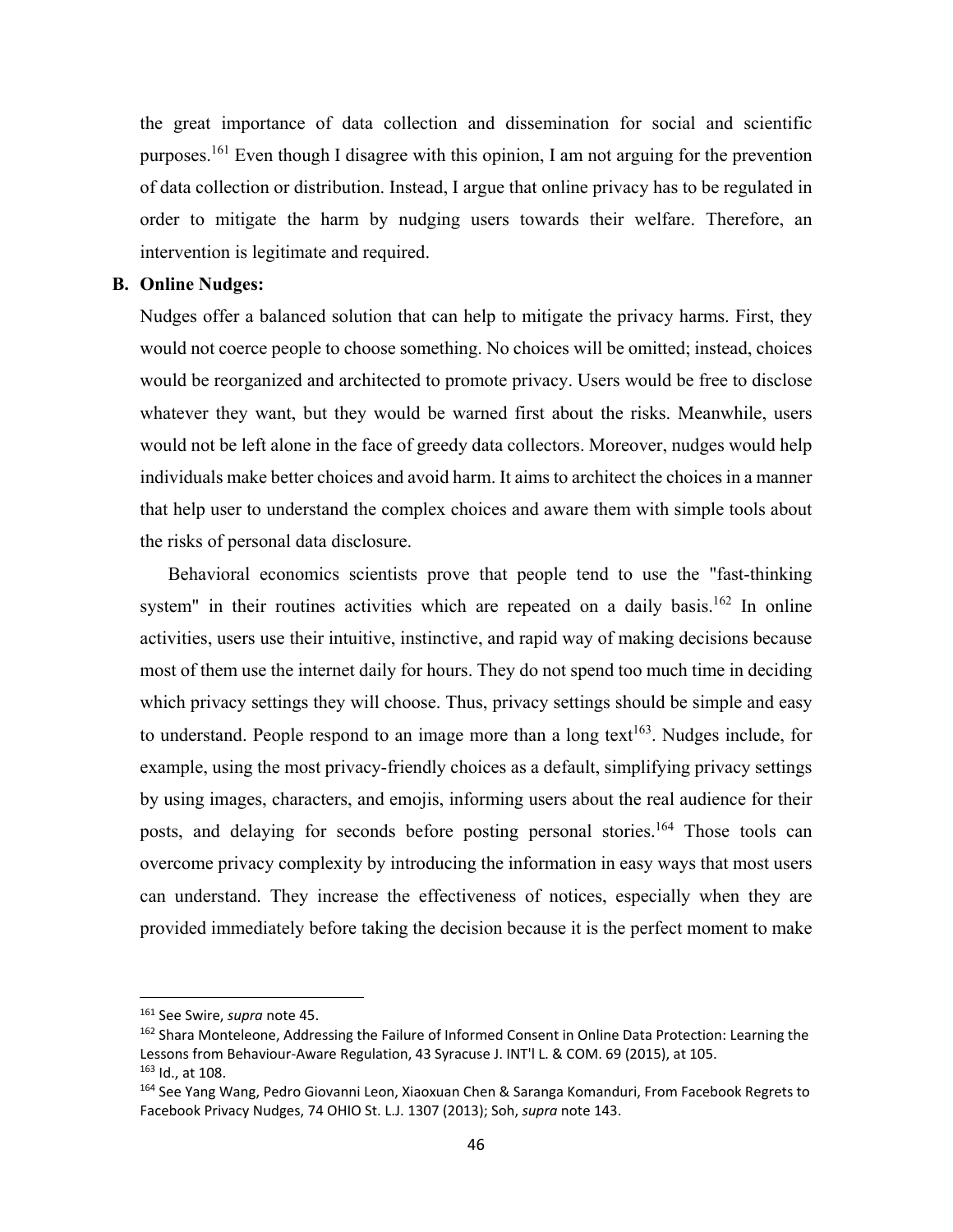the great importance of data collection and dissemination for social and scientific purposes.[161] Even though I disagree with this opinion, I am not arguing for the prevention of data collection or distribution. Instead, I argue that online privacy has to be regulated in order to mitigate the harm by nudging users towards their welfare. Therefore, an intervention is legitimate and required.

### B. Online Nudges:

Nudges offer a balanced solution that can help to mitigate the privacy harms. First, they would not coerce people to choose something. No choices will be omitted; instead, choices would be reorganized and architected to promote privacy. Users would be free to disclose whatever they want, but they would be warned first about the risks. Meanwhile, users would not be left alone in the face of greedy data collectors. Moreover, nudges would help individuals make better choices and avoid harm. It aims to architect the choices in a manner that help user to understand the complex choices and aware them with simple tools about the risks of personal data disclosure.

Behavioral economics scientists prove that people tend to use the "fast-thinking system" in their routines activities which are repeated on a daily basis.[162] In online activities, users use their intuitive, instinctive, and rapid way of making decisions because most of them use the internet daily for hours. They do not spend too much time in deciding which privacy settings they will choose. Thus, privacy settings should be simple and easy to understand. People respond to an image more than a long text[163]. Nudges include, for example, using the most privacy-friendly choices as a default, simplifying privacy settings by using images, characters, and emojis, informing users about the real audience for their posts, and delaying for seconds before posting personal stories.[164] Those tools can overcome privacy complexity by introducing the information in easy ways that most users can understand. They increase the effectiveness of notices, especially when they are provided immediately before taking the decision because it is the perfect moment to make

---

[161] See Swire, *supra* note 45.

[162] Shara Monteleone, Addressing the Failure of Informed Consent in Online Data Protection: Learning the Lessons from Behaviour-Aware Regulation, 43 Syracuse J. INT'l L. & COM. 69 (2015), at 105.

[163] Id., at 108.

[164] See Yang Wang, Pedro Giovanni Leon, Xiaoxuan Chen & Saranga Komanduri, From Facebook Regrets to Facebook Privacy Nudges, 74 OHIO St. L.J. 1307 (2013); Soh, *supra* note 143.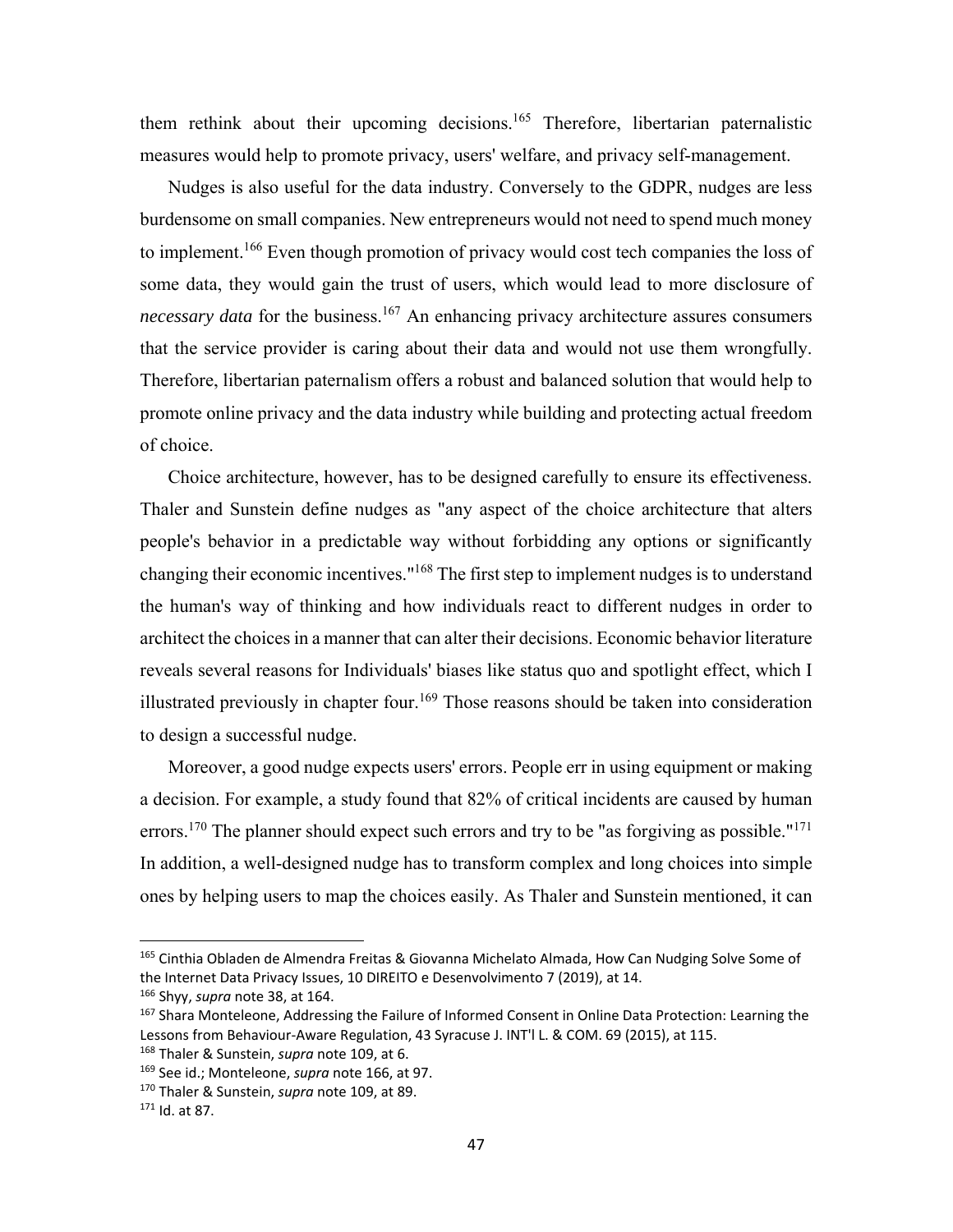them rethink about their upcoming decisions.[165] Therefore, libertarian paternalistic measures would help to promote privacy, users' welfare, and privacy self-management.

Nudges is also useful for the data industry. Conversely to the GDPR, nudges are less burdensome on small companies. New entrepreneurs would not need to spend much money to implement.[166] Even though promotion of privacy would cost tech companies the loss of some data, they would gain the trust of users, which would lead to more disclosure of *necessary data* for the business.[167] An enhancing privacy architecture assures consumers that the service provider is caring about their data and would not use them wrongfully. Therefore, libertarian paternalism offers a robust and balanced solution that would help to promote online privacy and the data industry while building and protecting actual freedom of choice.

Choice architecture, however, has to be designed carefully to ensure its effectiveness. Thaler and Sunstein define nudges as "any aspect of the choice architecture that alters people's behavior in a predictable way without forbidding any options or significantly changing their economic incentives."[168] The first step to implement nudges is to understand the human's way of thinking and how individuals react to different nudges in order to architect the choices in a manner that can alter their decisions. Economic behavior literature reveals several reasons for Individuals' biases like status quo and spotlight effect, which I illustrated previously in chapter four.[169] Those reasons should be taken into consideration to design a successful nudge.

Moreover, a good nudge expects users' errors. People err in using equipment or making a decision. For example, a study found that 82% of critical incidents are caused by human errors.[170] The planner should expect such errors and try to be "as forgiving as possible."[171] In addition, a well-designed nudge has to transform complex and long choices into simple ones by helping users to map the choices easily. As Thaler and Sunstein mentioned, it can

---

[165] Cinthia Obladen de Almendra Freitas & Giovanna Michelato Almada, How Can Nudging Solve Some of the Internet Data Privacy Issues, 10 DIREITO e Desenvolvimento 7 (2019), at 14.

[166] Shyy, *supra* note 38, at 164.

[167] Shara Monteleone, Addressing the Failure of Informed Consent in Online Data Protection: Learning the Lessons from Behaviour-Aware Regulation, 43 Syracuse J. INT'l L. & COM. 69 (2015), at 115.

[168] Thaler & Sunstein, *supra* note 109, at 6.

[169] See id.; Monteleone, *supra* note 166, at 97.

[170] Thaler & Sunstein, *supra* note 109, at 89.

[171] Id. at 87.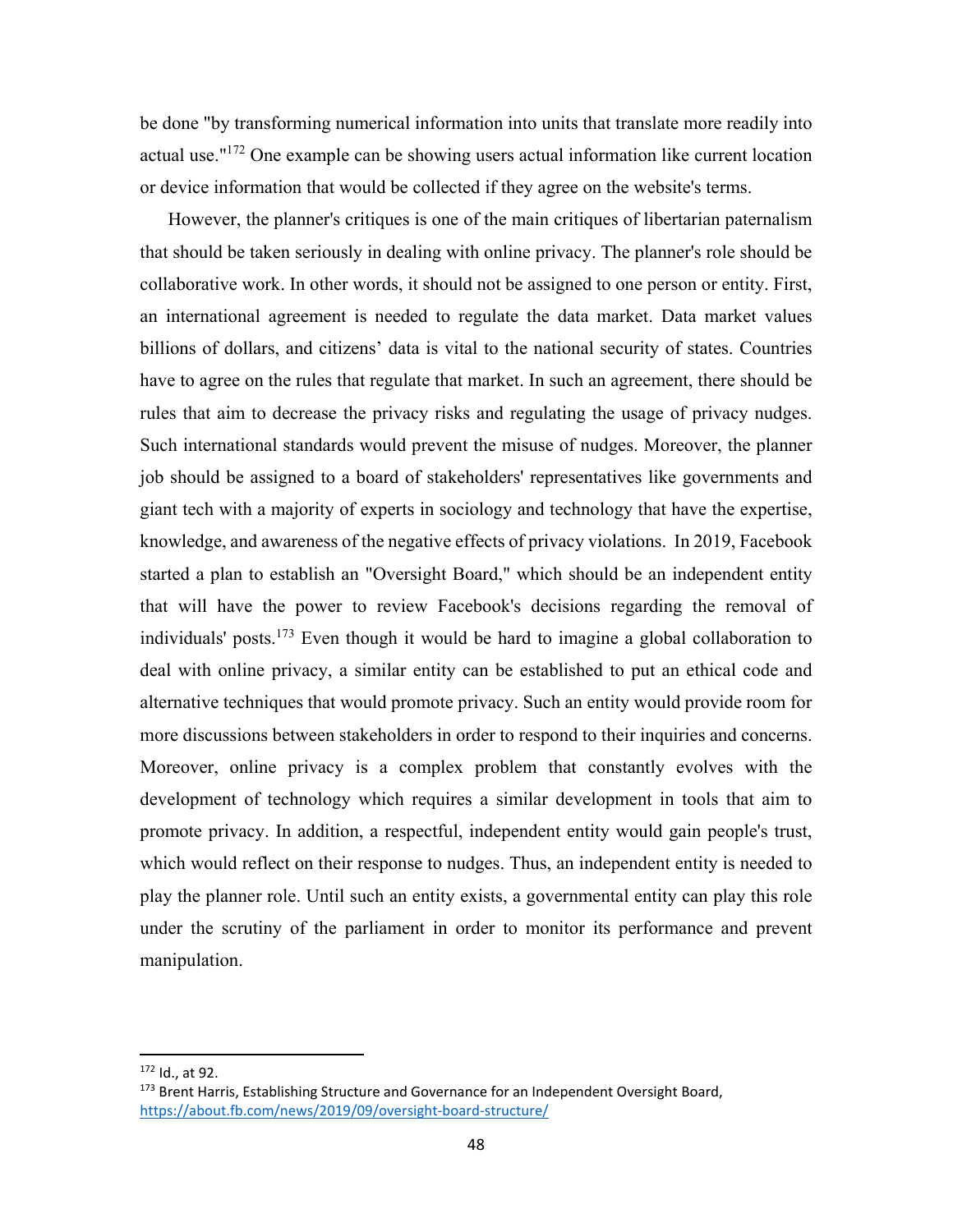be done "by transforming numerical information into units that translate more readily into actual use."[172] One example can be showing users actual information like current location or device information that would be collected if they agree on the website's terms.

However, the planner's critiques is one of the main critiques of libertarian paternalism that should be taken seriously in dealing with online privacy. The planner's role should be collaborative work. In other words, it should not be assigned to one person or entity. First, an international agreement is needed to regulate the data market. Data market values billions of dollars, and citizens' data is vital to the national security of states. Countries have to agree on the rules that regulate that market. In such an agreement, there should be rules that aim to decrease the privacy risks and regulating the usage of privacy nudges. Such international standards would prevent the misuse of nudges. Moreover, the planner job should be assigned to a board of stakeholders' representatives like governments and giant tech with a majority of experts in sociology and technology that have the expertise, knowledge, and awareness of the negative effects of privacy violations. In 2019, Facebook started a plan to establish an "Oversight Board," which should be an independent entity that will have the power to review Facebook's decisions regarding the removal of individuals' posts.[173] Even though it would be hard to imagine a global collaboration to deal with online privacy, a similar entity can be established to put an ethical code and alternative techniques that would promote privacy. Such an entity would provide room for more discussions between stakeholders in order to respond to their inquiries and concerns. Moreover, online privacy is a complex problem that constantly evolves with the development of technology which requires a similar development in tools that aim to promote privacy. In addition, a respectful, independent entity would gain people's trust, which would reflect on their response to nudges. Thus, an independent entity is needed to play the planner role. Until such an entity exists, a governmental entity can play this role under the scrutiny of the parliament in order to monitor its performance and prevent manipulation.

---

[172] Id., at 92.

[173] Brent Harris, Establishing Structure and Governance for an Independent Oversight Board, https://about.fb.com/news/2019/09/oversight-board-structure/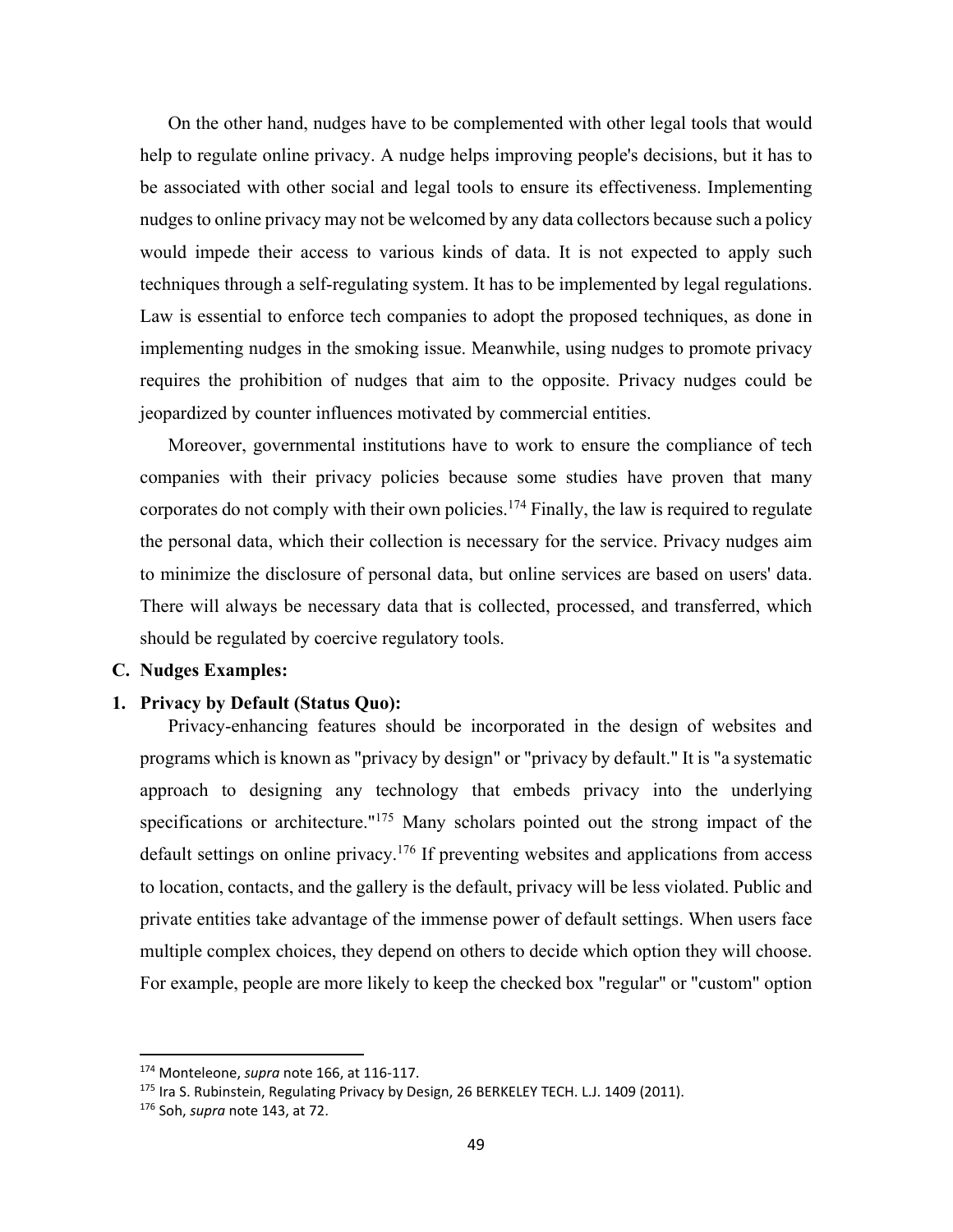On the other hand, nudges have to be complemented with other legal tools that would help to regulate online privacy. A nudge helps improving people's decisions, but it has to be associated with other social and legal tools to ensure its effectiveness. Implementing nudges to online privacy may not be welcomed by any data collectors because such a policy would impede their access to various kinds of data. It is not expected to apply such techniques through a self-regulating system. It has to be implemented by legal regulations. Law is essential to enforce tech companies to adopt the proposed techniques, as done in implementing nudges in the smoking issue. Meanwhile, using nudges to promote privacy requires the prohibition of nudges that aim to the opposite. Privacy nudges could be jeopardized by counter influences motivated by commercial entities.

Moreover, governmental institutions have to work to ensure the compliance of tech companies with their privacy policies because some studies have proven that many corporates do not comply with their own policies.[174] Finally, the law is required to regulate the personal data, which their collection is necessary for the service. Privacy nudges aim to minimize the disclosure of personal data, but online services are based on users' data. There will always be necessary data that is collected, processed, and transferred, which should be regulated by coercive regulatory tools.

### C. Nudges Examples:

#### 1. Privacy by Default (Status Quo):

Privacy-enhancing features should be incorporated in the design of websites and programs which is known as "privacy by design" or "privacy by default." It is "a systematic approach to designing any technology that embeds privacy into the underlying specifications or architecture."[175] Many scholars pointed out the strong impact of the default settings on online privacy.[176] If preventing websites and applications from access to location, contacts, and the gallery is the default, privacy will be less violated. Public and private entities take advantage of the immense power of default settings. When users face multiple complex choices, they depend on others to decide which option they will choose. For example, people are more likely to keep the checked box "regular" or "custom" option

---

[174] Monteleone, *supra* note 166, at 116-117.

[175] Ira S. Rubinstein, Regulating Privacy by Design, 26 BERKELEY TECH. L.J. 1409 (2011).

[176] Soh, *supra* note 143, at 72.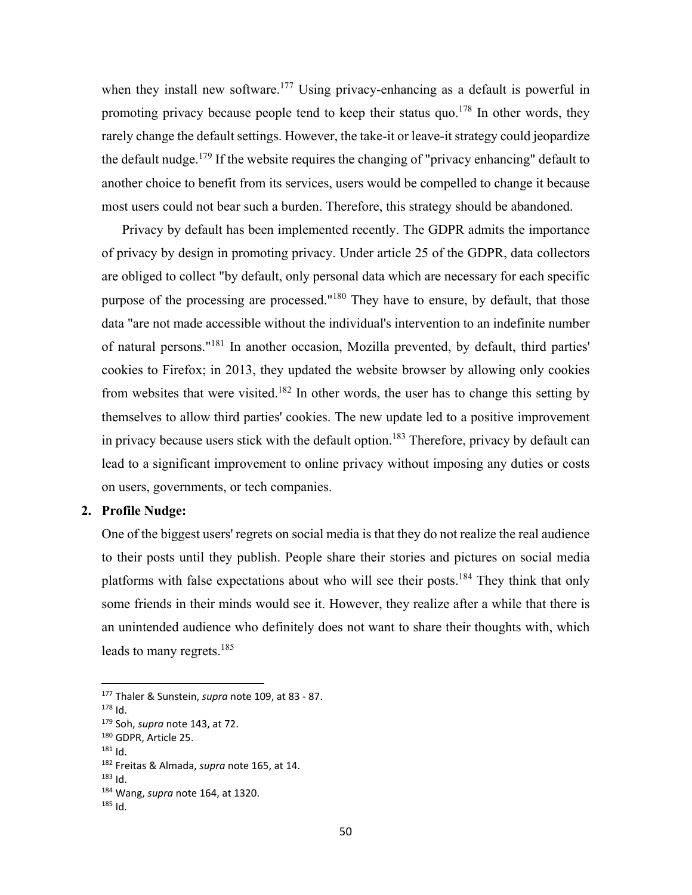when they install new software.[177] Using privacy-enhancing as a default is powerful in promoting privacy because people tend to keep their status quo.[178] In other words, they rarely change the default settings. However, the take-it or leave-it strategy could jeopardize the default nudge.[179] If the website requires the changing of "privacy enhancing" default to another choice to benefit from its services, users would be compelled to change it because most users could not bear such a burden. Therefore, this strategy should be abandoned.

Privacy by default has been implemented recently. The GDPR admits the importance of privacy by design in promoting privacy. Under article 25 of the GDPR, data collectors are obliged to collect "by default, only personal data which are necessary for each specific purpose of the processing are processed."[180] They have to ensure, by default, that those data "are not made accessible without the individual's intervention to an indefinite number of natural persons."[181] In another occasion, Mozilla prevented, by default, third parties' cookies to Firefox; in 2013, they updated the website browser by allowing only cookies from websites that were visited.[182] In other words, the user has to change this setting by themselves to allow third parties' cookies. The new update led to a positive improvement in privacy because users stick with the default option.[183] Therefore, privacy by default can lead to a significant improvement to online privacy without imposing any duties or costs on users, governments, or tech companies.

**2. Profile Nudge:**

One of the biggest users' regrets on social media is that they do not realize the real audience to their posts until they publish. People share their stories and pictures on social media platforms with false expectations about who will see their posts.[184] They think that only some friends in their minds would see it. However, they realize after a while that there is an unintended audience who definitely does not want to share their thoughts with, which leads to many regrets.[185]

---

[177] Thaler & Sunstein, *supra* note 109, at 83 - 87.

[178] Id.

[179] Soh, *supra* note 143, at 72.

[180] GDPR, Article 25.

[181] Id.

[182] Freitas & Almada, *supra* note 165, at 14.

[183] Id.

[184] Wang, *supra* note 164, at 1320.

[185] Id.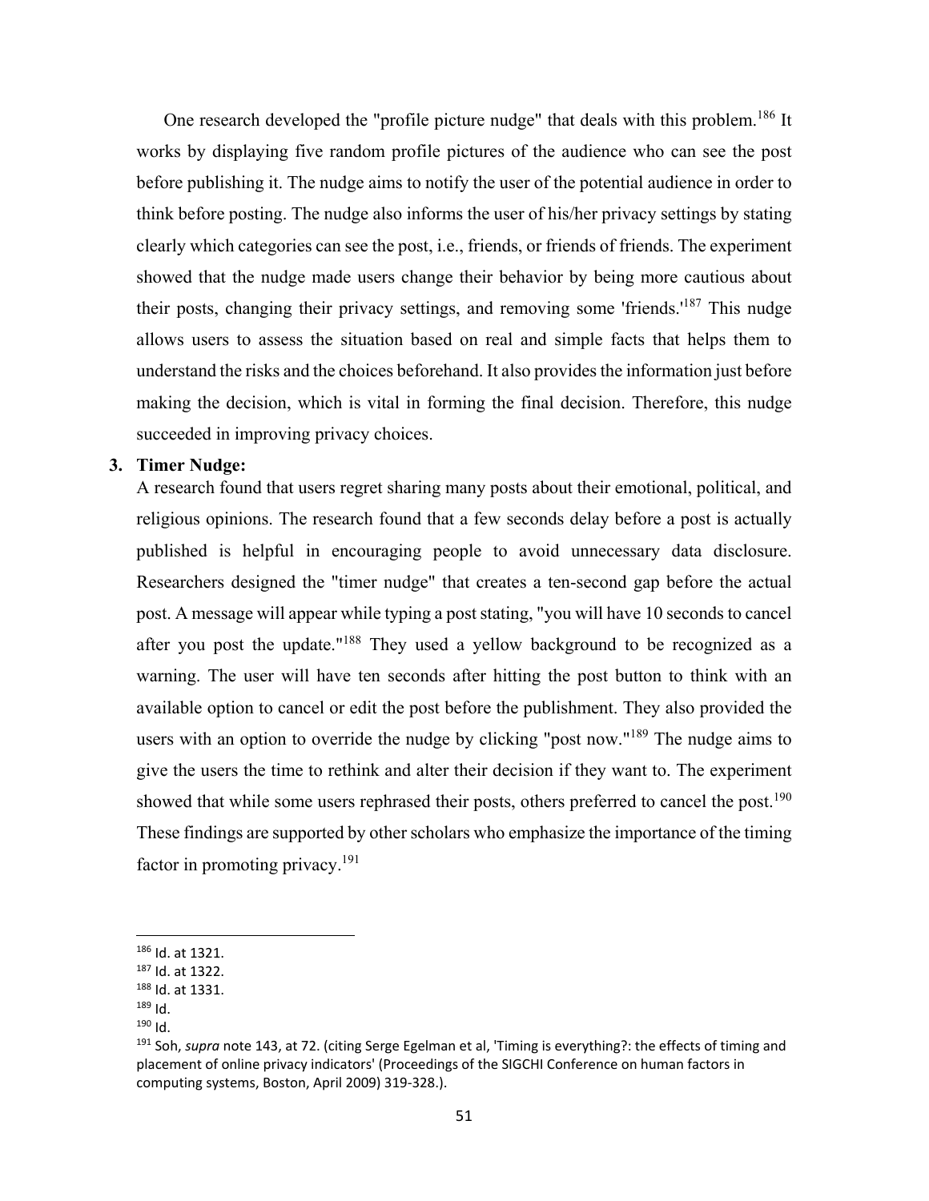One research developed the "profile picture nudge" that deals with this problem.[186] It works by displaying five random profile pictures of the audience who can see the post before publishing it. The nudge aims to notify the user of the potential audience in order to think before posting. The nudge also informs the user of his/her privacy settings by stating clearly which categories can see the post, i.e., friends, or friends of friends. The experiment showed that the nudge made users change their behavior by being more cautious about their posts, changing their privacy settings, and removing some 'friends.'[187] This nudge allows users to assess the situation based on real and simple facts that helps them to understand the risks and the choices beforehand. It also provides the information just before making the decision, which is vital in forming the final decision. Therefore, this nudge succeeded in improving privacy choices.

3. **Timer Nudge:**

A research found that users regret sharing many posts about their emotional, political, and religious opinions. The research found that a few seconds delay before a post is actually published is helpful in encouraging people to avoid unnecessary data disclosure. Researchers designed the "timer nudge" that creates a ten-second gap before the actual post. A message will appear while typing a post stating, "you will have 10 seconds to cancel after you post the update."[188] They used a yellow background to be recognized as a warning. The user will have ten seconds after hitting the post button to think with an available option to cancel or edit the post before the publishment. They also provided the users with an option to override the nudge by clicking "post now."[189] The nudge aims to give the users the time to rethink and alter their decision if they want to. The experiment showed that while some users rephrased their posts, others preferred to cancel the post.[190] These findings are supported by other scholars who emphasize the importance of the timing factor in promoting privacy.[191]

---

[186] Id. at 1321.
[187] Id. at 1322.
[188] Id. at 1331.
[189] Id.
[190] Id.
[191] Soh, *supra* note 143, at 72. (citing Serge Egelman et al, 'Timing is everything?: the effects of timing and placement of online privacy indicators' (Proceedings of the SIGCHI Conference on human factors in computing systems, Boston, April 2009) 319-328.).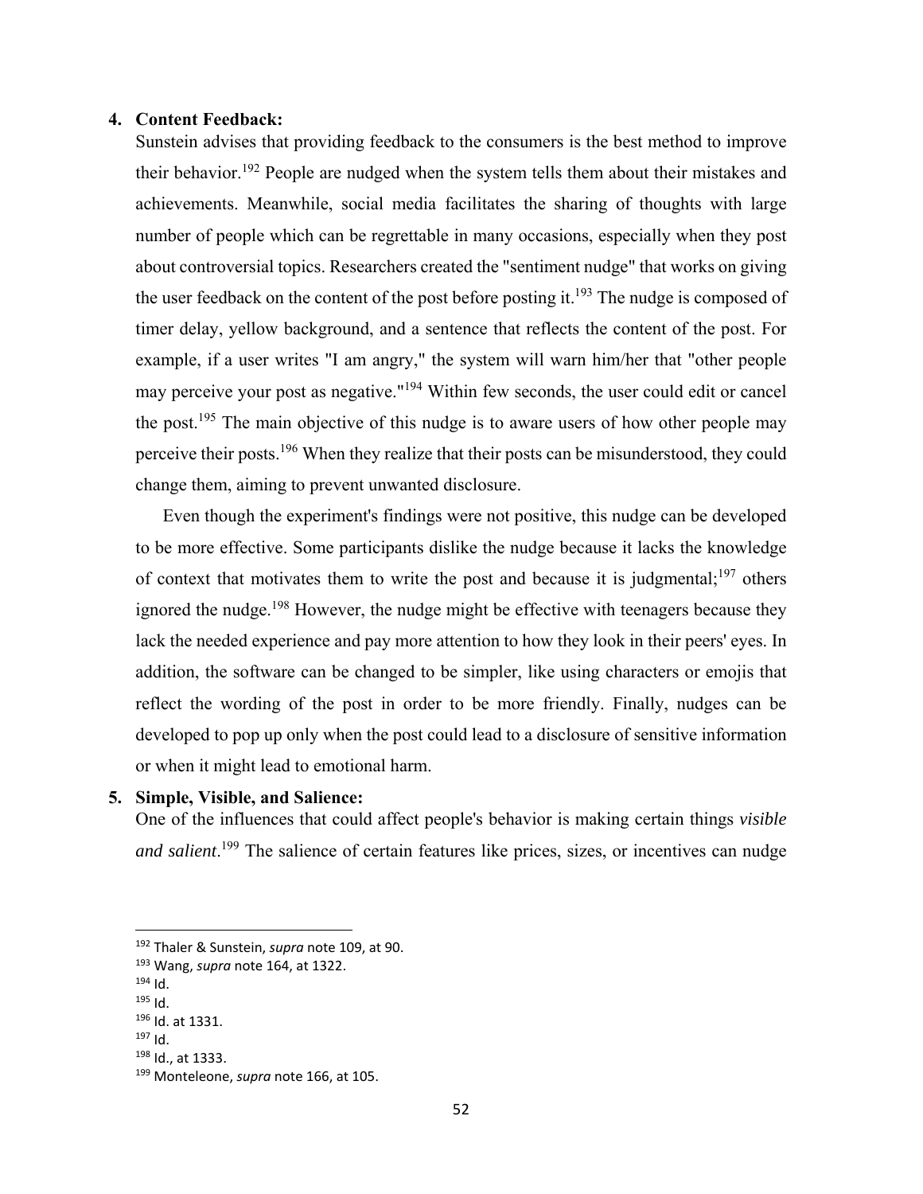4. **Content Feedback:**

Sunstein advises that providing feedback to the consumers is the best method to improve their behavior.[192] People are nudged when the system tells them about their mistakes and achievements. Meanwhile, social media facilitates the sharing of thoughts with large number of people which can be regrettable in many occasions, especially when they post about controversial topics. Researchers created the "sentiment nudge" that works on giving the user feedback on the content of the post before posting it.[193] The nudge is composed of timer delay, yellow background, and a sentence that reflects the content of the post. For example, if a user writes "I am angry," the system will warn him/her that "other people may perceive your post as negative."[194] Within few seconds, the user could edit or cancel the post.[195] The main objective of this nudge is to aware users of how other people may perceive their posts.[196] When they realize that their posts can be misunderstood, they could change them, aiming to prevent unwanted disclosure.

Even though the experiment's findings were not positive, this nudge can be developed to be more effective. Some participants dislike the nudge because it lacks the knowledge of context that motivates them to write the post and because it is judgmental;[197] others ignored the nudge.[198] However, the nudge might be effective with teenagers because they lack the needed experience and pay more attention to how they look in their peers' eyes. In addition, the software can be changed to be simpler, like using characters or emojis that reflect the wording of the post in order to be more friendly. Finally, nudges can be developed to pop up only when the post could lead to a disclosure of sensitive information or when it might lead to emotional harm.

5. **Simple, Visible, and Salience:**

One of the influences that could affect people's behavior is making certain things *visible and salient*.[199] The salience of certain features like prices, sizes, or incentives can nudge

---

[192] Thaler & Sunstein, *supra* note 109, at 90.
[193] Wang, *supra* note 164, at 1322.
[194] Id.
[195] Id.
[196] Id. at 1331.
[197] Id.
[198] Id., at 1333.
[199] Monteleone, *supra* note 166, at 105.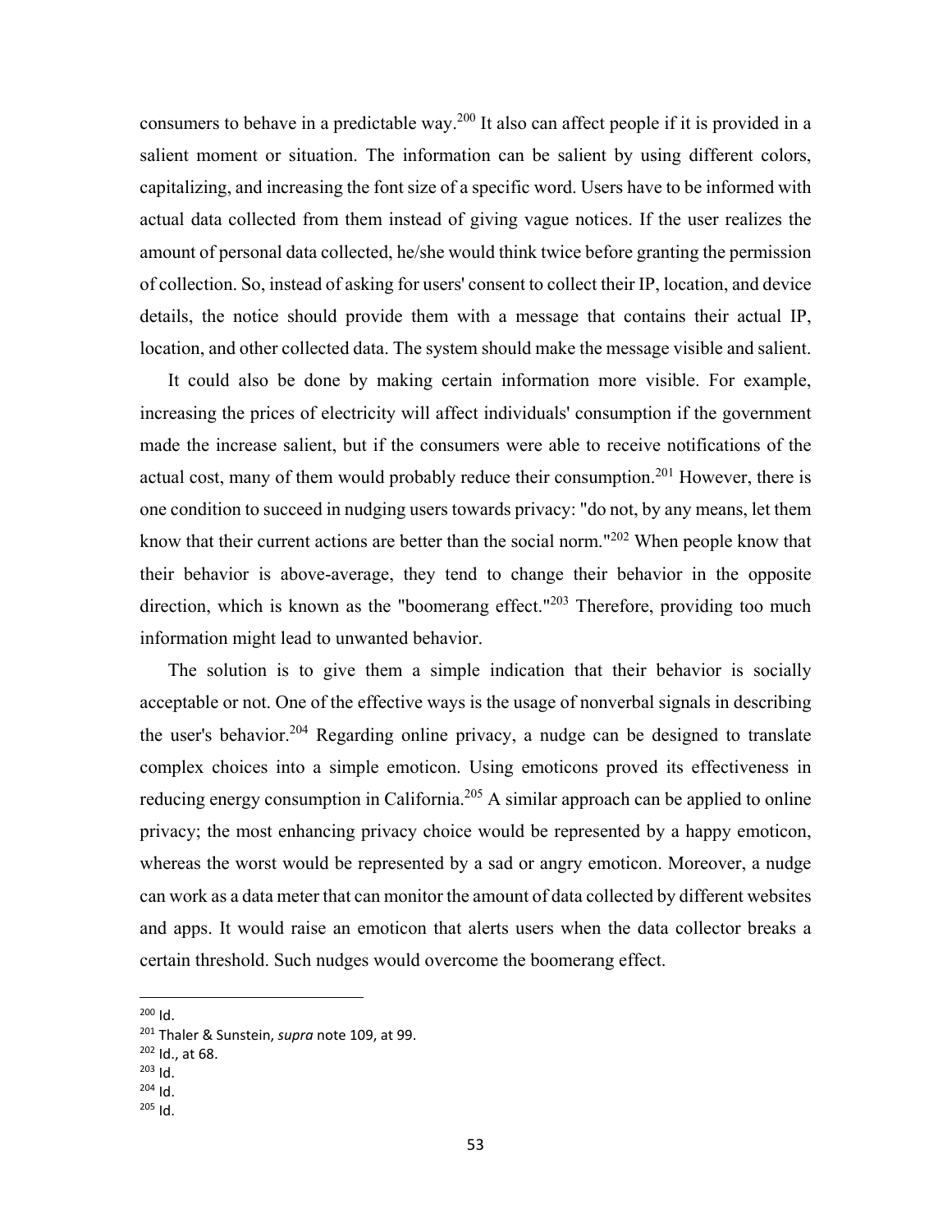consumers to behave in a predictable way.[200] It also can affect people if it is provided in a salient moment or situation. The information can be salient by using different colors, capitalizing, and increasing the font size of a specific word. Users have to be informed with actual data collected from them instead of giving vague notices. If the user realizes the amount of personal data collected, he/she would think twice before granting the permission of collection. So, instead of asking for users' consent to collect their IP, location, and device details, the notice should provide them with a message that contains their actual IP, location, and other collected data. The system should make the message visible and salient.

It could also be done by making certain information more visible. For example, increasing the prices of electricity will affect individuals' consumption if the government made the increase salient, but if the consumers were able to receive notifications of the actual cost, many of them would probably reduce their consumption.[201] However, there is one condition to succeed in nudging users towards privacy: "do not, by any means, let them know that their current actions are better than the social norm."[202] When people know that their behavior is above-average, they tend to change their behavior in the opposite direction, which is known as the "boomerang effect."[203] Therefore, providing too much information might lead to unwanted behavior.

The solution is to give them a simple indication that their behavior is socially acceptable or not. One of the effective ways is the usage of nonverbal signals in describing the user's behavior.[204] Regarding online privacy, a nudge can be designed to translate complex choices into a simple emoticon. Using emoticons proved its effectiveness in reducing energy consumption in California.[205] A similar approach can be applied to online privacy; the most enhancing privacy choice would be represented by a happy emoticon, whereas the worst would be represented by a sad or angry emoticon. Moreover, a nudge can work as a data meter that can monitor the amount of data collected by different websites and apps. It would raise an emoticon that alerts users when the data collector breaks a certain threshold. Such nudges would overcome the boomerang effect.

---

[200] Id.

[201] Thaler & Sunstein, *supra* note 109, at 99.

[202] Id., at 68.

[203] Id.

[204] Id.

[205] Id.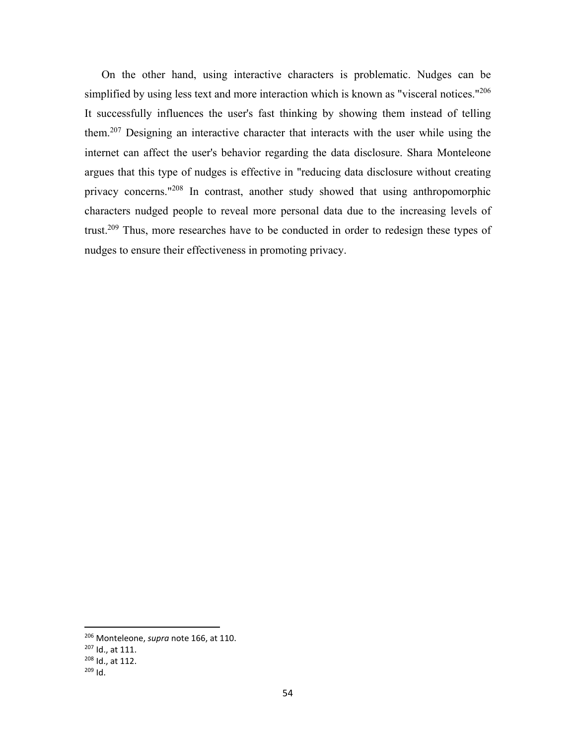On the other hand, using interactive characters is problematic. Nudges can be simplified by using less text and more interaction which is known as "visceral notices."[206] It successfully influences the user's fast thinking by showing them instead of telling them.[207] Designing an interactive character that interacts with the user while using the internet can affect the user's behavior regarding the data disclosure. Shara Monteleone argues that this type of nudges is effective in "reducing data disclosure without creating privacy concerns."[208] In contrast, another study showed that using anthropomorphic characters nudged people to reveal more personal data due to the increasing levels of trust.[209] Thus, more researches have to be conducted in order to redesign these types of nudges to ensure their effectiveness in promoting privacy.

---

[206] Monteleone, *supra* note 166, at 110.
[207] Id., at 111.
[208] Id., at 112.
[209] Id.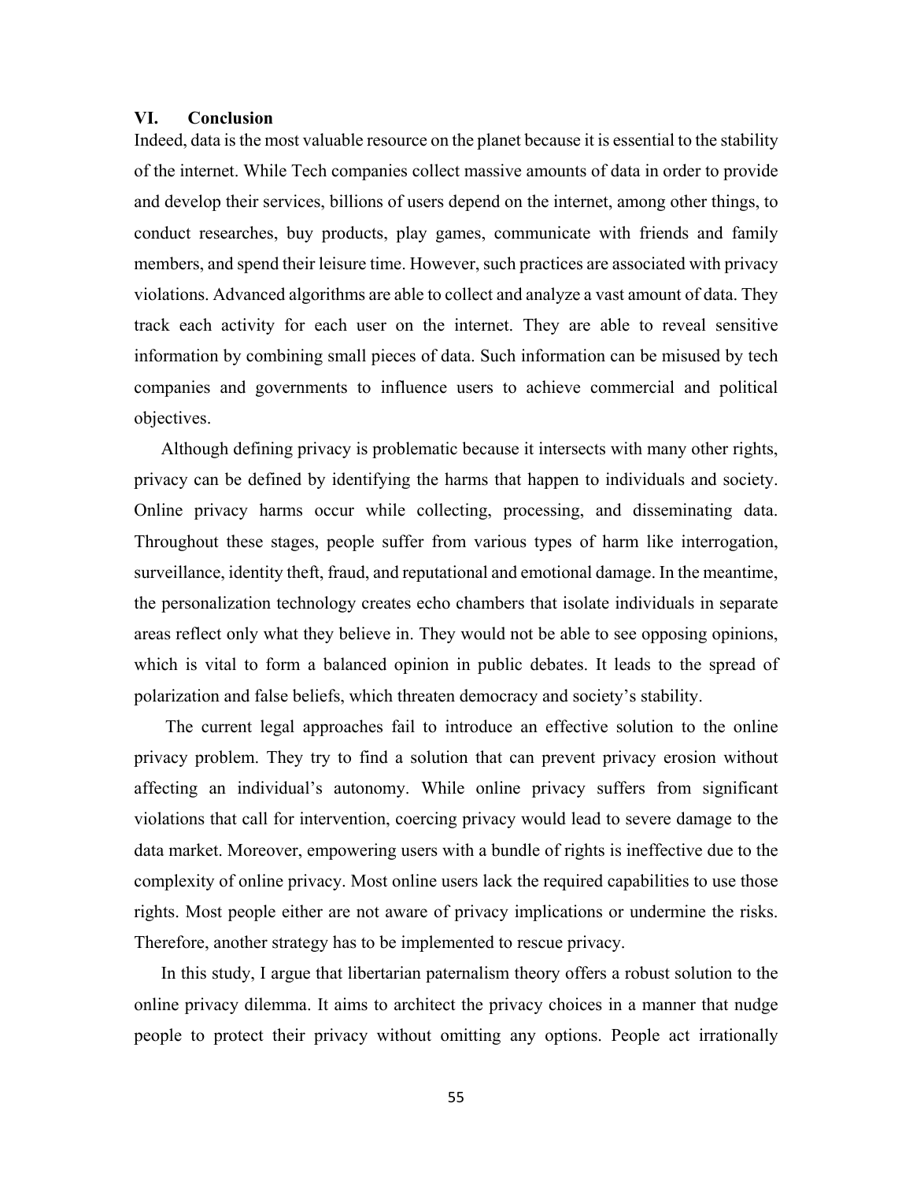## VI. Conclusion

Indeed, data is the most valuable resource on the planet because it is essential to the stability of the internet. While Tech companies collect massive amounts of data in order to provide and develop their services, billions of users depend on the internet, among other things, to conduct researches, buy products, play games, communicate with friends and family members, and spend their leisure time. However, such practices are associated with privacy violations. Advanced algorithms are able to collect and analyze a vast amount of data. They track each activity for each user on the internet. They are able to reveal sensitive information by combining small pieces of data. Such information can be misused by tech companies and governments to influence users to achieve commercial and political objectives.

Although defining privacy is problematic because it intersects with many other rights, privacy can be defined by identifying the harms that happen to individuals and society. Online privacy harms occur while collecting, processing, and disseminating data. Throughout these stages, people suffer from various types of harm like interrogation, surveillance, identity theft, fraud, and reputational and emotional damage. In the meantime, the personalization technology creates echo chambers that isolate individuals in separate areas reflect only what they believe in. They would not be able to see opposing opinions, which is vital to form a balanced opinion in public debates. It leads to the spread of polarization and false beliefs, which threaten democracy and society's stability.

The current legal approaches fail to introduce an effective solution to the online privacy problem. They try to find a solution that can prevent privacy erosion without affecting an individual's autonomy. While online privacy suffers from significant violations that call for intervention, coercing privacy would lead to severe damage to the data market. Moreover, empowering users with a bundle of rights is ineffective due to the complexity of online privacy. Most online users lack the required capabilities to use those rights. Most people either are not aware of privacy implications or undermine the risks. Therefore, another strategy has to be implemented to rescue privacy.

In this study, I argue that libertarian paternalism theory offers a robust solution to the online privacy dilemma. It aims to architect the privacy choices in a manner that nudge people to protect their privacy without omitting any options. People act irrationally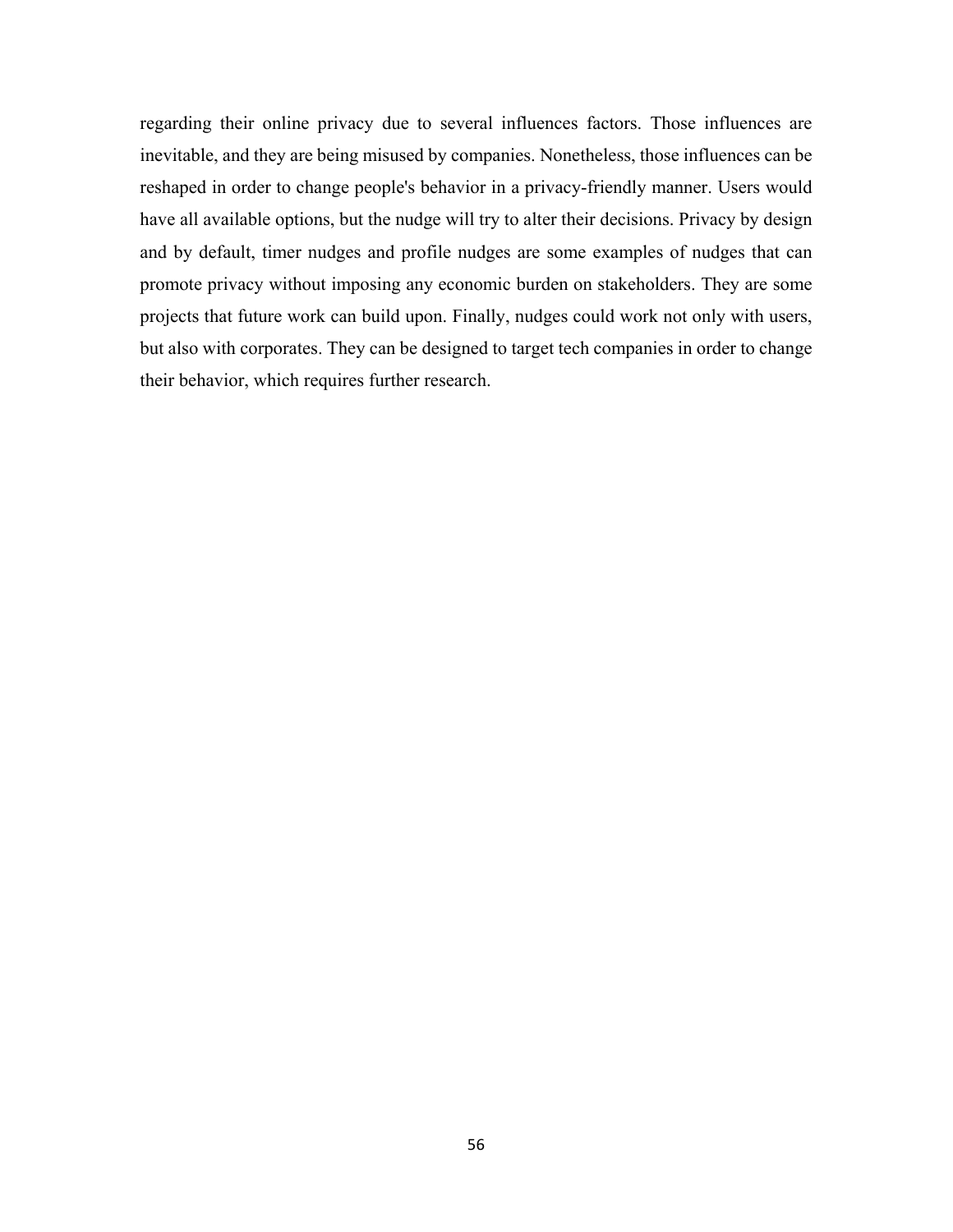regarding their online privacy due to several influences factors. Those influences are inevitable, and they are being misused by companies. Nonetheless, those influences can be reshaped in order to change people's behavior in a privacy-friendly manner. Users would have all available options, but the nudge will try to alter their decisions. Privacy by design and by default, timer nudges and profile nudges are some examples of nudges that can promote privacy without imposing any economic burden on stakeholders. They are some projects that future work can build upon. Finally, nudges could work not only with users, but also with corporates. They can be designed to target tech companies in order to change their behavior, which requires further research.